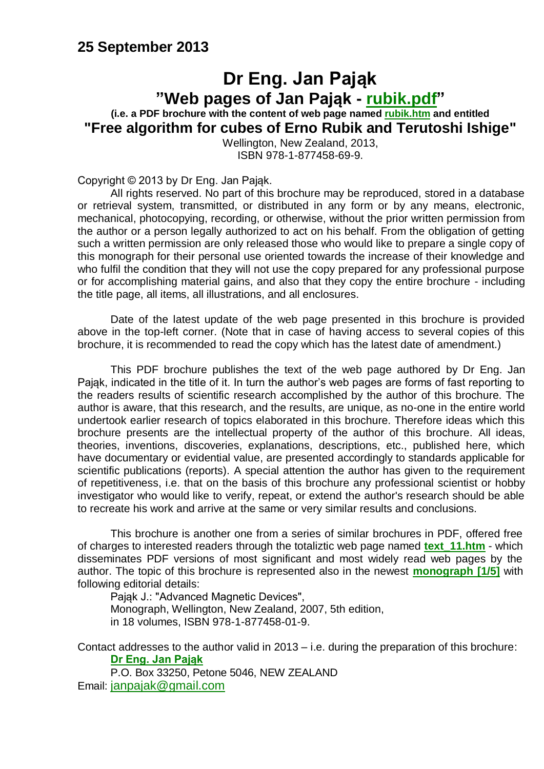## 25 September 2013

# Dr Eng. Jan Pająk

## "Web pages of Jan Pająk - rubik.pdf"

**(i.e. a PDF brochure with the content of web page named rubik.htm and entitled**

## "Free algorithm for cubes of Erno Rubik and Terutoshi Ishige"

Wellington, New Zealand, 2013,
ISBN 978-1-877458-69-9.

Copyright © 2013 by Dr Eng. Jan Pająk.

All rights reserved. No part of this brochure may be reproduced, stored in a database or retrieval system, transmitted, or distributed in any form or by any means, electronic, mechanical, photocopying, recording, or otherwise, without the prior written permission from the author or a person legally authorized to act on his behalf. From the obligation of getting such a written permission are only released those who would like to prepare a single copy of this monograph for their personal use oriented towards the increase of their knowledge and who fulfil the condition that they will not use the copy prepared for any professional purpose or for accomplishing material gains, and also that they copy the entire brochure - including the title page, all items, all illustrations, and all enclosures.

Date of the latest update of the web page presented in this brochure is provided above in the top-left corner. (Note that in case of having access to several copies of this brochure, it is recommended to read the copy which has the latest date of amendment.)

This PDF brochure publishes the text of the web page authored by Dr Eng. Jan Pająk, indicated in the title of it. In turn the author's web pages are forms of fast reporting to the readers results of scientific research accomplished by the author of this brochure. The author is aware, that this research, and the results, are unique, as no-one in the entire world undertook earlier research of topics elaborated in this brochure. Therefore ideas which this brochure presents are the intellectual property of the author of this brochure. All ideas, theories, inventions, discoveries, explanations, descriptions, etc., published here, which have documentary or evidential value, are presented accordingly to standards applicable for scientific publications (reports). A special attention the author has given to the requirement of repetitiveness, i.e. that on the basis of this brochure any professional scientist or hobby investigator who would like to verify, repeat, or extend the author's research should be able to recreate his work and arrive at the same or very similar results and conclusions.

This brochure is another one from a series of similar brochures in PDF, offered free of charges to interested readers through the totaliztic web page named **text_11.htm** - which disseminates PDF versions of most significant and most widely read web pages by the author. The topic of this brochure is represented also in the newest **monograph [1/5]** with following editorial details:

Pająk J.: "Advanced Magnetic Devices",
Monograph, Wellington, New Zealand, 2007, 5th edition,
in 18 volumes, ISBN 978-1-877458-01-9.

Contact addresses to the author valid in 2013 – i.e. during the preparation of this brochure:

**Dr Eng. Jan Pająk**
P.O. Box 33250, Petone 5046, NEW ZEALAND
Email: janpajak@gmail.com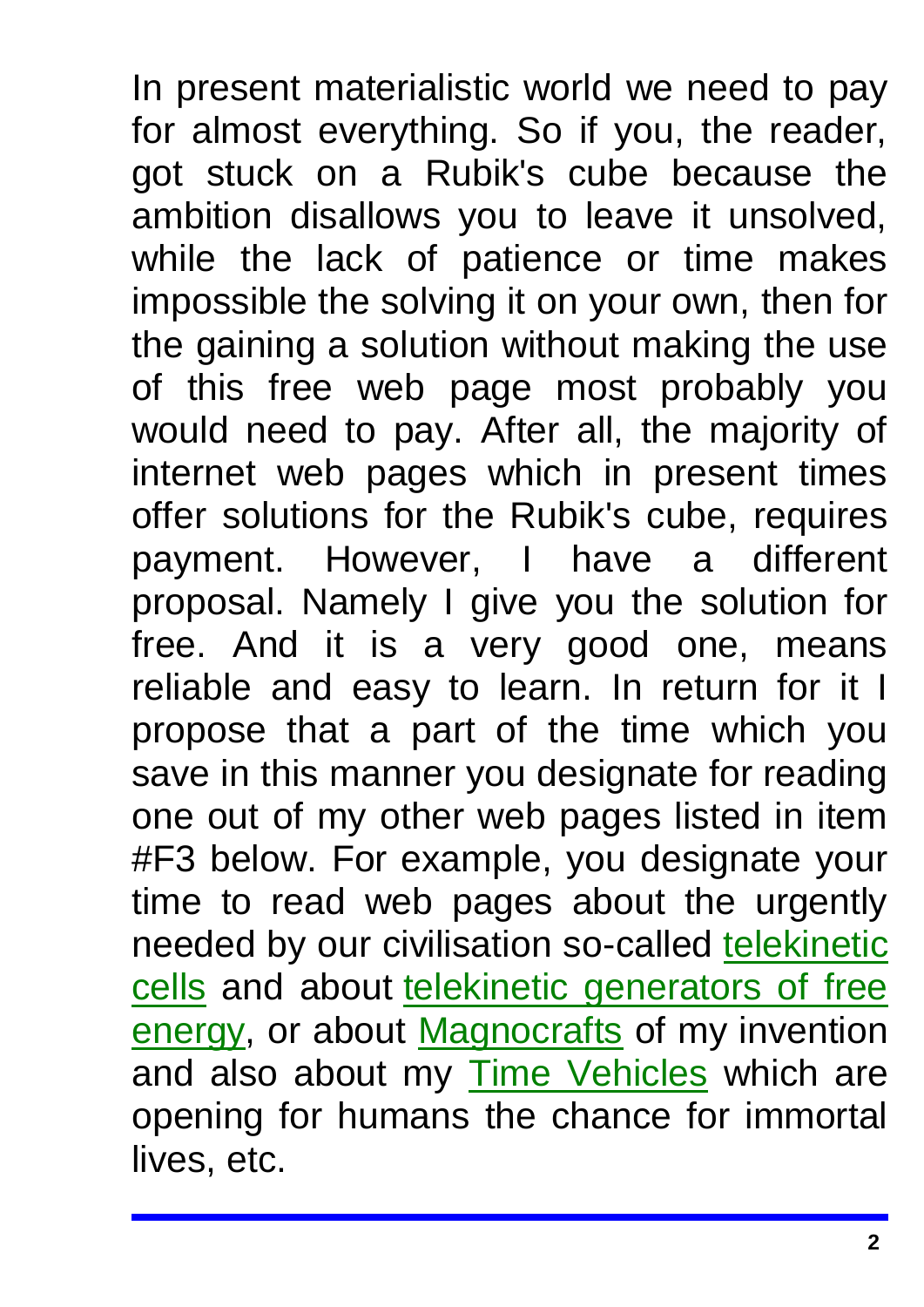In present materialistic world we need to pay for almost everything. So if you, the reader, got stuck on a Rubik's cube because the ambition disallows you to leave it unsolved, while the lack of patience or time makes impossible the solving it on your own, then for the gaining a solution without making the use of this free web page most probably you would need to pay. After all, the majority of internet web pages which in present times offer solutions for the Rubik's cube, requires payment. However, I have a different proposal. Namely I give you the solution for free. And it is a very good one, means reliable and easy to learn. In return for it I propose that a part of the time which you save in this manner you designate for reading one out of my other web pages listed in item #F3 below. For example, you designate your time to read web pages about the urgently needed by our civilisation so-called telekinetic cells and about telekinetic generators of free energy, or about Magnocrafts of my invention and also about my Time Vehicles which are opening for humans the chance for immortal lives, etc.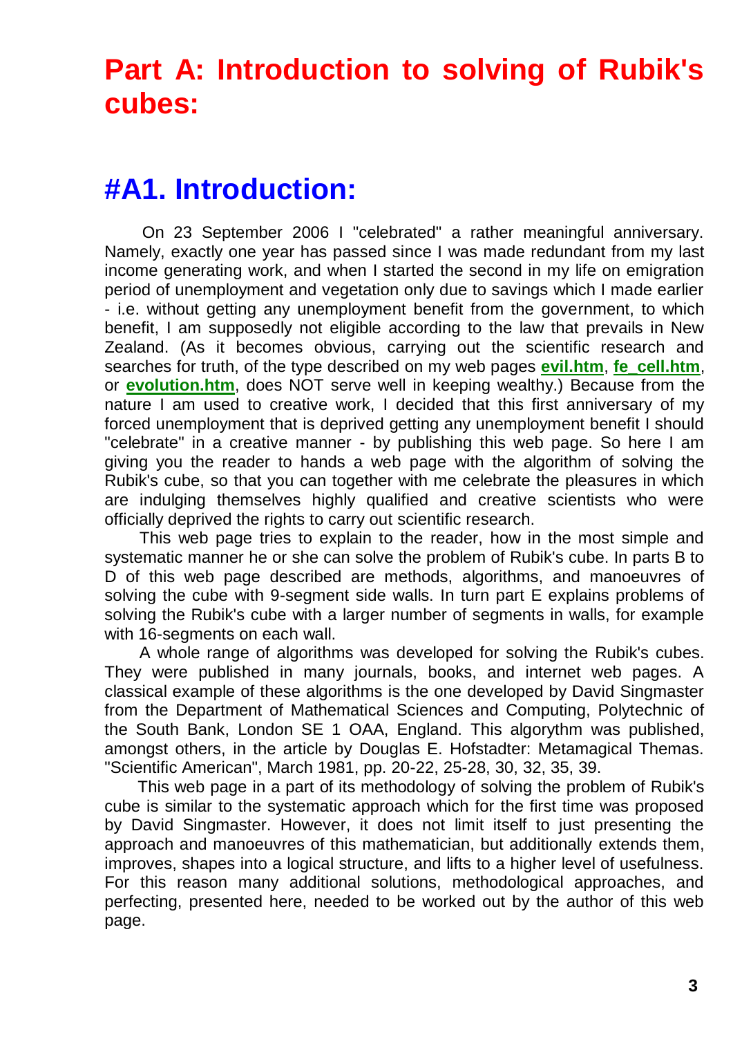# Part A: Introduction to solving of Rubik's cubes:

## #A1. Introduction:

On 23 September 2006 I "celebrated" a rather meaningful anniversary. Namely, exactly one year has passed since I was made redundant from my last income generating work, and when I started the second in my life on emigration period of unemployment and vegetation only due to savings which I made earlier - i.e. without getting any unemployment benefit from the government, to which benefit, I am supposedly not eligible according to the law that prevails in New Zealand. (As it becomes obvious, carrying out the scientific research and searches for truth, of the type described on my web pages **evil.htm**, **fe_cell.htm**, or **evolution.htm**, does NOT serve well in keeping wealthy.) Because from the nature I am used to creative work, I decided that this first anniversary of my forced unemployment that is deprived getting any unemployment benefit I should "celebrate" in a creative manner - by publishing this web page. So here I am giving you the reader to hands a web page with the algorithm of solving the Rubik's cube, so that you can together with me celebrate the pleasures in which are indulging themselves highly qualified and creative scientists who were officially deprived the rights to carry out scientific research.

This web page tries to explain to the reader, how in the most simple and systematic manner he or she can solve the problem of Rubik's cube. In parts B to D of this web page described are methods, algorithms, and manoeuvres of solving the cube with 9-segment side walls. In turn part E explains problems of solving the Rubik's cube with a larger number of segments in walls, for example with 16-segments on each wall.

A whole range of algorithms was developed for solving the Rubik's cubes. They were published in many journals, books, and internet web pages. A classical example of these algorithms is the one developed by David Singmaster from the Department of Mathematical Sciences and Computing, Polytechnic of the South Bank, London SE 1 OAA, England. This algorythm was published, amongst others, in the article by Douglas E. Hofstadter: Metamagical Themas. "Scientific American", March 1981, pp. 20-22, 25-28, 30, 32, 35, 39.

This web page in a part of its methodology of solving the problem of Rubik's cube is similar to the systematic approach which for the first time was proposed by David Singmaster. However, it does not limit itself to just presenting the approach and manoeuvres of this mathematician, but additionally extends them, improves, shapes into a logical structure, and lifts to a higher level of usefulness. For this reason many additional solutions, methodological approaches, and perfecting, presented here, needed to be worked out by the author of this web page.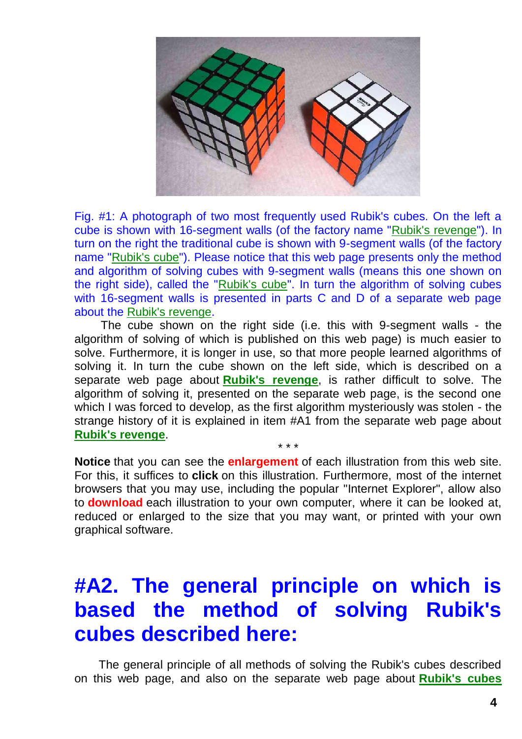Fig. #1: A photograph of two most frequently used Rubik's cubes. On the left a cube is shown with 16-segment walls (of the factory name "Rubik's revenge"). In turn on the right the traditional cube is shown with 9-segment walls (of the factory name "Rubik's cube"). Please notice that this web page presents only the method and algorithm of solving cubes with 9-segment walls (means this one shown on the right side), called the "Rubik's cube". In turn the algorithm of solving cubes with 16-segment walls is presented in parts C and D of a separate web page about the Rubik's revenge.

The cube shown on the right side (i.e. this with 9-segment walls - the algorithm of solving of which is published on this web page) is much easier to solve. Furthermore, it is longer in use, so that more people learned algorithms of solving it. In turn the cube shown on the left side, which is described on a separate web page about **Rubik's revenge**, is rather difficult to solve. The algorithm of solving it, presented on the separate web page, is the second one which I was forced to develop, as the first algorithm mysteriously was stolen - the strange history of it is explained in item #A1 from the separate web page about **Rubik's revenge**.

\* \* \*

**Notice** that you can see the **enlargement** of each illustration from this web site. For this, it suffices to **click** on this illustration. Furthermore, most of the internet browsers that you may use, including the popular "Internet Explorer", allow also to **download** each illustration to your own computer, where it can be looked at, reduced or enlarged to the size that you may want, or printed with your own graphical software.

# #A2. The general principle on which is based the method of solving Rubik's cubes described here:

The general principle of all methods of solving the Rubik's cubes described on this web page, and also on the separate web page about **Rubik's cubes**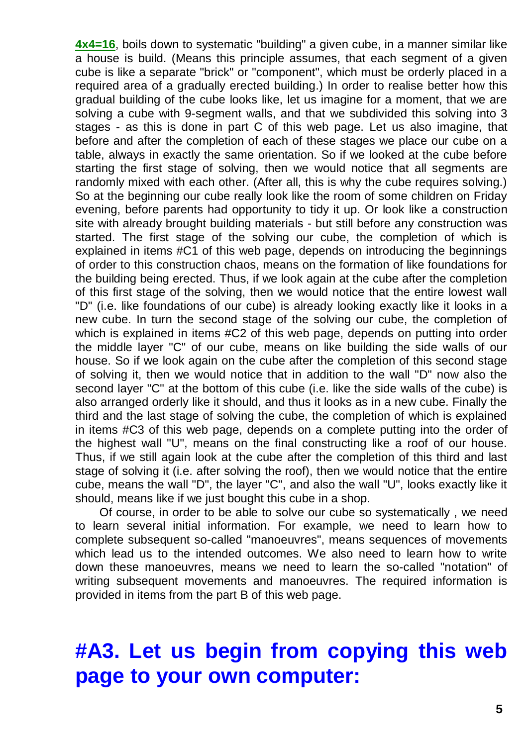**4x4=16**, boils down to systematic "building" a given cube, in a manner similar like a house is build. (Means this principle assumes, that each segment of a given cube is like a separate "brick" or "component", which must be orderly placed in a required area of a gradually erected building.) In order to realise better how this gradual building of the cube looks like, let us imagine for a moment, that we are solving a cube with 9-segment walls, and that we subdivided this solving into 3 stages - as this is done in part C of this web page. Let us also imagine, that before and after the completion of each of these stages we place our cube on a table, always in exactly the same orientation. So if we looked at the cube before starting the first stage of solving, then we would notice that all segments are randomly mixed with each other. (After all, this is why the cube requires solving.) So at the beginning our cube really look like the room of some children on Friday evening, before parents had opportunity to tidy it up. Or look like a construction site with already brought building materials - but still before any construction was started. The first stage of the solving our cube, the completion of which is explained in items #C1 of this web page, depends on introducing the beginnings of order to this construction chaos, means on the formation of like foundations for the building being erected. Thus, if we look again at the cube after the completion of this first stage of the solving, then we would notice that the entire lowest wall "D" (i.e. like foundations of our cube) is already looking exactly like it looks in a new cube. In turn the second stage of the solving our cube, the completion of which is explained in items #C2 of this web page, depends on putting into order the middle layer "C" of our cube, means on like building the side walls of our house. So if we look again on the cube after the completion of this second stage of solving it, then we would notice that in addition to the wall "D" now also the second layer "C" at the bottom of this cube (i.e. like the side walls of the cube) is also arranged orderly like it should, and thus it looks as in a new cube. Finally the third and the last stage of solving the cube, the completion of which is explained in items #C3 of this web page, depends on a complete putting into the order of the highest wall "U", means on the final constructing like a roof of our house. Thus, if we still again look at the cube after the completion of this third and last stage of solving it (i.e. after solving the roof), then we would notice that the entire cube, means the wall "D", the layer "C", and also the wall "U", looks exactly like it should, means like if we just bought this cube in a shop.

Of course, in order to be able to solve our cube so systematically , we need to learn several initial information. For example, we need to learn how to complete subsequent so-called "manoeuvres", means sequences of movements which lead us to the intended outcomes. We also need to learn how to write down these manoeuvres, means we need to learn the so-called "notation" of writing subsequent movements and manoeuvres. The required information is provided in items from the part B of this web page.

# #A3. Let us begin from copying this web page to your own computer: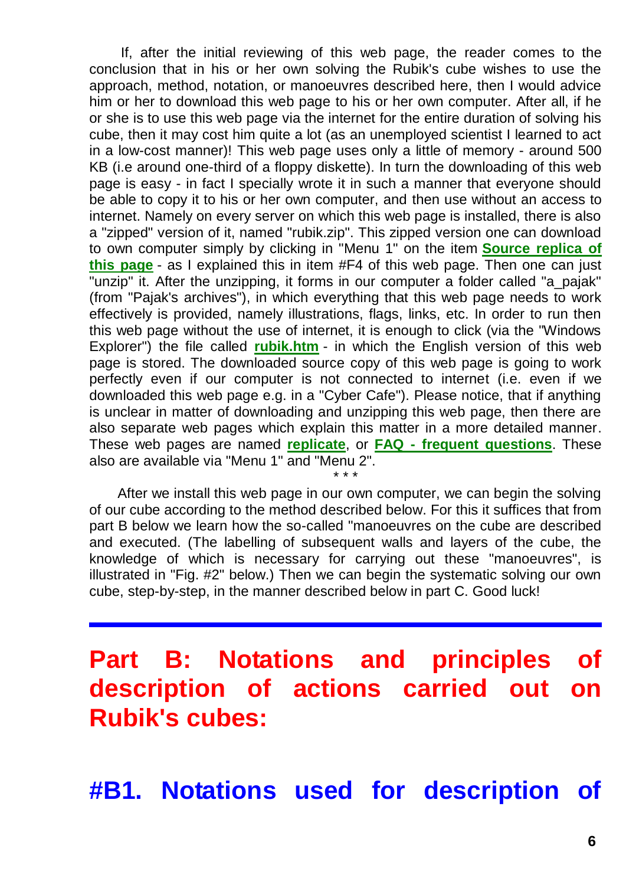If, after the initial reviewing of this web page, the reader comes to the conclusion that in his or her own solving the Rubik's cube wishes to use the approach, method, notation, or manoeuvres described here, then I would advice him or her to download this web page to his or her own computer. After all, if he or she is to use this web page via the internet for the entire duration of solving his cube, then it may cost him quite a lot (as an unemployed scientist I learned to act in a low-cost manner)! This web page uses only a little of memory - around 500 KB (i.e around one-third of a floppy diskette). In turn the downloading of this web page is easy - in fact I specially wrote it in such a manner that everyone should be able to copy it to his or her own computer, and then use without an access to internet. Namely on every server on which this web page is installed, there is also a "zipped" version of it, named "rubik.zip". This zipped version one can download to own computer simply by clicking in "Menu 1" on the item **Source replica of this page** - as I explained this in item #F4 of this web page. Then one can just "unzip" it. After the unzipping, it forms in our computer a folder called "a_pajak" (from "Pajak's archives"), in which everything that this web page needs to work effectively is provided, namely illustrations, flags, links, etc. In order to run then this web page without the use of internet, it is enough to click (via the "Windows Explorer") the file called **rubik.htm** - in which the English version of this web page is stored. The downloaded source copy of this web page is going to work perfectly even if our computer is not connected to internet (i.e. even if we downloaded this web page e.g. in a "Cyber Cafe"). Please notice, that if anything is unclear in matter of downloading and unzipping this web page, then there are also separate web pages which explain this matter in a more detailed manner. These web pages are named **replicate**, or **FAQ - frequent questions**. These also are available via "Menu 1" and "Menu 2".

\* \* \*

After we install this web page in our own computer, we can begin the solving of our cube according to the method described below. For this it suffices that from part B below we learn how the so-called "manoeuvres on the cube are described and executed. (The labelling of subsequent walls and layers of the cube, the knowledge of which is necessary for carrying out these "manoeuvres", is illustrated in "Fig. #2" below.) Then we can begin the systematic solving our own cube, step-by-step, in the manner described below in part C. Good luck!

---

# Part B: Notations and principles of description of actions carried out on Rubik's cubes:

## #B1. Notations used for description of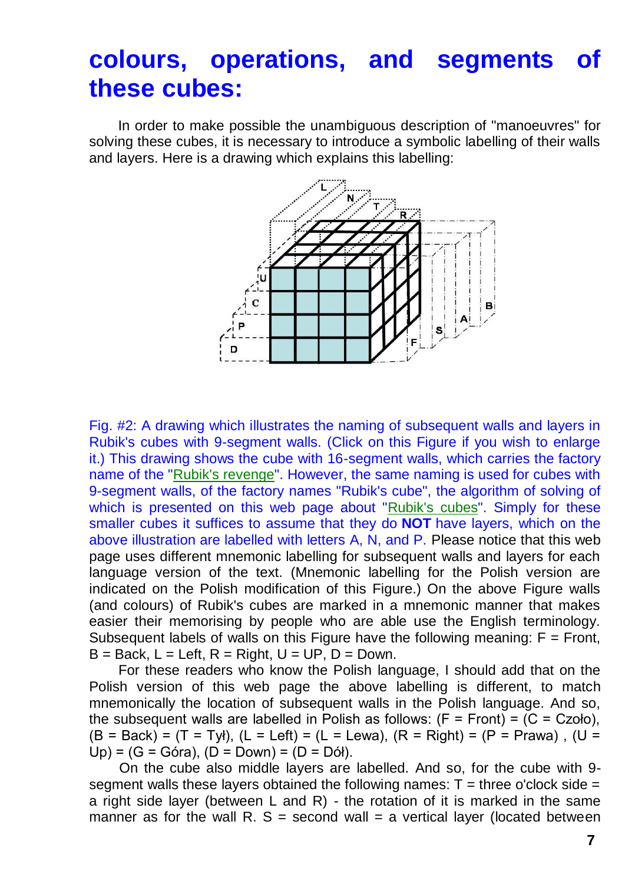# colours, operations, and segments of these cubes:

In order to make possible the unambiguous description of "manoeuvres" for solving these cubes, it is necessary to introduce a symbolic labelling of their walls and layers. Here is a drawing which explains this labelling:

Fig. #2: A drawing which illustrates the naming of subsequent walls and layers in Rubik's cubes with 9-segment walls. (Click on this Figure if you wish to enlarge it.) This drawing shows the cube with 16-segment walls, which carries the factory name of the "Rubik's revenge". However, the same naming is used for cubes with 9-segment walls, of the factory names "Rubik's cube", the algorithm of solving of which is presented on this web page about "Rubik's cubes". Simply for these smaller cubes it suffices to assume that they do **NOT** have layers, which on the above illustration are labelled with letters A, N, and P. Please notice that this web page uses different mnemonic labelling for subsequent walls and layers for each language version of the text. (Mnemonic labelling for the Polish version are indicated on the Polish modification of this Figure.) On the above Figure walls (and colours) of Rubik's cubes are marked in a mnemonic manner that makes easier their memorising by people who are able use the English terminology. Subsequent labels of walls on this Figure have the following meaning: F = Front, B = Back, L = Left, R = Right, U = UP, D = Down.

For these readers who know the Polish language, I should add that on the Polish version of this web page the above labelling is different, to match mnemonically the location of subsequent walls in the Polish language. And so, the subsequent walls are labelled in Polish as follows: (F = Front) = (C = Czoło), (B = Back) = (T = Tył), (L = Left) = (L = Lewa), (R = Right) = (P = Prawa) , (U = Up) = (G = Góra), (D = Down) = (D = Dół).

On the cube also middle layers are labelled. And so, for the cube with 9-segment walls these layers obtained the following names: T = three o'clock side = a right side layer (between L and R) - the rotation of it is marked in the same manner as for the wall R. S = second wall = a vertical layer (located between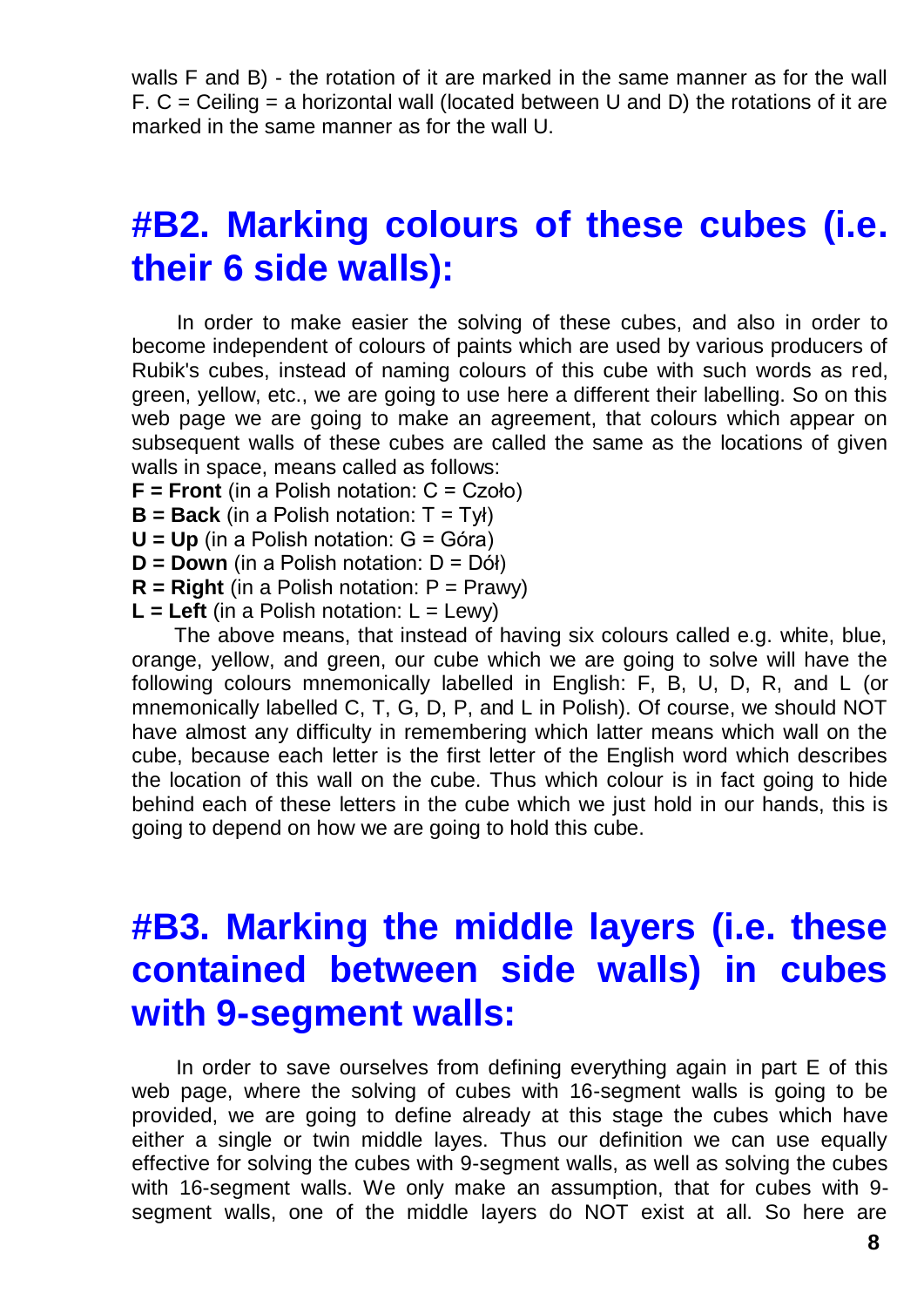walls F and B) - the rotation of it are marked in the same manner as for the wall F. C = Ceiling = a horizontal wall (located between U and D) the rotations of it are marked in the same manner as for the wall U.

## #B2. Marking colours of these cubes (i.e. their 6 side walls):

In order to make easier the solving of these cubes, and also in order to become independent of colours of paints which are used by various producers of Rubik's cubes, instead of naming colours of this cube with such words as red, green, yellow, etc., we are going to use here a different their labelling. So on this web page we are going to make an agreement, that colours which appear on subsequent walls of these cubes are called the same as the locations of given walls in space, means called as follows:

**F = Front** (in a Polish notation: C = Czoło)
**B = Back** (in a Polish notation: T = Tył)
**U = Up** (in a Polish notation: G = Góra)
**D = Down** (in a Polish notation: D = Dół)
**R = Right** (in a Polish notation: P = Prawy)
**L = Left** (in a Polish notation: L = Lewy)

The above means, that instead of having six colours called e.g. white, blue, orange, yellow, and green, our cube which we are going to solve will have the following colours mnemonically labelled in English: F, B, U, D, R, and L (or mnemonically labelled C, T, G, D, P, and L in Polish). Of course, we should NOT have almost any difficulty in remembering which latter means which wall on the cube, because each letter is the first letter of the English word which describes the location of this wall on the cube. Thus which colour is in fact going to hide behind each of these letters in the cube which we just hold in our hands, this is going to depend on how we are going to hold this cube.

## #B3. Marking the middle layers (i.e. these contained between side walls) in cubes with 9-segment walls:

In order to save ourselves from defining everything again in part E of this web page, where the solving of cubes with 16-segment walls is going to be provided, we are going to define already at this stage the cubes which have either a single or twin middle layes. Thus our definition we can use equally effective for solving the cubes with 9-segment walls, as well as solving the cubes with 16-segment walls. We only make an assumption, that for cubes with 9-segment walls, one of the middle layers do NOT exist at all. So here are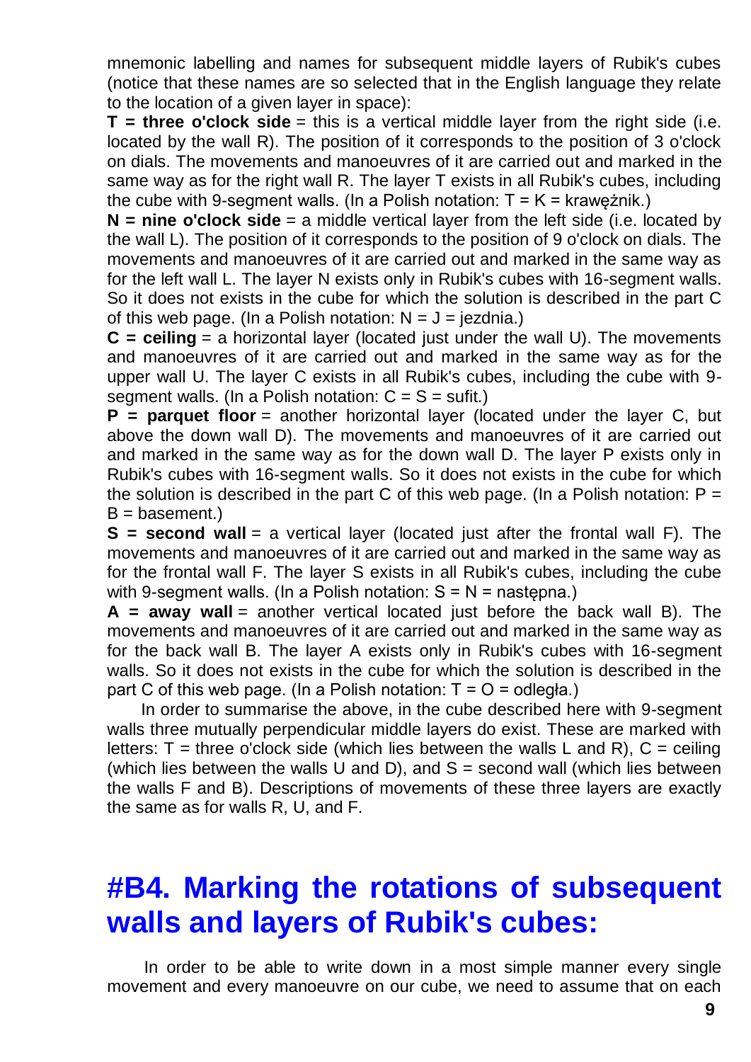mnemonic labelling and names for subsequent middle layers of Rubik's cubes (notice that these names are so selected that in the English language they relate to the location of a given layer in space):

**T = three o'clock side** = this is a vertical middle layer from the right side (i.e. located by the wall R). The position of it corresponds to the position of 3 o'clock on dials. The movements and manoeuvres of it are carried out and marked in the same way as for the right wall R. The layer T exists in all Rubik's cubes, including the cube with 9-segment walls. (In a Polish notation: T = K = krawężnik.)

**N = nine o'clock side** = a middle vertical layer from the left side (i.e. located by the wall L). The position of it corresponds to the position of 9 o'clock on dials. The movements and manoeuvres of it are carried out and marked in the same way as for the left wall L. The layer N exists only in Rubik's cubes with 16-segment walls. So it does not exists in the cube for which the solution is described in the part C of this web page. (In a Polish notation: N = J = jezdnia.)

**C = ceiling** = a horizontal layer (located just under the wall U). The movements and manoeuvres of it are carried out and marked in the same way as for the upper wall U. The layer C exists in all Rubik's cubes, including the cube with 9-segment walls. (In a Polish notation: C = S = sufit.)

**P = parquet floor** = another horizontal layer (located under the layer C, but above the down wall D). The movements and manoeuvres of it are carried out and marked in the same way as for the down wall D. The layer P exists only in Rubik's cubes with 16-segment walls. So it does not exists in the cube for which the solution is described in the part C of this web page. (In a Polish notation: P = B = basement.)

**S = second wall** = a vertical layer (located just after the frontal wall F). The movements and manoeuvres of it are carried out and marked in the same way as for the frontal wall F. The layer S exists in all Rubik's cubes, including the cube with 9-segment walls. (In a Polish notation: S = N = następna.)

**A = away wall** = another vertical located just before the back wall B). The movements and manoeuvres of it are carried out and marked in the same way as for the back wall B. The layer A exists only in Rubik's cubes with 16-segment walls. So it does not exists in the cube for which the solution is described in the part C of this web page. (In a Polish notation: T = O = odległa.)

In order to summarise the above, in the cube described here with 9-segment walls three mutually perpendicular middle layers do exist. These are marked with letters: T = three o'clock side (which lies between the walls L and R), C = ceiling (which lies between the walls U and D), and S = second wall (which lies between the walls F and B). Descriptions of movements of these three layers are exactly the same as for walls R, U, and F.

# #B4. Marking the rotations of subsequent walls and layers of Rubik's cubes:

In order to be able to write down in a most simple manner every single movement and every manoeuvre on our cube, we need to assume that on each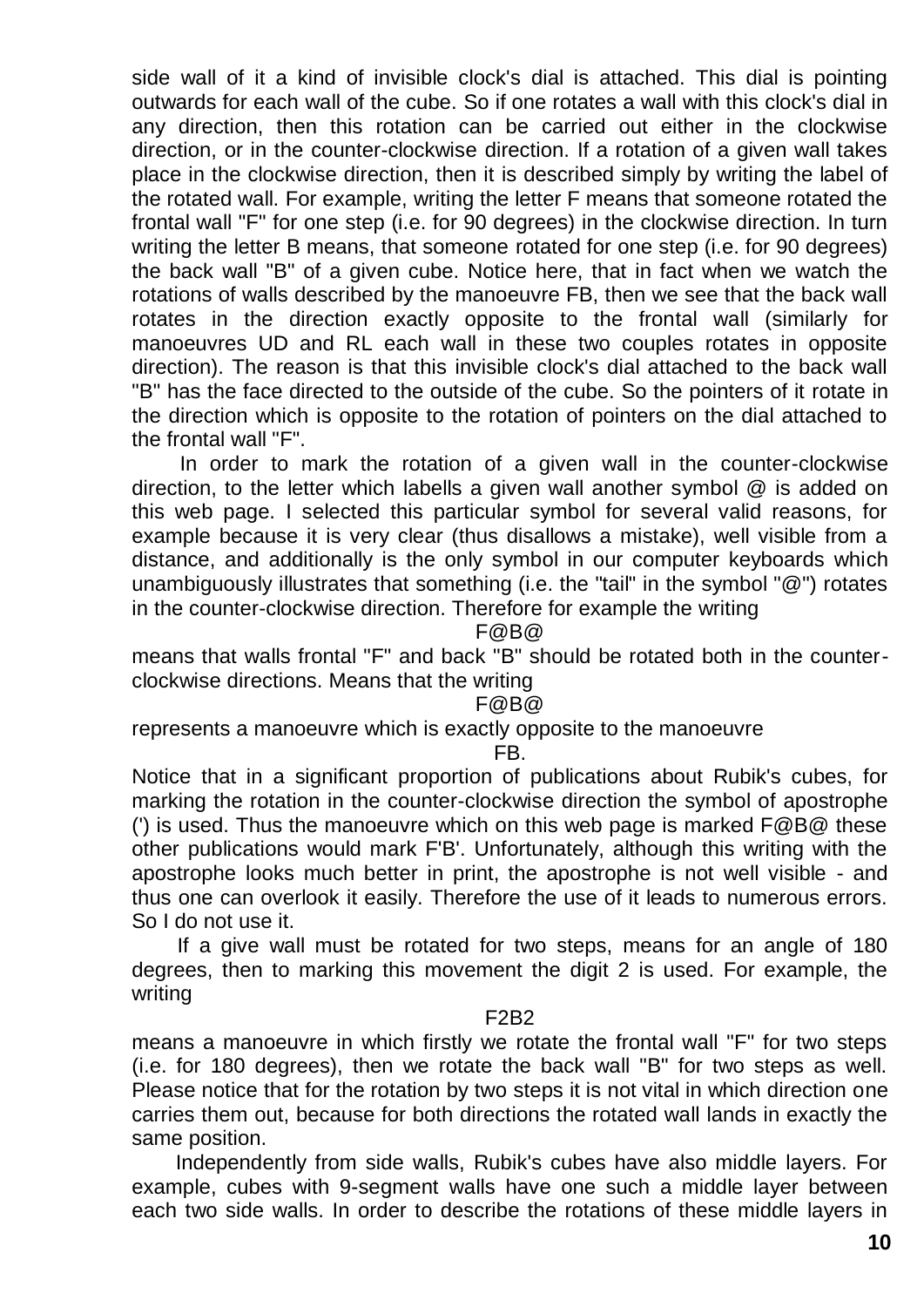side wall of it a kind of invisible clock's dial is attached. This dial is pointing outwards for each wall of the cube. So if one rotates a wall with this clock's dial in any direction, then this rotation can be carried out either in the clockwise direction, or in the counter-clockwise direction. If a rotation of a given wall takes place in the clockwise direction, then it is described simply by writing the label of the rotated wall. For example, writing the letter F means that someone rotated the frontal wall "F" for one step (i.e. for 90 degrees) in the clockwise direction. In turn writing the letter B means, that someone rotated for one step (i.e. for 90 degrees) the back wall "B" of a given cube. Notice here, that in fact when we watch the rotations of walls described by the manoeuvre FB, then we see that the back wall rotates in the direction exactly opposite to the frontal wall (similarly for manoeuvres UD and RL each wall in these two couples rotates in opposite direction). The reason is that this invisible clock's dial attached to the back wall "B" has the face directed to the outside of the cube. So the pointers of it rotate in the direction which is opposite to the rotation of pointers on the dial attached to the frontal wall "F".

In order to mark the rotation of a given wall in the counter-clockwise direction, to the letter which labells a given wall another symbol @ is added on this web page. I selected this particular symbol for several valid reasons, for example because it is very clear (thus disallows a mistake), well visible from a distance, and additionally is the only symbol in our computer keyboards which unambiguously illustrates that something (i.e. the "tail" in the symbol "@") rotates in the counter-clockwise direction. Therefore for example the writing

F@B@

means that walls frontal "F" and back "B" should be rotated both in the counter-clockwise directions. Means that the writing

F@B@

represents a manoeuvre which is exactly opposite to the manoeuvre

FB.

Notice that in a significant proportion of publications about Rubik's cubes, for marking the rotation in the counter-clockwise direction the symbol of apostrophe (') is used. Thus the manoeuvre which on this web page is marked F@B@ these other publications would mark F'B'. Unfortunately, although this writing with the apostrophe looks much better in print, the apostrophe is not well visible - and thus one can overlook it easily. Therefore the use of it leads to numerous errors. So I do not use it.

If a give wall must be rotated for two steps, means for an angle of 180 degrees, then to marking this movement the digit 2 is used. For example, the writing

F2B2

means a manoeuvre in which firstly we rotate the frontal wall "F" for two steps (i.e. for 180 degrees), then we rotate the back wall "B" for two steps as well. Please notice that for the rotation by two steps it is not vital in which direction one carries them out, because for both directions the rotated wall lands in exactly the same position.

Independently from side walls, Rubik's cubes have also middle layers. For example, cubes with 9-segment walls have one such a middle layer between each two side walls. In order to describe the rotations of these middle layers in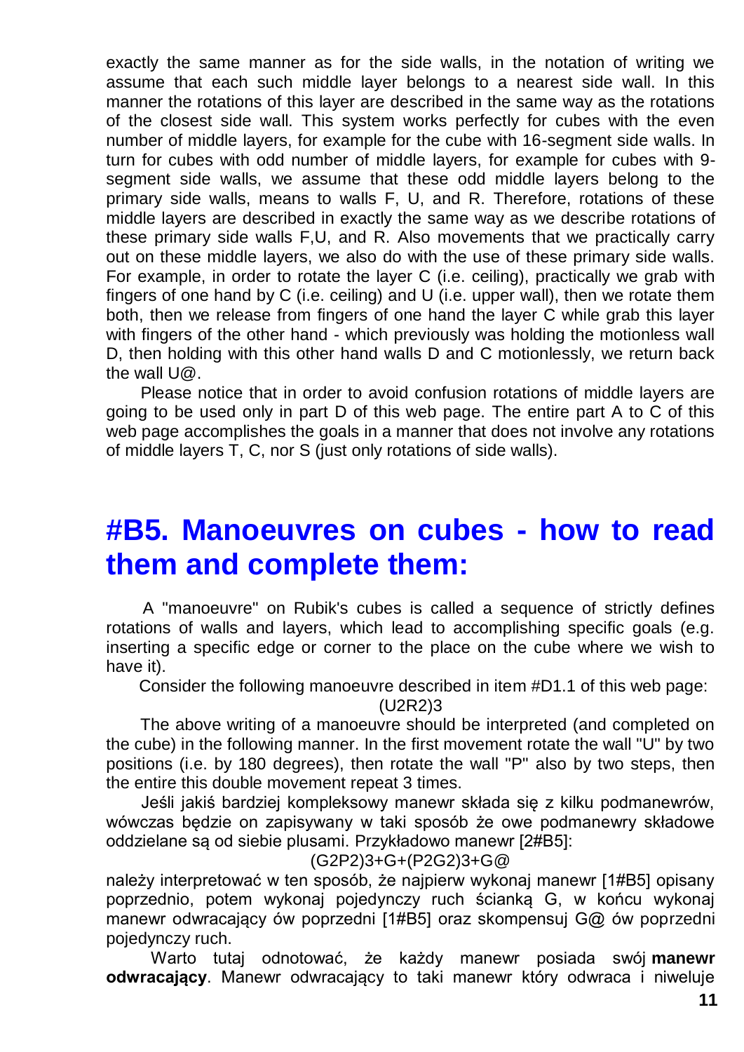exactly the same manner as for the side walls, in the notation of writing we assume that each such middle layer belongs to a nearest side wall. In this manner the rotations of this layer are described in the same way as the rotations of the closest side wall. This system works perfectly for cubes with the even number of middle layers, for example for the cube with 16-segment side walls. In turn for cubes with odd number of middle layers, for example for cubes with 9-segment side walls, we assume that these odd middle layers belong to the primary side walls, means to walls F, U, and R. Therefore, rotations of these middle layers are described in exactly the same way as we describe rotations of these primary side walls F,U, and R. Also movements that we practically carry out on these middle layers, we also do with the use of these primary side walls. For example, in order to rotate the layer C (i.e. ceiling), practically we grab with fingers of one hand by C (i.e. ceiling) and U (i.e. upper wall), then we rotate them both, then we release from fingers of one hand the layer C while grab this layer with fingers of the other hand - which previously was holding the motionless wall D, then holding with this other hand walls D and C motionlessly, we return back the wall U@.

Please notice that in order to avoid confusion rotations of middle layers are going to be used only in part D of this web page. The entire part A to C of this web page accomplishes the goals in a manner that does not involve any rotations of middle layers T, C, nor S (just only rotations of side walls).

# #B5. Manoeuvres on cubes - how to read them and complete them:

A "manoeuvre" on Rubik's cubes is called a sequence of strictly defines rotations of walls and layers, which lead to accomplishing specific goals (e.g. inserting a specific edge or corner to the place on the cube where we wish to have it).

Consider the following manoeuvre described in item #D1.1 of this web page:

(U2R2)3

The above writing of a manoeuvre should be interpreted (and completed on the cube) in the following manner. In the first movement rotate the wall "U" by two positions (i.e. by 180 degrees), then rotate the wall "P" also by two steps, then the entire this double movement repeat 3 times.

Jeśli jakiś bardziej kompleksowy manewr składa się z kilku podmanewrów, wówczas będzie on zapisywany w taki sposób że owe podmanewry składowe oddzielane są od siebie plusami. Przykładowo manewr [2#B5]:

(G2P2)3+G+(P2G2)3+G@

należy interpretować w ten sposób, że najpierw wykonaj manewr [1#B5] opisany poprzednio, potem wykonaj pojedynczy ruch ścianką G, w końcu wykonaj manewr odwracający ów poprzedni [1#B5] oraz skompensuj G@ ów poprzedni pojedynczy ruch.

Warto tutaj odnotować, że każdy manewr posiada swój **manewr odwracający**. Manewr odwracający to taki manewr który odwraca i niweluje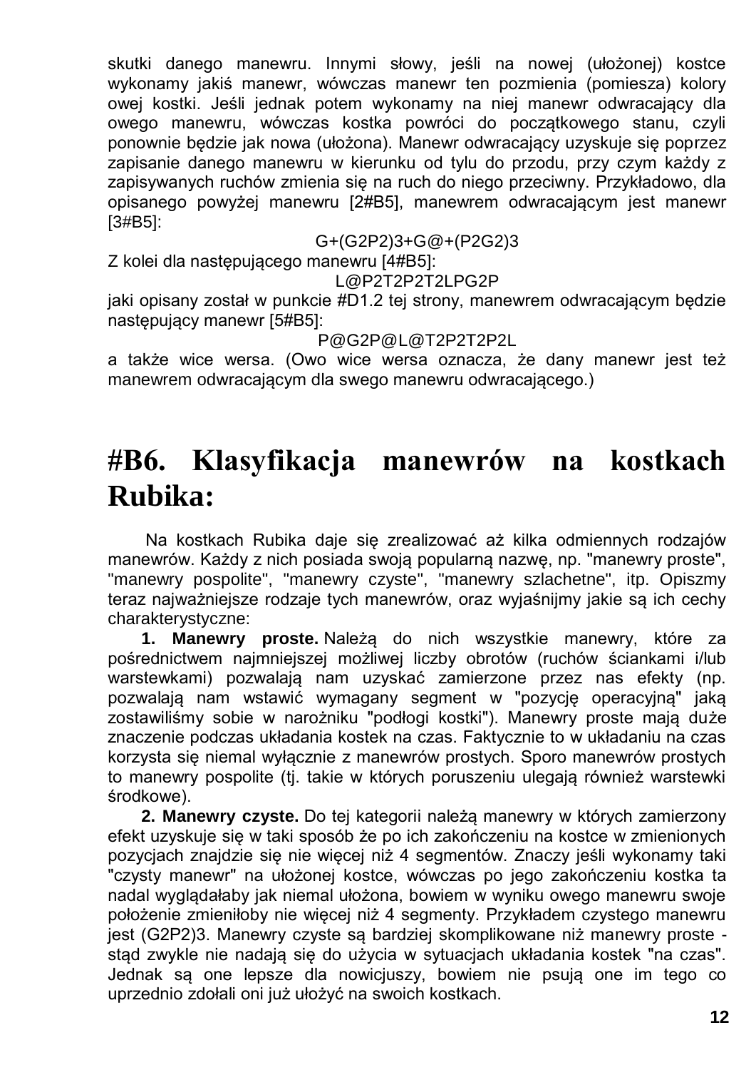skutki danego manewru. Innymi słowy, jeśli na nowej (ułożonej) kostce wykonamy jakiś manewr, wówczas manewr ten pozmienia (pomiesza) kolory owej kostki. Jeśli jednak potem wykonamy na niej manewr odwracający dla owego manewru, wówczas kostka powróci do początkowego stanu, czyli ponownie będzie jak nowa (ułożona). Manewr odwracający uzyskuje się poprzez zapisanie danego manewru w kierunku od tylu do przodu, przy czym każdy z zapisywanych ruchów zmienia się na ruch do niego przeciwny. Przykładowo, dla opisanego powyżej manewru [2#B5], manewrem odwracającym jest manewr [3#B5]:

G+(G2P2)3+G@+(P2G2)3

Z kolei dla następującego manewru [4#B5]:

L@P2T2P2T2LPG2P

jaki opisany został w punkcie #D1.2 tej strony, manewrem odwracającym będzie następujący manewr [5#B5]:

P@G2P@L@T2P2T2P2L

a także wice wersa. (Owo wice wersa oznacza, że dany manewr jest też manewrem odwracającym dla swego manewru odwracającego.)

# #B6. Klasyfikacja manewrów na kostkach Rubika:

Na kostkach Rubika daje się zrealizować aż kilka odmiennych rodzajów manewrów. Każdy z nich posiada swoją popularną nazwę, np. "manewry proste", "manewry pospolite", "manewry czyste", "manewry szlachetne", itp. Opiszmy teraz najważniejsze rodzaje tych manewrów, oraz wyjaśnijmy jakie są ich cechy charakterystyczne:

**1. Manewry proste.** Należą do nich wszystkie manewry, które za pośrednictwem najmniejszej możliwej liczby obrotów (ruchów ściankami i/lub warstewkami) pozwalają nam uzyskać zamierzone przez nas efekty (np. pozwalają nam wstawić wymagany segment w "pozycję operacyjną" jaką zostawiliśmy sobie w narożniku "podłogi kostki"). Manewry proste mają duże znaczenie podczas układania kostek na czas. Faktycznie to w układaniu na czas korzysta się niemal wyłącznie z manewrów prostych. Sporo manewrów prostych to manewry pospolite (tj. takie w których poruszeniu ulegają również warstewki środkowe).

**2. Manewry czyste.** Do tej kategorii należą manewry w których zamierzony efekt uzyskuje się w taki sposób że po ich zakończeniu na kostce w zmienionych pozycjach znajdzie się nie więcej niż 4 segmentów. Znaczy jeśli wykonamy taki "czysty manewr" na ułożonej kostce, wówczas po jego zakończeniu kostka ta nadal wyglądałaby jak niemal ułożona, bowiem w wyniku owego manewru swoje położenie zmieniłoby nie więcej niż 4 segmenty. Przykładem czystego manewru jest (G2P2)3. Manewry czyste są bardziej skomplikowane niż manewry proste - stąd zwykle nie nadają się do użycia w sytuacjach układania kostek "na czas". Jednak są one lepsze dla nowicjuszy, bowiem nie psują one im tego co uprzednio zdołali oni już ułożyć na swoich kostkach.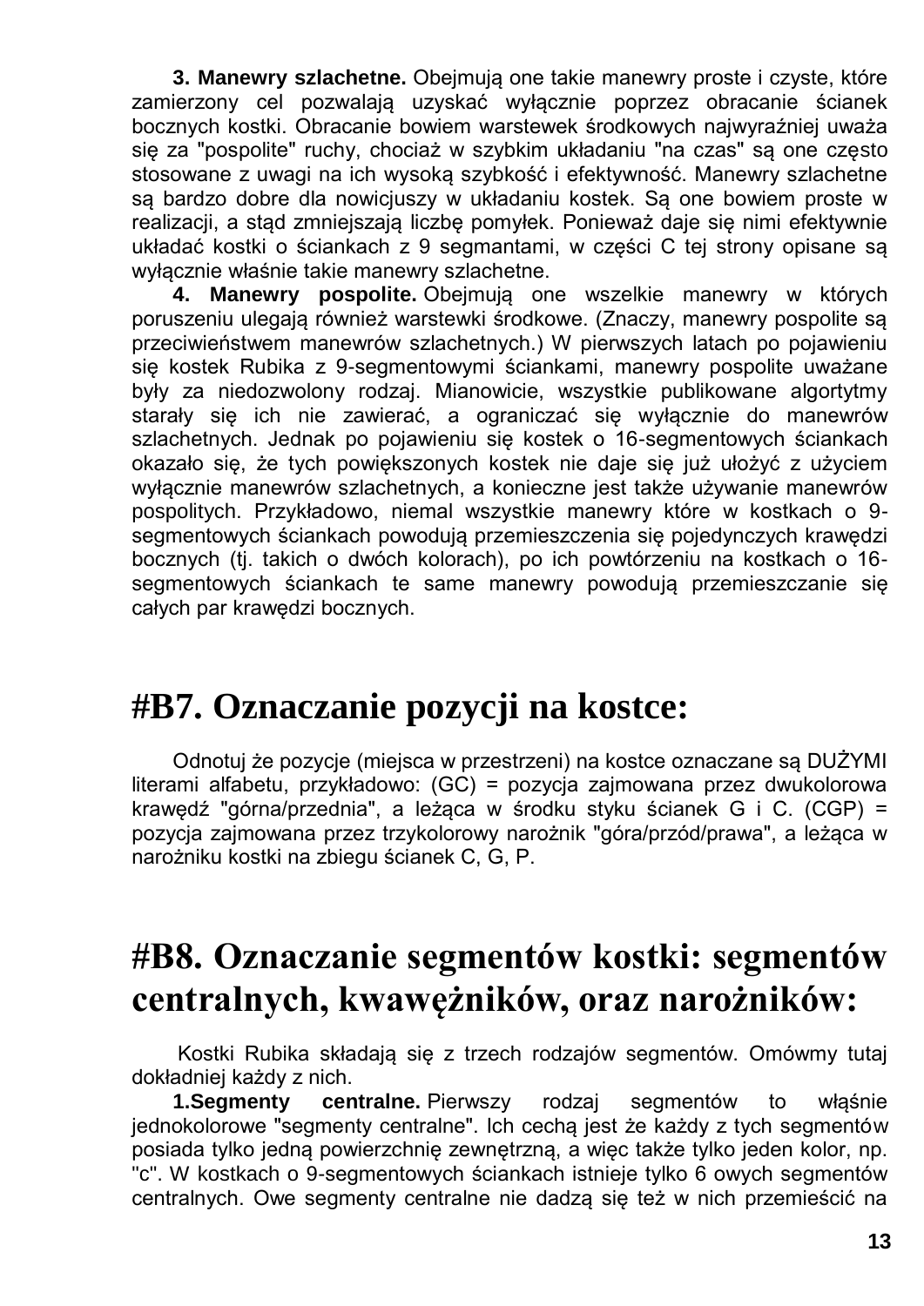**3. Manewry szlachetne.** Obejmują one takie manewry proste i czyste, które zamierzony cel pozwalają uzyskać wyłącznie poprzez obracanie ścianek bocznych kostki. Obracanie bowiem warstewek środkowych najwyraźniej uważa się za "pospolite" ruchy, chociaż w szybkim układaniu "na czas" są one często stosowane z uwagi na ich wysoką szybkość i efektywność. Manewry szlachetne są bardzo dobre dla nowicjuszy w układaniu kostek. Są one bowiem proste w realizacji, a stąd zmniejszają liczbę pomyłek. Ponieważ daje się nimi efektywnie układać kostki o ściankach z 9 segmantami, w części C tej strony opisane są wyłącznie właśnie takie manewry szlachetne.

**4. Manewry pospolite.** Obejmują one wszelkie manewry w których poruszeniu ulegają również warstewki środkowe. (Znaczy, manewry pospolite są przeciwieństwem manewrów szlachetnych.) W pierwszych latach po pojawieniu się kostek Rubika z 9-segmentowymi ściankami, manewry pospolite uważane były za niedozwolony rodzaj. Mianowicie, wszystkie publikowane algortytmy starały się ich nie zawierać, a ograniczać się wyłącznie do manewrów szlachetnych. Jednak po pojawieniu się kostek o 16-segmentowych ściankach okazało się, że tych powiększonych kostek nie daje się już ułożyć z użyciem wyłącznie manewrów szlachetnych, a konieczne jest także używanie manewrów pospolitych. Przykładowo, niemal wszystkie manewry które w kostkach o 9-segmentowych ściankach powodują przemieszczenia się pojedynczych krawędzi bocznych (tj. takich o dwóch kolorach), po ich powtórzeniu na kostkach o 16-segmentowych ściankach te same manewry powodują przemieszczanie się całych par krawędzi bocznych.

# #B7. Oznaczanie pozycji na kostce:

Odnotuj że pozycje (miejsca w przestrzeni) na kostce oznaczane są DUŻYMI literami alfabetu, przykładowo: (GC) = pozycja zajmowana przez dwukolorowa krawędź "górna/przednia", a leżąca w środku styku ścianek G i C. (CGP) = pozycja zajmowana przez trzykolorowy narożnik "góra/przód/prawa", a leżąca w narożniku kostki na zbiegu ścianek C, G, P.

# #B8. Oznaczanie segmentów kostki: segmentów centralnych, kwawężników, oraz narożników:

Kostki Rubika składają się z trzech rodzajów segmentów. Omówmy tutaj dokładniej każdy z nich.

**1.Segmenty centralne.** Pierwszy rodzaj segmentów to właśnie jednokolorowe "segmenty centralne". Ich cechą jest że każdy z tych segmentów posiada tylko jedną powierzchnię zewnętrzną, a więc także tylko jeden kolor, np. "c". W kostkach o 9-segmentowych ściankach istnieje tylko 6 owych segmentów centralnych. Owe segmenty centralne nie dadzą się też w nich przemieścić na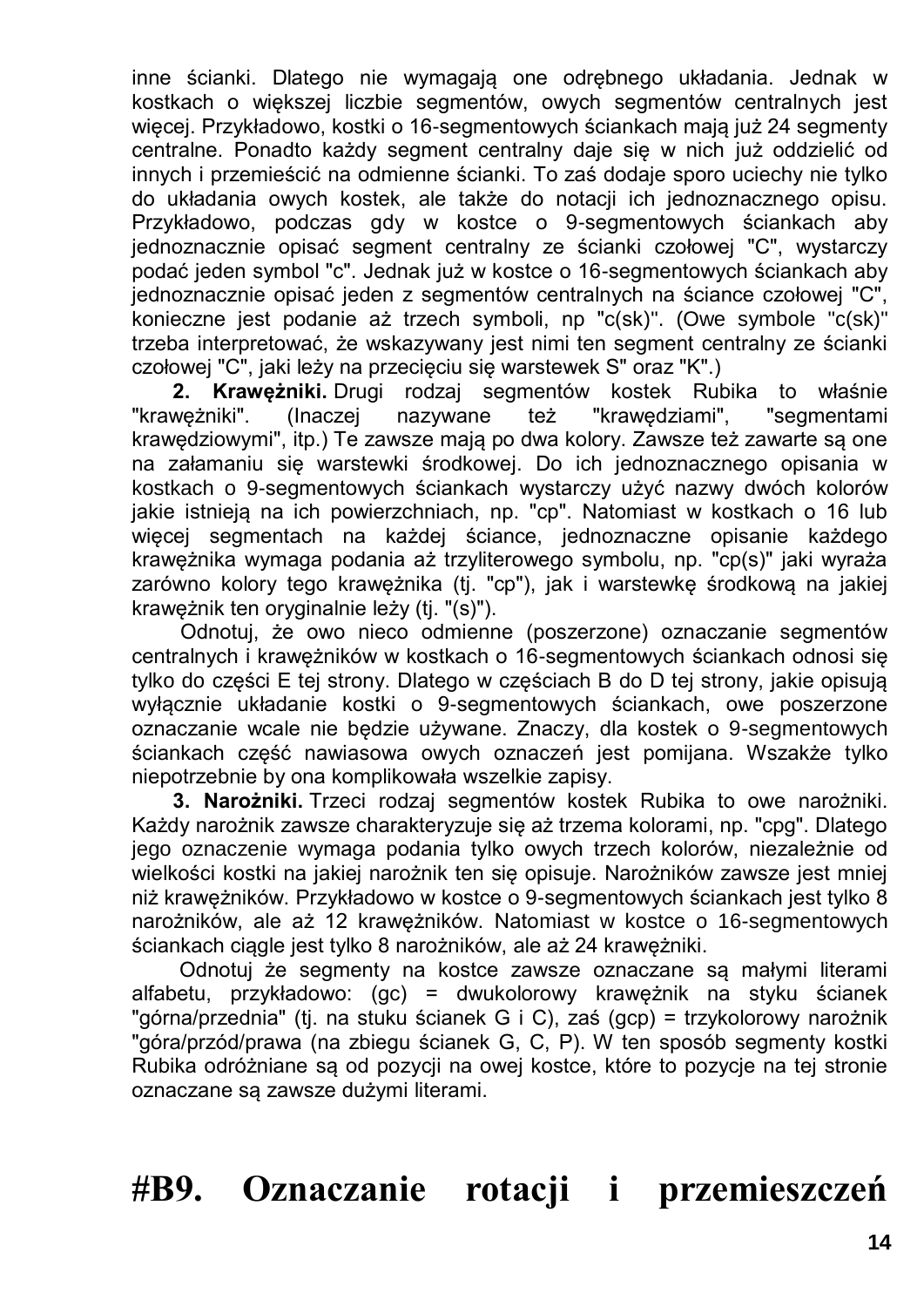inne ścianki. Dlatego nie wymagają one odrębnego układania. Jednak w kostkach o większej liczbie segmentów, owych segmentów centralnych jest więcej. Przykładowo, kostki o 16-segmentowych ściankach mają już 24 segmenty centralne. Ponadto każdy segment centralny daje się w nich już oddzielić od innych i przemieścić na odmienne ścianki. To zaś dodaje sporo uciechy nie tylko do układania owych kostek, ale także do notacji ich jednoznacznego opisu. Przykładowo, podczas gdy w kostce o 9-segmentowych ściankach aby jednoznacznie opisać segment centralny ze ścianki czołowej "C", wystarczy podać jeden symbol "c". Jednak już w kostce o 16-segmentowych ściankach aby jednoznacznie opisać jeden z segmentów centralnych na ściance czołowej "C", konieczne jest podanie aż trzech symboli, np "c(sk)". (Owe symbole "c(sk)" trzeba interpretować, że wskazywany jest nimi ten segment centralny ze ścianki czołowej "C", jaki leży na przecięciu się warstewek S" oraz "K".)

**2. Krawężniki.** Drugi rodzaj segmentów kostek Rubika to właśnie "krawężniki". (Inaczej nazywane też "krawędziami", "segmentami krawędziowymi", itp.) Te zawsze mają po dwa kolory. Zawsze też zawarte są one na załamaniu się warstewki środkowej. Do ich jednoznacznego opisania w kostkach o 9-segmentowych ściankach wystarczy użyć nazwy dwóch kolorów jakie istnieją na ich powierzchniach, np. "cp". Natomiast w kostkach o 16 lub więcej segmentach na każdej ściance, jednoznaczne opisanie każdego krawężnika wymaga podania aż trzyliterowego symbolu, np. "cp(s)" jaki wyraża zarówno kolory tego krawężnika (tj. "cp"), jak i warstewkę środkową na jakiej krawężnik ten oryginalnie leży (tj. "(s)").

Odnotuj, że owo nieco odmienne (poszerzone) oznaczanie segmentów centralnych i krawężników w kostkach o 16-segmentowych ściankach odnosi się tylko do części E tej strony. Dlatego w częściach B do D tej strony, jakie opisują wyłącznie układanie kostki o 9-segmentowych ściankach, owe poszerzone oznaczanie wcale nie będzie używane. Znaczy, dla kostek o 9-segmentowych ściankach część nawiasowa owych oznaczeń jest pomijana. Wszakże tylko niepotrzebnie by ona komplikowała wszelkie zapisy.

**3. Narożniki.** Trzeci rodzaj segmentów kostek Rubika to owe narożniki. Każdy narożnik zawsze charakteryzuje się aż trzema kolorami, np. "cpg". Dlatego jego oznaczenie wymaga podania tylko owych trzech kolorów, niezależnie od wielkości kostki na jakiej narożnik ten się opisuje. Narożników zawsze jest mniej niż krawężników. Przykładowo w kostce o 9-segmentowych ściankach jest tylko 8 narożników, ale aż 12 krawężników. Natomiast w kostce o 16-segmentowych ściankach ciągle jest tylko 8 narożników, ale aż 24 krawężniki.

Odnotuj że segmenty na kostce zawsze oznaczane są małymi literami alfabetu, przykładowo: (gc) = dwukolorowy krawężnik na styku ścianek "górna/przednia" (tj. na stuku ścianek G i C), zaś (gcp) = trzykolorowy narożnik "góra/przód/prawa (na zbiegu ścianek G, C, P). W ten sposób segmenty kostki Rubika odróżniane są od pozycji na owej kostce, które to pozycje na tej stronie oznaczane są zawsze dużymi literami.

# #B9. Oznaczanie rotacji i przemieszczeń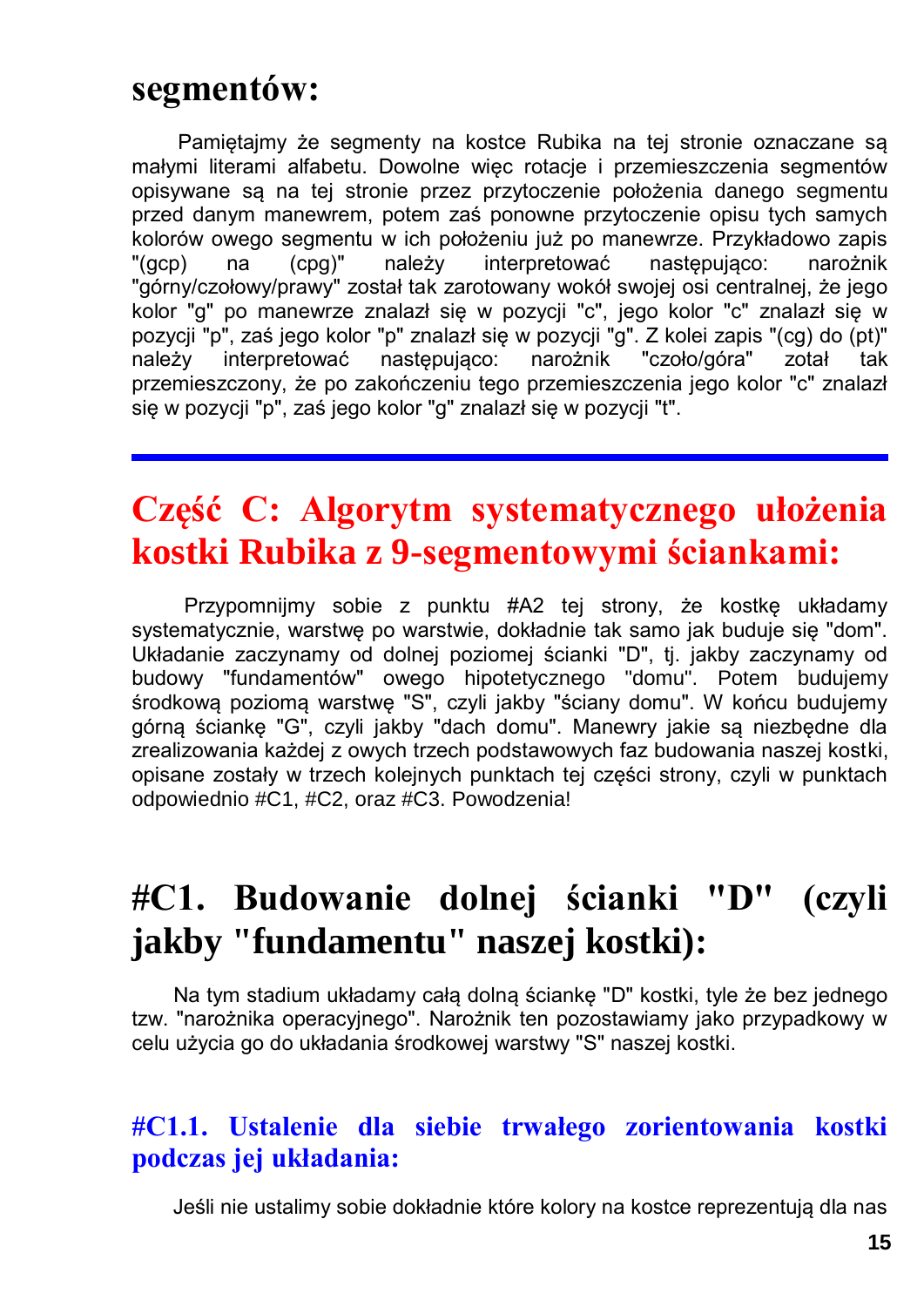# segmentów:

Pamiętajmy że segmenty na kostce Rubika na tej stronie oznaczane są małymi literami alfabetu. Dowolne więc rotacje i przemieszczenia segmentów opisywane są na tej stronie przez przytoczenie położenia danego segmentu przed danym manewrem, potem zaś ponowne przytoczenie opisu tych samych kolorów owego segmentu w ich położeniu już po manewrze. Przykładowo zapis "(gcp) na (cpg)" należy interpretować następująco: narożnik "górny/czołowy/prawy" został tak zarotowany wokół swojej osi centralnej, że jego kolor "g" po manewrze znalazł się w pozycji "c", jego kolor "c" znalazł się w pozycji "p", zaś jego kolor "p" znalazł się w pozycji "g". Z kolei zapis "(cg) do (pt)" należy interpretować następująco: narożnik "czoło/góra" zotał tak przemieszczony, że po zakończeniu tego przemieszczenia jego kolor "c" znalazł się w pozycji "p", zaś jego kolor "g" znalazł się w pozycji "t".

---

# Część C: Algorytm systematycznego ułożenia kostki Rubika z 9-segmentowymi ściankami:

Przypomnijmy sobie z punktu #A2 tej strony, że kostkę układamy systematycznie, warstwę po warstwie, dokładnie tak samo jak buduje się "dom". Układanie zaczynamy od dolnej poziomej ścianki "D", tj. jakby zaczynamy od budowy "fundamentów" owego hipotetycznego "domu". Potem budujemy środkową poziomą warstwę "S", czyli jakby "ściany domu". W końcu budujemy górną ściankę "G", czyli jakby "dach domu". Manewry jakie są niezbędne dla zrealizowania każdej z owych trzech podstawowych faz budowania naszej kostki, opisane zostały w trzech kolejnych punktach tej części strony, czyli w punktach odpowiednio #C1, #C2, oraz #C3. Powodzenia!

## #C1. Budowanie dolnej ścianki "D" (czyli jakby "fundamentu" naszej kostki):

Na tym stadium układamy całą dolną ściankę "D" kostki, tyle że bez jednego tzw. "narożnika operacyjnego". Narożnik ten pozostawiamy jako przypadkowy w celu użycia go do układania środkowej warstwy "S" naszej kostki.

### #C1.1. Ustalenie dla siebie trwałego zorientowania kostki podczas jej układania:

Jeśli nie ustalimy sobie dokładnie które kolory na kostce reprezentują dla nas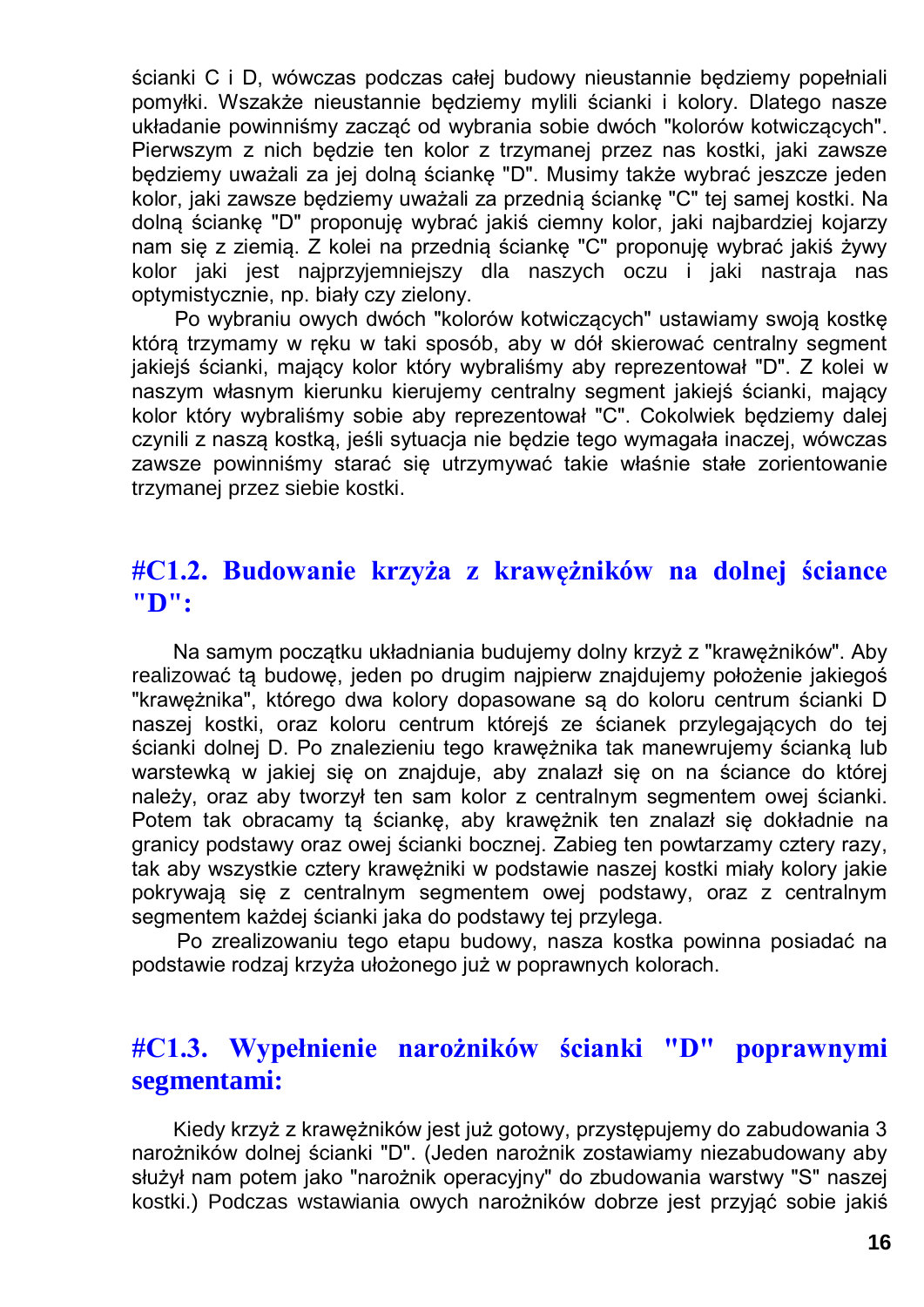ścianki C i D, wówczas podczas całej budowy nieustannie będziemy popełniali pomyłki. Wszakże nieustannie będziemy mylili ścianki i kolory. Dlatego nasze układanie powinniśmy zacząć od wybrania sobie dwóch "kolorów kotwiczących". Pierwszym z nich będzie ten kolor z trzymanej przez nas kostki, jaki zawsze będziemy uważali za jej dolną ściankę "D". Musimy także wybrać jeszcze jeden kolor, jaki zawsze będziemy uważali za przednią ściankę "C" tej samej kostki. Na dolną ściankę "D" proponuję wybrać jakiś ciemny kolor, jaki najbardziej kojarzy nam się z ziemią. Z kolei na przednią ściankę "C" proponuję wybrać jakiś żywy kolor jaki jest najprzyjemniejszy dla naszych oczu i jaki nastraja nas optymistycznie, np. biały czy zielony.

Po wybraniu owych dwóch "kolorów kotwiczących" ustawiamy swoją kostkę którą trzymamy w ręku w taki sposób, aby w dół skierować centralny segment jakiejś ścianki, mający kolor który wybraliśmy aby reprezentował "D". Z kolei w naszym własnym kierunku kierujemy centralny segment jakiejś ścianki, mający kolor który wybraliśmy sobie aby reprezentował "C". Cokolwiek będziemy dalej czynili z naszą kostką, jeśli sytuacja nie będzie tego wymagała inaczej, wówczas zawsze powinniśmy starać się utrzymywać takie właśnie stałe zorientowanie trzymanej przez siebie kostki.

## #C1.2. Budowanie krzyża z krawężników na dolnej ściance "D":

Na samym początku układniania budujemy dolny krzyż z "krawężników". Aby realizować tą budowę, jeden po drugim najpierw znajdujemy położenie jakiegoś "krawężnika", którego dwa kolory dopasowane są do koloru centrum ścianki D naszej kostki, oraz koloru centrum którejś ze ścianek przylegających do tej ścianki dolnej D. Po znalezieniu tego krawężnika tak manewrujemy ścianką lub warstewką w jakiej się on znajduje, aby znalazł się on na ściance do której należy, oraz aby tworzył ten sam kolor z centralnym segmentem owej ścianki. Potem tak obracamy tą ściankę, aby krawężnik ten znalazł się dokładnie na granicy podstawy oraz owej ścianki bocznej. Zabieg ten powtarzamy cztery razy, tak aby wszystkie cztery krawężniki w podstawie naszej kostki miały kolory jakie pokrywają się z centralnym segmentem owej podstawy, oraz z centralnym segmentem każdej ścianki jaka do podstawy tej przylega.

Po zrealizowaniu tego etapu budowy, nasza kostka powinna posiadać na podstawie rodzaj krzyża ułożonego już w poprawnych kolorach.

## #C1.3. Wypełnienie narożników ścianki "D" poprawnymi segmentami:

Kiedy krzyż z krawężników jest już gotowy, przystępujemy do zabudowania 3 narożników dolnej ścianki "D". (Jeden narożnik zostawiamy niezabudowany aby służył nam potem jako "narożnik operacyjny" do zbudowania warstwy "S" naszej kostki.) Podczas wstawiania owych narożników dobrze jest przyjąć sobie jakiś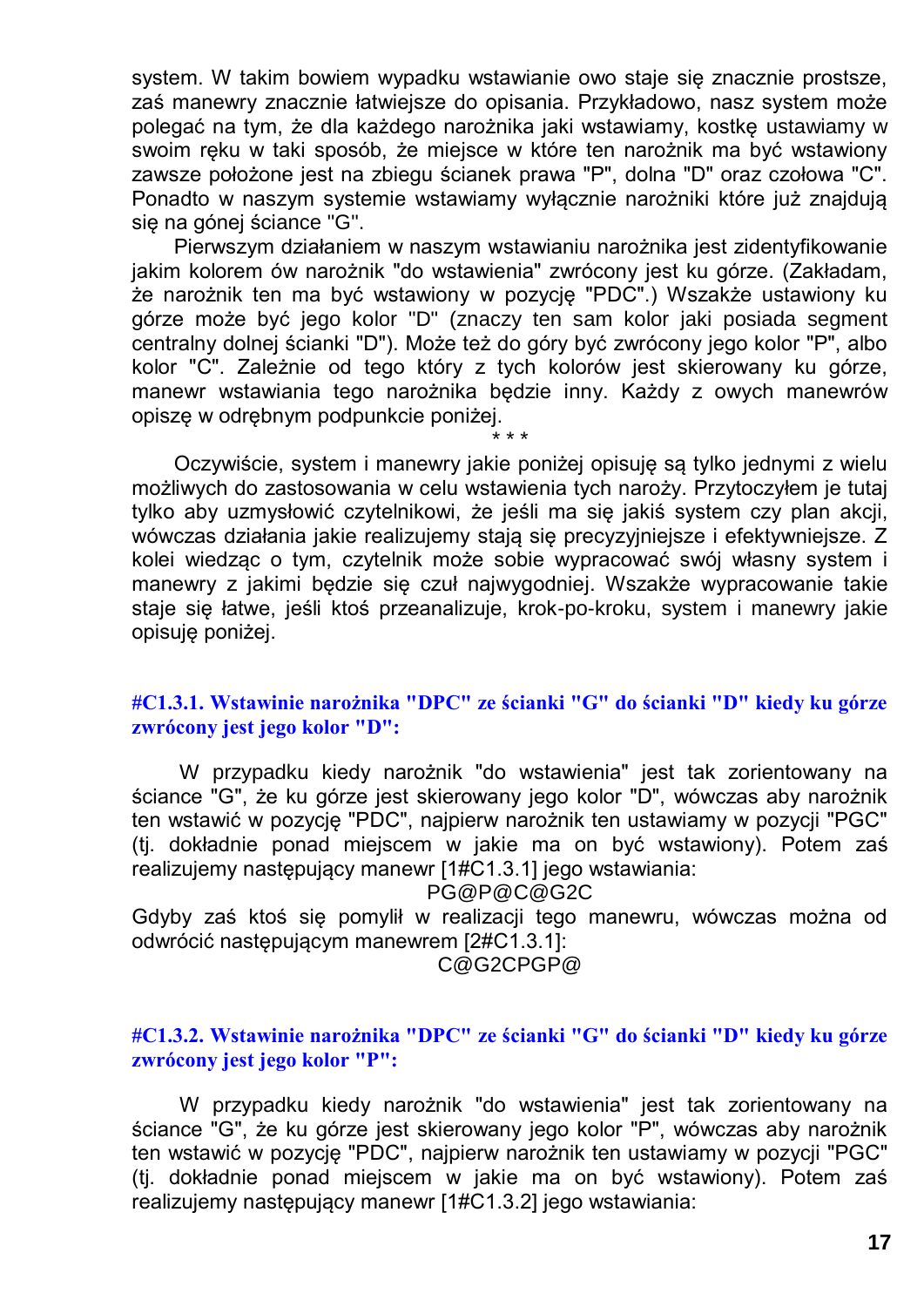system. W takim bowiem wypadku wstawianie owo staje się znacznie prostsze, zaś manewry znacznie łatwiejsze do opisania. Przykładowo, nasz system może polegać na tym, że dla każdego narożnika jaki wstawiamy, kostkę ustawiamy w swoim ręku w taki sposób, że miejsce w które ten narożnik ma być wstawiony zawsze położone jest na zbiegu ścianek prawa "P", dolna "D" oraz czołowa "C". Ponadto w naszym systemie wstawiamy wyłącznie narożniki które już znajdują się na gónej ściance "G".

Pierwszym działaniem w naszym wstawianiu narożnika jest zidentyfikowanie jakim kolorem ów narożnik "do wstawienia" zwrócony jest ku górze. (Zakładam, że narożnik ten ma być wstawiony w pozycję "PDC".) Wszakże ustawiony ku górze może być jego kolor "D" (znaczy ten sam kolor jaki posiada segment centralny dolnej ścianki "D"). Może też do góry być zwrócony jego kolor "P", albo kolor "C". Zależnie od tego który z tych kolorów jest skierowany ku górze, manewr wstawiania tego narożnika będzie inny. Każdy z owych manewrów opiszę w odrębnym podpunkcie poniżej.

\* \* \*

Oczywiście, system i manewry jakie poniżej opisuję są tylko jednymi z wielu możliwych do zastosowania w celu wstawienia tych naroży. Przytoczyłem je tutaj tylko aby uzmysłowić czytelnikowi, że jeśli ma się jakiś system czy plan akcji, wówczas działania jakie realizujemy stają się precyzyjniejsze i efektywniejsze. Z kolei wiedząc o tym, czytelnik może sobie wypracować swój własny system i manewry z jakimi będzie się czuł najwygodniej. Wszakże wypracowanie takie staje się łatwe, jeśli ktoś przeanalizuje, krok-po-kroku, system i manewry jakie opisuję poniżej.

#### #C1.3.1. Wstawinie narożnika "DPC" ze ścianki "G" do ścianki "D" kiedy ku górze zwrócony jest jego kolor "D":

W przypadku kiedy narożnik "do wstawienia" jest tak zorientowany na ściance "G", że ku górze jest skierowany jego kolor "D", wówczas aby narożnik ten wstawić w pozycję "PDC", najpierw narożnik ten ustawiamy w pozycji "PGC" (tj. dokładnie ponad miejscem w jakie ma on być wstawiony). Potem zaś realizujemy następujący manewr [1#C1.3.1] jego wstawiania:

PG@P@C@G2C

Gdyby zaś ktoś się pomylił w realizacji tego manewru, wówczas można od odwrócić następującym manewrem [2#C1.3.1]:

C@G2CPGP@

#### #C1.3.2. Wstawinie narożnika "DPC" ze ścianki "G" do ścianki "D" kiedy ku górze zwrócony jest jego kolor "P":

W przypadku kiedy narożnik "do wstawienia" jest tak zorientowany na ściance "G", że ku górze jest skierowany jego kolor "P", wówczas aby narożnik ten wstawić w pozycję "PDC", najpierw narożnik ten ustawiamy w pozycji "PGC" (tj. dokładnie ponad miejscem w jakie ma on być wstawiony). Potem zaś realizujemy następujący manewr [1#C1.3.2] jego wstawiania: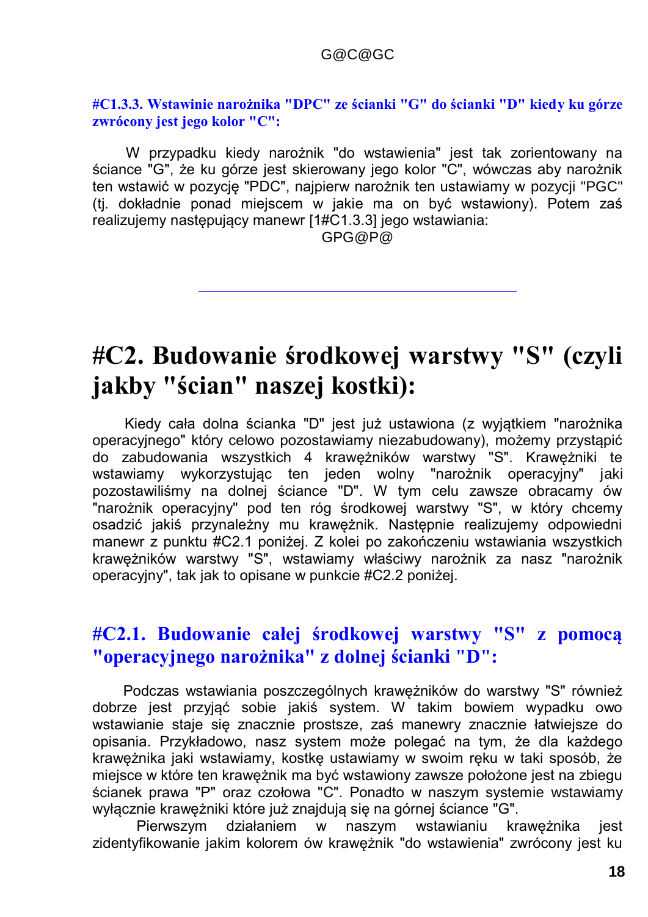G@C@GC

### #C1.3.3. Wstawinie narożnika "DPC" ze ścianki "G" do ścianki "D" kiedy ku górze zwrócony jest jego kolor "C":

W przypadku kiedy narożnik "do wstawienia" jest tak zorientowany na ściance "G", że ku górze jest skierowany jego kolor "C", wówczas aby narożnik ten wstawić w pozycję "PDC", najpierw narożnik ten ustawiamy w pozycji "PGC" (tj. dokładnie ponad miejscem w jakie ma on być wstawiony). Potem zaś realizujemy następujący manewr [1#C1.3.3] jego wstawiania:

GPG@P@

---

# #C2. Budowanie środkowej warstwy "S" (czyli jakby "ścian" naszej kostki):

Kiedy cała dolna ścianka "D" jest już ustawiona (z wyjątkiem "narożnika operacyjnego" który celowo pozostawiamy niezabudowany), możemy przystąpić do zabudowania wszystkich 4 krawężników warstwy "S". Krawężniki te wstawiamy wykorzystując ten jeden wolny "narożnik operacyjny" jaki pozostawiliśmy na dolnej ściance "D". W tym celu zawsze obracamy ów "narożnik operacyjny" pod ten róg środkowej warstwy "S", w który chcemy osadzić jakiś przynależny mu krawężnik. Następnie realizujemy odpowiedni manewr z punktu #C2.1 poniżej. Z kolei po zakończeniu wstawiania wszystkich krawężników warstwy "S", wstawiamy właściwy narożnik za nasz "narożnik operacyjny", tak jak to opisane w punkcie #C2.2 poniżej.

## #C2.1. Budowanie całej środkowej warstwy "S" z pomocą "operacyjnego narożnika" z dolnej ścianki "D":

Podczas wstawiania poszczególnych krawężników do warstwy "S" również dobrze jest przyjąć sobie jakiś system. W takim bowiem wypadku owo wstawianie staje się znacznie prostsze, zaś manewry znacznie łatwiejsze do opisania. Przykładowo, nasz system może polegać na tym, że dla każdego krawężnika jaki wstawiamy, kostkę ustawiamy w swoim ręku w taki sposób, że miejsce w które ten krawężnik ma być wstawiony zawsze położone jest na zbiegu ścianek prawa "P" oraz czołowa "C". Ponadto w naszym systemie wstawiamy wyłącznie krawężniki które już znajdują się na górnej ściance "G".

Pierwszym działaniem w naszym wstawianiu krawężnika jest zidentyfikowanie jakim kolorem ów krawężnik "do wstawienia" zwrócony jest ku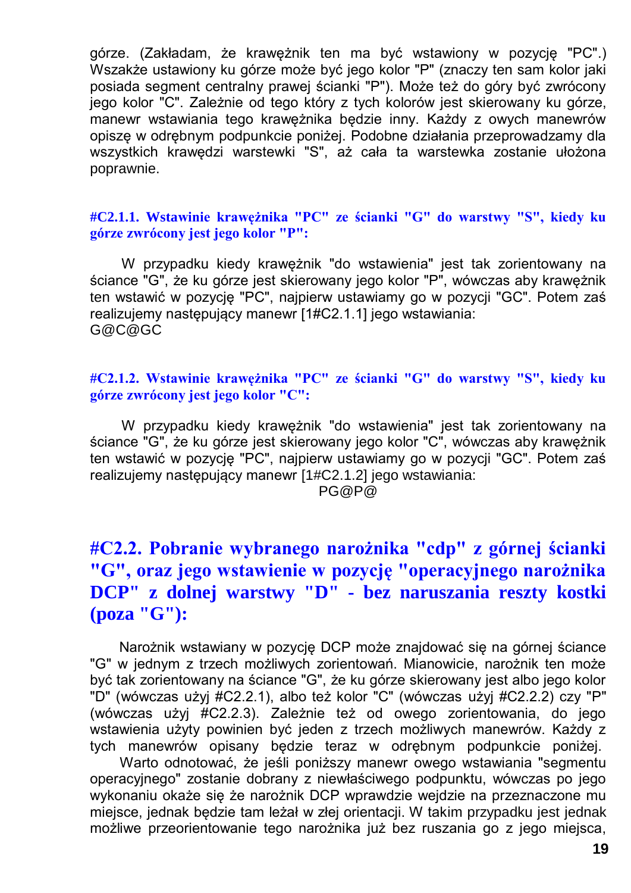górze. (Zakładam, że krawężnik ten ma być wstawiony w pozycję "PC".) Wszakże ustawiony ku górze może być jego kolor "P" (znaczy ten sam kolor jaki posiada segment centralny prawej ścianki "P"). Może też do góry być zwrócony jego kolor "C". Zależnie od tego który z tych kolorów jest skierowany ku górze, manewr wstawiania tego krawężnika będzie inny. Każdy z owych manewrów opiszę w odrębnym podpunkcie poniżej. Podobne działania przeprowadzamy dla wszystkich krawędzi warstewki "S", aż cała ta warstewka zostanie ułożona poprawnie.

### #C2.1.1. Wstawinie krawężnika "PC" ze ścianki "G" do warstwy "S", kiedy ku górze zwrócony jest jego kolor "P":

W przypadku kiedy krawężnik "do wstawienia" jest tak zorientowany na ściance "G", że ku górze jest skierowany jego kolor "P", wówczas aby krawężnik ten wstawić w pozycję "PC", najpierw ustawiamy go w pozycji "GC". Potem zaś realizujemy następujący manewr [1#C2.1.1] jego wstawiania:
G@C@GC

### #C2.1.2. Wstawinie krawężnika "PC" ze ścianki "G" do warstwy "S", kiedy ku górze zwrócony jest jego kolor "C":

W przypadku kiedy krawężnik "do wstawienia" jest tak zorientowany na ściance "G", że ku górze jest skierowany jego kolor "C", wówczas aby krawężnik ten wstawić w pozycję "PC", najpierw ustawiamy go w pozycji "GC". Potem zaś realizujemy następujący manewr [1#C2.1.2] jego wstawiania:

PG@P@

## #C2.2. Pobranie wybranego narożnika "cdp" z górnej ścianki "G", oraz jego wstawienie w pozycję "operacyjnego narożnika DCP" z dolnej warstwy "D" - bez naruszania reszty kostki (poza "G"):

Narożnik wstawiany w pozycję DCP może znajdować się na górnej ściance "G" w jednym z trzech możliwych zorientowań. Mianowicie, narożnik ten może być tak zorientowany na ściance "G", że ku górze skierowany jest albo jego kolor "D" (wówczas użyj #C2.2.1), albo też kolor "C" (wówczas użyj #C2.2.2) czy "P" (wówczas użyj #C2.2.3). Zależnie też od owego zorientowania, do jego wstawienia użyty powinien być jeden z trzech możliwych manewrów. Każdy z tych manewrów opisany będzie teraz w odrębnym podpunkcie poniżej.

Warto odnotować, że jeśli poniższy manewr owego wstawiania "segmentu operacyjnego" zostanie dobrany z niewłaściwego podpunktu, wówczas po jego wykonaniu okaże się że narożnik DCP wprawdzie wejdzie na przeznaczone mu miejsce, jednak będzie tam leżał w złej orientacji. W takim przypadku jest jednak możliwe przeorientowanie tego narożnika już bez ruszania go z jego miejsca,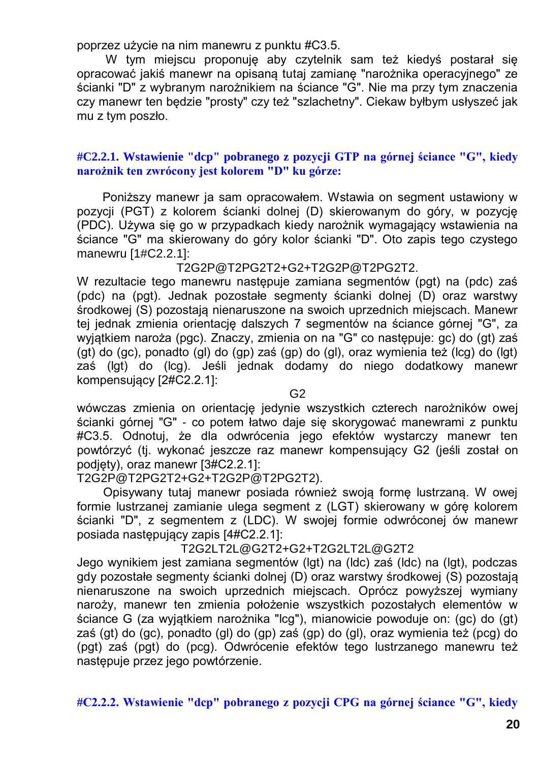poprzez użycie na nim manewru z punktu #C3.5.

W tym miejscu proponuję aby czytelnik sam też kiedyś postarał się opracować jakiś manewr na opisaną tutaj zamianę "narożnika operacyjnego" ze ścianki "D" z wybranym narożnikiem na ściance "G". Nie ma przy tym znaczenia czy manewr ten będzie "prosty" czy też "szlachetny". Ciekaw byłbym usłyszeć jak mu z tym poszło.

### #C2.2.1. Wstawienie "dcp" pobranego z pozycji GTP na górnej ściance "G", kiedy narożnik ten zwrócony jest kolorem "D" ku górze:

Poniższy manewr ja sam opracowałem. Wstawia on segment ustawiony w pozycji (PGT) z kolorem ścianki dolnej (D) skierowanym do góry, w pozycję (PDC). Używa się go w przypadkach kiedy narożnik wymagający wstawienia na ściance "G" ma skierowany do góry kolor ścianki "D". Oto zapis tego czystego manewru [1#C2.2.1]:

T2G2P@T2PG2T2+G2+T2G2P@T2PG2T2.

W rezultacie tego manewru następuje zamiana segmentów (pgt) na (pdc) zaś (pdc) na (pgt). Jednak pozostałe segmenty ścianki dolnej (D) oraz warstwy środkowej (S) pozostają nienaruszone na swoich uprzednich miejscach. Manewr tej jednak zmienia orientację dalszych 7 segmentów na ściance górnej "G", za wyjątkiem naroża (pgc). Znaczy, zmienia on na "G" co następuje: gc) do (gt) zaś (gt) do (gc), ponadto (gl) do (gp) zaś (gp) do (gl), oraz wymienia też (lcg) do (lgt) zaś (lgt) do (lcg). Jeśli jednak dodamy do niego dodatkowy manewr kompensujący [2#C2.2.1]:

G2

wówczas zmienia on orientację jedynie wszystkich czterech narożników owej ścianki górnej "G" - co potem łatwo daje się skorygować manewrami z punktu #C3.5. Odnotuj, że dla odwrócenia jego efektów wystarczy manewr ten powtórzyć (tj. wykonać jeszcze raz manewr kompensujący G2 (jeśli został on podjęty), oraz manewr [3#C2.2.1]:
T2G2P@T2PG2T2+G2+T2G2P@T2PG2T2).

Opisywany tutaj manewr posiada również swoją formę lustrzaną. W owej formie lustrzanej zamianie ulega segment z (LGT) skierowany w górę kolorem ścianki "D", z segmentem z (LDC). W swojej formie odwróconej ów manewr posiada następujący zapis [4#C2.2.1]:

T2G2LT2L@G2T2+G2+T2G2LT2L@G2T2

Jego wynikiem jest zamiana segmentów (lgt) na (ldc) zaś (ldc) na (lgt), podczas gdy pozostałe segmenty ścianki dolnej (D) oraz warstwy środkowej (S) pozostają nienaruszone na swoich uprzednich miejscach. Oprócz powyższej wymiany naroży, manewr ten zmienia położenie wszystkich pozostałych elementów w ściance G (za wyjątkiem narożnika "lcg"), mianowicie powoduje on: (gc) do (gt) zaś (gt) do (gc), ponadto (gl) do (gp) zaś (gp) do (gl), oraz wymienia też (pcg) do (pgt) zaś (pgt) do (pcg). Odwrócenie efektów tego lustrzanego manewru też następuje przez jego powtórzenie.

### #C2.2.2. Wstawienie "dcp" pobranego z pozycji CPG na górnej ściance "G", kiedy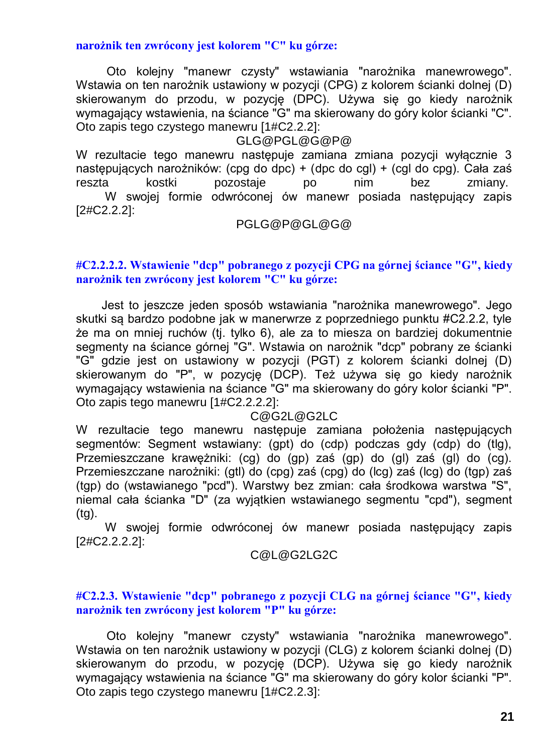**narożnik ten zwrócony jest kolorem "C" ku górze:**

Oto kolejny "manewr czysty" wstawiania "narożnika manewrowego". Wstawia on ten narożnik ustawiony w pozycji (CPG) z kolorem ścianki dolnej (D) skierowanym do przodu, w pozycję (DPC). Używa się go kiedy narożnik wymagający wstawienia, na ściance "G" ma skierowany do góry kolor ścianki "C". Oto zapis tego czystego manewru [1#C2.2.2]:

GLG@PGL@G@P@

W rezultacie tego manewru następuje zamiana zmiana pozycji wyłącznie 3 następujących narożników: (cpg do dpc) + (dpc do cgl) + (cgl do cpg). Cała zaś reszta kostki pozostaje po nim bez zmiany.

W swojej formie odwróconej ów manewr posiada następujący zapis [2#C2.2.2]:

PGLG@P@GL@G@

### #C2.2.2.2. Wstawienie "dcp" pobranego z pozycji CPG na górnej ściance "G", kiedy narożnik ten zwrócony jest kolorem "C" ku górze:

Jest to jeszcze jeden sposób wstawiania "narożnika manewrowego". Jego skutki są bardzo podobne jak w manerwrze z poprzedniego punktu #C2.2.2, tyle że ma on mniej ruchów (tj. tylko 6), ale za to miesza on bardziej dokumentnie segmenty na ściance górnej "G". Wstawia on narożnik "dcp" pobrany ze ścianki "G" gdzie jest on ustawiony w pozycji (PGT) z kolorem ścianki dolnej (D) skierowanym do "P", w pozycję (DCP). Też używa się go kiedy narożnik wymagający wstawienia na ściance "G" ma skierowany do góry kolor ścianki "P". Oto zapis tego manewru [1#C2.2.2.2]:

C@G2L@G2LC

W rezultacie tego manewru następuje zamiana położenia następujących segmentów: Segment wstawiany: (gpt) do (cdp) podczas gdy (cdp) do (tlg), Przemieszczane krawężniki: (cg) do (gp) zaś (gp) do (gl) zaś (gl) do (cg). Przemieszczane narożniki: (gtl) do (cpg) zaś (cpg) do (lcg) zaś (lcg) do (tgp) zaś (tgp) do (wstawianego "pcd"). Warstwy bez zmian: cała środkowa warstwa "S", niemal cała ścianka "D" (za wyjątkien wstawianego segmentu "cpd"), segment (tg).

W swojej formie odwróconej ów manewr posiada następujący zapis [2#C2.2.2.2]:

C@L@G2LG2C

### #C2.2.3. Wstawienie "dcp" pobranego z pozycji CLG na górnej ściance "G", kiedy narożnik ten zwrócony jest kolorem "P" ku górze:

Oto kolejny "manewr czysty" wstawiania "narożnika manewrowego". Wstawia on ten narożnik ustawiony w pozycji (CLG) z kolorem ścianki dolnej (D) skierowanym do przodu, w pozycję (DCP). Używa się go kiedy narożnik wymagający wstawienia na ściance "G" ma skierowany do góry kolor ścianki "P". Oto zapis tego czystego manewru [1#C2.2.3]: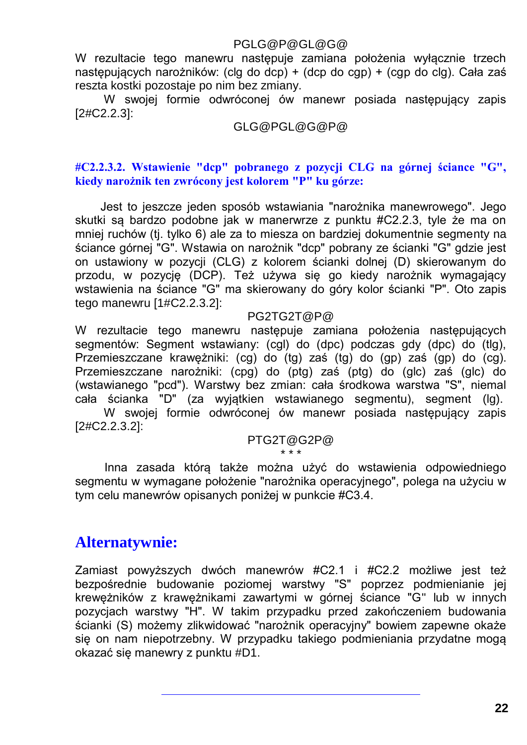PGLG@P@GL@G@

W rezultacie tego manewru następuje zamiana położenia wyłącznie trzech następujących narożników: (clg do dcp) + (dcp do cgp) + (cgp do clg). Cała zaś reszta kostki pozostaje po nim bez zmiany.

W swojej formie odwróconej ów manewr posiada następujący zapis [2#C2.2.3]:

GLG@PGL@G@P@

### #C2.2.3.2. Wstawienie "dcp" pobranego z pozycji CLG na górnej ściance "G", kiedy narożnik ten zwrócony jest kolorem "P" ku górze:

Jest to jeszcze jeden sposób wstawiania "narożnika manewrowego". Jego skutki są bardzo podobne jak w manerwrze z punktu #C2.2.3, tyle że ma on mniej ruchów (tj. tylko 6) ale za to miesza on bardziej dokumentnie segmenty na ściance górnej "G". Wstawia on narożnik "dcp" pobrany ze ścianki "G" gdzie jest on ustawiony w pozycji (CLG) z kolorem ścianki dolnej (D) skierowanym do przodu, w pozycję (DCP). Też używa się go kiedy narożnik wymagający wstawienia na ściance "G" ma skierowany do góry kolor ścianki "P". Oto zapis tego manewru [1#C2.2.3.2]:

PG2TG2T@P@

W rezultacie tego manewru następuje zamiana położenia następujących segmentów: Segment wstawiany: (cgl) do (dpc) podczas gdy (dpc) do (tlg), Przemieszczane krawężniki: (cg) do (tg) zaś (tg) do (gp) zaś (gp) do (cg). Przemieszczane narożniki: (cpg) do (ptg) zaś (ptg) do (glc) zaś (glc) do (wstawianego "pcd"). Warstwy bez zmian: cała środkowa warstwa "S", niemal cała ścianka "D" (za wyjątkien wstawianego segmentu), segment (lg).

W swojej formie odwróconej ów manewr posiada następujący zapis [2#C2.2.3.2]:

PTG2T@G2P@

\* \* \*

Inna zasada którą także można użyć do wstawienia odpowiedniego segmentu w wymagane położenie "narożnika operacyjnego", polega na użyciu w tym celu manewrów opisanych poniżej w punkcie #C3.4.

## Alternatywnie:

Zamiast powyższych dwóch manewrów #C2.1 i #C2.2 możliwe jest też bezpośrednie budowanie poziomej warstwy "S" poprzez podmienianie jej krewężników z krawężnikami zawartymi w górnej ściance "G" lub w innych pozycjach warstwy "H". W takim przypadku przed zakończeniem budowania ścianki (S) możemy zlikwidować "narożnik operacyjny" bowiem zapewne okaże się on nam niepotrzebny. W przypadku takiego podmieniania przydatne mogą okazać się manewry z punktu #D1.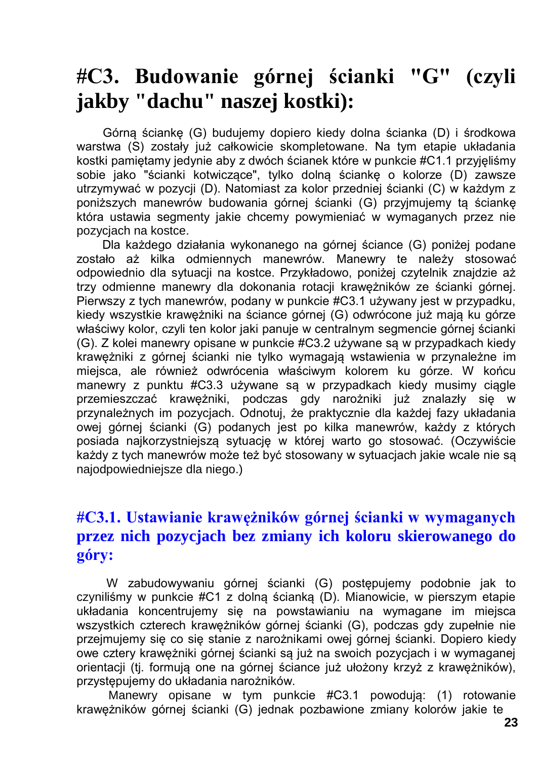# #C3. Budowanie górnej ścianki "G" (czyli jakby "dachu" naszej kostki):

Górną ściankę (G) budujemy dopiero kiedy dolna ścianka (D) i środkowa warstwa (S) zostały już całkowicie skompletowane. Na tym etapie układania kostki pamiętamy jedynie aby z dwóch ścianek które w punkcie #C1.1 przyjęliśmy sobie jako "ścianki kotwiczące", tylko dolną ściankę o kolorze (D) zawsze utrzymywać w pozycji (D). Natomiast za kolor przedniej ścianki (C) w każdym z poniższych manewrów budowania górnej ścianki (G) przyjmujemy tą ściankę która ustawia segmenty jakie chcemy powymieniać w wymaganych przez nie pozycjach na kostce.

Dla każdego działania wykonanego na górnej ściance (G) poniżej podane zostało aż kilka odmiennych manewrów. Manewry te należy stosować odpowiednio dla sytuacji na kostce. Przykładowo, poniżej czytelnik znajdzie aż trzy odmienne manewry dla dokonania rotacji krawężników ze ścianki górnej. Pierwszy z tych manewrów, podany w punkcie #C3.1 używany jest w przypadku, kiedy wszystkie krawężniki na ściance górnej (G) odwrócone już mają ku górze właściwy kolor, czyli ten kolor jaki panuje w centralnym segmencie górnej ścianki (G). Z kolei manewry opisane w punkcie #C3.2 używane są w przypadkach kiedy krawężniki z górnej ścianki nie tylko wymagają wstawienia w przynależne im miejsca, ale również odwrócenia właściwym kolorem ku górze. W końcu manewry z punktu #C3.3 używane są w przypadkach kiedy musimy ciągle przemieszczać krawężniki, podczas gdy narożniki już znalazły się w przynależnych im pozycjach. Odnotuj, że praktycznie dla każdej fazy układania owej górnej ścianki (G) podanych jest po kilka manewrów, każdy z których posiada najkorzystniejszą sytuację w której warto go stosować. (Oczywiście każdy z tych manewrów może też być stosowany w sytuacjach jakie wcale nie są najodpowiedniejsze dla niego.)

## #C3.1. Ustawianie krawężników górnej ścianki w wymaganych przez nich pozycjach bez zmiany ich koloru skierowanego do góry:

W zabudowywaniu górnej ścianki (G) postępujemy podobnie jak to czyniliśmy w punkcie #C1 z dolną ścianką (D). Mianowicie, w pierszym etapie układania koncentrujemy się na powstawianiu na wymagane im miejsca wszystkich czterech krawężników górnej ścianki (G), podczas gdy zupełnie nie przejmujemy się co się stanie z narożnikami owej górnej ścianki. Dopiero kiedy owe cztery krawężniki górnej ścianki są już na swoich pozycjach i w wymaganej orientacji (tj. formują one na górnej ściance już ułożony krzyż z krawężników), przystępujemy do układania narożników.

Manewry opisane w tym punkcie #C3.1 powodują: (1) rotowanie krawężników górnej ścianki (G) jednak pozbawione zmiany kolorów jakie te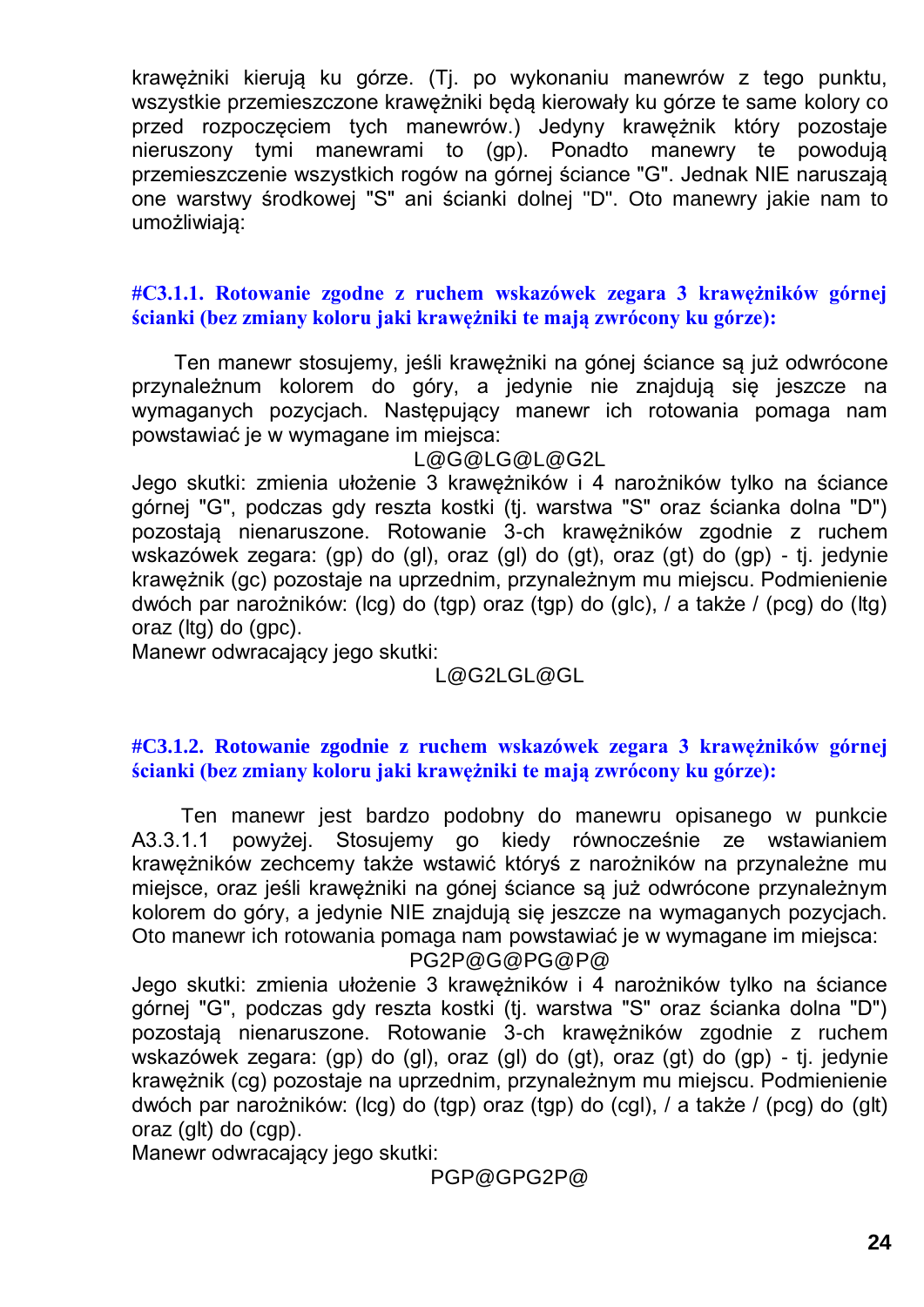krawężniki kierują ku górze. (Tj. po wykonaniu manewrów z tego punktu, wszystkie przemieszczone krawężniki będą kierowały ku górze te same kolory co przed rozpoczęciem tych manewrów.) Jedyny krawężnik który pozostaje nieruszony tymi manewrami to (gp). Ponadto manewry te powodują przemieszczenie wszystkich rogów na górnej ściance "G". Jednak NIE naruszają one warstwy środkowej "S" ani ścianki dolnej "D". Oto manewry jakie nam to umożliwiają:

### #C3.1.1. Rotowanie zgodne z ruchem wskazówek zegara 3 krawężników górnej ścianki (bez zmiany koloru jaki krawężniki te mają zwrócony ku górze):

Ten manewr stosujemy, jeśli krawężniki na gónej ściance są już odwrócone przynależnum kolorem do góry, a jedynie nie znajdują się jeszcze na wymaganych pozycjach. Następujący manewr ich rotowania pomaga nam powstawiać je w wymagane im miejsca:

L@G@LG@L@G2L

Jego skutki: zmienia ułożenie 3 krawężników i 4 narożników tylko na ściance górnej "G", podczas gdy reszta kostki (tj. warstwa "S" oraz ścianka dolna "D") pozostają nienaruszone. Rotowanie 3-ch krawężników zgodnie z ruchem wskazówek zegara: (gp) do (gl), oraz (gl) do (gt), oraz (gt) do (gp) - tj. jedynie krawężnik (gc) pozostaje na uprzednim, przynależnym mu miejscu. Podmienienie dwóch par narożników: (lcg) do (tgp) oraz (tgp) do (glc), / a także / (pcg) do (ltg) oraz (ltg) do (gpc).

Manewr odwracający jego skutki:

L@G2LGL@GL

### #C3.1.2. Rotowanie zgodnie z ruchem wskazówek zegara 3 krawężników górnej ścianki (bez zmiany koloru jaki krawężniki te mają zwrócony ku górze):

Ten manewr jest bardzo podobny do manewru opisanego w punkcie A3.3.1.1 powyżej. Stosujemy go kiedy równocześnie ze wstawianiem krawężników zechcemy także wstawić któryś z narożników na przynależne mu miejsce, oraz jeśli krawężniki na gónej ściance są już odwrócone przynależnym kolorem do góry, a jedynie NIE znajdują się jeszcze na wymaganych pozycjach. Oto manewr ich rotowania pomaga nam powstawiać je w wymagane im miejsca:

PG2P@G@PG@P@

Jego skutki: zmienia ułożenie 3 krawężników i 4 narożników tylko na ściance górnej "G", podczas gdy reszta kostki (tj. warstwa "S" oraz ścianka dolna "D") pozostają nienaruszone. Rotowanie 3-ch krawężników zgodnie z ruchem wskazówek zegara: (gp) do (gl), oraz (gl) do (gt), oraz (gt) do (gp) - tj. jedynie krawężnik (cg) pozostaje na uprzednim, przynależnym mu miejscu. Podmienienie dwóch par narożników: (lcg) do (tgp) oraz (tgp) do (cgl), / a także / (pcg) do (glt) oraz (glt) do (cgp).

Manewr odwracający jego skutki:

PGP@GPG2P@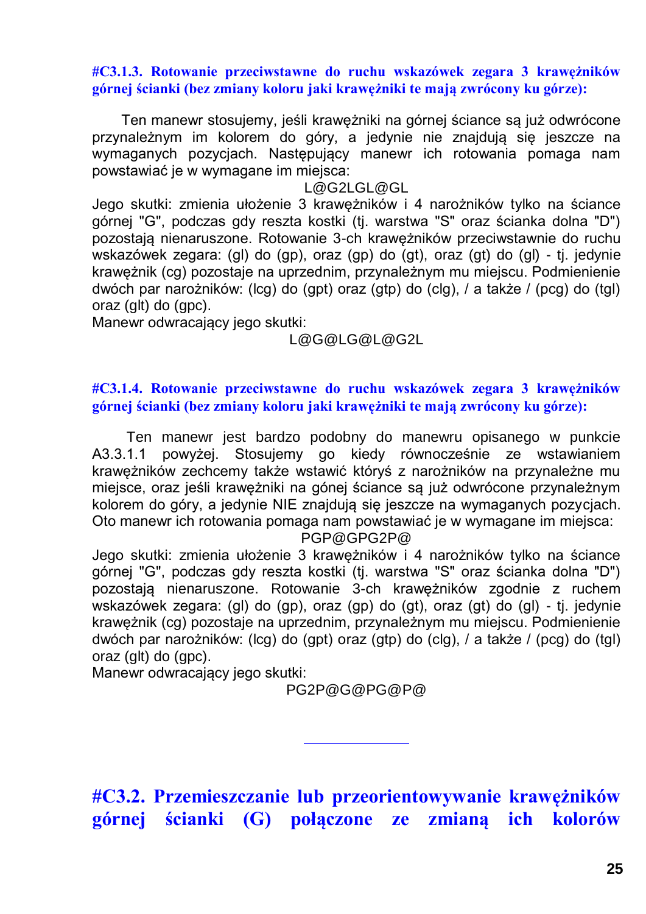#### #C3.1.3. Rotowanie przeciwstawne do ruchu wskazówek zegara 3 krawężników górnej ścianki (bez zmiany koloru jaki krawężniki te mają zwrócony ku górze):

Ten manewr stosujemy, jeśli krawężniki na górnej ściance są już odwrócone przynależnym im kolorem do góry, a jedynie nie znajdują się jeszcze na wymaganych pozycjach. Następujący manewr ich rotowania pomaga nam powstawiać je w wymagane im miejsca:

L@G2LGL@GL

Jego skutki: zmienia ułożenie 3 krawężników i 4 narożników tylko na ściance górnej "G", podczas gdy reszta kostki (tj. warstwa "S" oraz ścianka dolna "D") pozostają nienaruszone. Rotowanie 3-ch krawężników przeciwstawnie do ruchu wskazówek zegara: (gl) do (gp), oraz (gp) do (gt), oraz (gt) do (gl) - tj. jedynie krawężnik (cg) pozostaje na uprzednim, przynależnym mu miejscu. Podmienienie dwóch par narożników: (lcg) do (gpt) oraz (gtp) do (clg), / a także / (pcg) do (tgl) oraz (glt) do (gpc).
Manewr odwracający jego skutki:

L@G@LG@L@G2L

#### #C3.1.4. Rotowanie przeciwstawne do ruchu wskazówek zegara 3 krawężników górnej ścianki (bez zmiany koloru jaki krawężniki te mają zwrócony ku górze):

Ten manewr jest bardzo podobny do manewru opisanego w punkcie A3.3.1.1 powyżej. Stosujemy go kiedy równocześnie ze wstawianiem krawężników zechcemy także wstawić któryś z narożników na przynależne mu miejsce, oraz jeśli krawężniki na gónej ściance są już odwrócone przynależnym kolorem do góry, a jedynie NIE znajdują się jeszcze na wymaganych pozycjach. Oto manewr ich rotowania pomaga nam powstawiać je w wymagane im miejsca:

PGP@GPG2P@

Jego skutki: zmienia ułożenie 3 krawężników i 4 narożników tylko na ściance górnej "G", podczas gdy reszta kostki (tj. warstwa "S" oraz ścianka dolna "D") pozostają nienaruszone. Rotowanie 3-ch krawężników zgodnie z ruchem wskazówek zegara: (gl) do (gp), oraz (gp) do (gt), oraz (gt) do (gl) - tj. jedynie krawężnik (cg) pozostaje na uprzednim, przynależnym mu miejscu. Podmienienie dwóch par narożników: (lcg) do (gpt) oraz (gtp) do (clg), / a także / (pcg) do (tgl) oraz (glt) do (gpc).
Manewr odwracający jego skutki:

PG2P@G@PG@P@

---

## #C3.2. Przemieszczanie lub przeorientowywanie krawężników górnej ścianki (G) połączone ze zmianą ich kolorów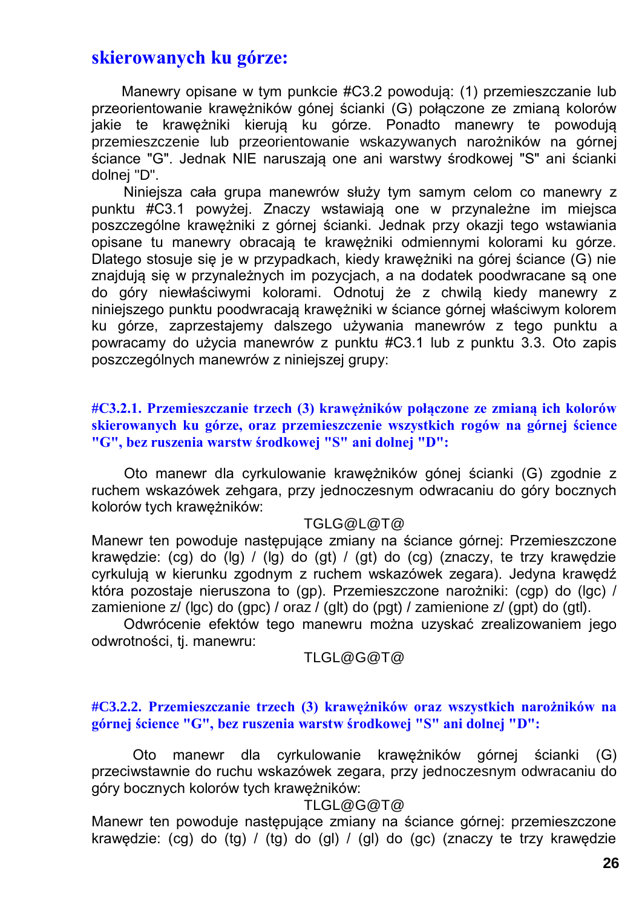## skierowanych ku górze:

Manewry opisane w tym punkcie #C3.2 powodują: (1) przemieszczanie lub przeorientowanie krawężników gónej ścianki (G) połączone ze zmianą kolorów jakie te krawężniki kierują ku górze. Ponadto manewry te powodują przemieszczenie lub przeorientowanie wskazywanych narożników na górnej ściance "G". Jednak NIE naruszają one ani warstwy środkowej "S" ani ścianki dolnej "D".

Niniejsza cała grupa manewrów służy tym samym celom co manewry z punktu #C3.1 powyżej. Znaczy wstawiają one w przynależne im miejsca poszczególne krawężniki z górnej ścianki. Jednak przy okazji tego wstawiania opisane tu manewry obracają te krawężniki odmiennymi kolorami ku górze. Dlatego stosuje się je w przypadkach, kiedy krawężniki na górej ściance (G) nie znajdują się w przynależnych im pozycjach, a na dodatek poodwracane są one do góry niewłaściwymi kolorami. Odnotuj że z chwilą kiedy manewry z niniejszego punktu poodwracają krawężniki w ściance górnej właściwym kolorem ku górze, zaprzestajemy dalszego używania manewrów z tego punktu a powracamy do użycia manewrów z punktu #C3.1 lub z punktu 3.3. Oto zapis poszczególnych manewrów z niniejszej grupy:

### #C3.2.1. Przemieszczanie trzech (3) krawężników połączone ze zmianą ich kolorów skierowanych ku górze, oraz przemieszczenie wszystkich rogów na górnej ścience "G", bez ruszenia warstw środkowej "S" ani dolnej "D":

Oto manewr dla cyrkulowanie krawężników gónej ścianki (G) zgodnie z ruchem wskazówek zehgara, przy jednoczesnym odwracaniu do góry bocznych kolorów tych krawężników:

TGLG@L@T@

Manewr ten powoduje następujące zmiany na ściance górnej: Przemieszczone krawędzie: (cg) do (lg) / (lg) do (gt) / (gt) do (cg) (znaczy, te trzy krawędzie cyrkulują w kierunku zgodnym z ruchem wskazówek zegara). Jedyna krawędź która pozostaje nieruszona to (gp). Przemieszczone narożniki: (cgp) do (lgc) / zamienione z/ (lgc) do (gpc) / oraz / (glt) do (pgt) / zamienione z/ (gpt) do (gtl).

Odwrócenie efektów tego manewru można uzyskać zrealizowaniem jego odwrotności, tj. manewru:

TLGL@G@T@

### #C3.2.2. Przemieszczanie trzech (3) krawężników oraz wszystkich narożników na górnej ścience "G", bez ruszenia warstw środkowej "S" ani dolnej "D":

Oto manewr dla cyrkulowanie krawężników górnej ścianki (G) przeciwstawnie do ruchu wskazówek zegara, przy jednoczesnym odwracaniu do góry bocznych kolorów tych krawężników:

TLGL@G@T@

Manewr ten powoduje następujące zmiany na ściance górnej: przemieszczone krawędzie: (cg) do (tg) / (tg) do (gl) / (gl) do (gc) (znaczy te trzy krawędzie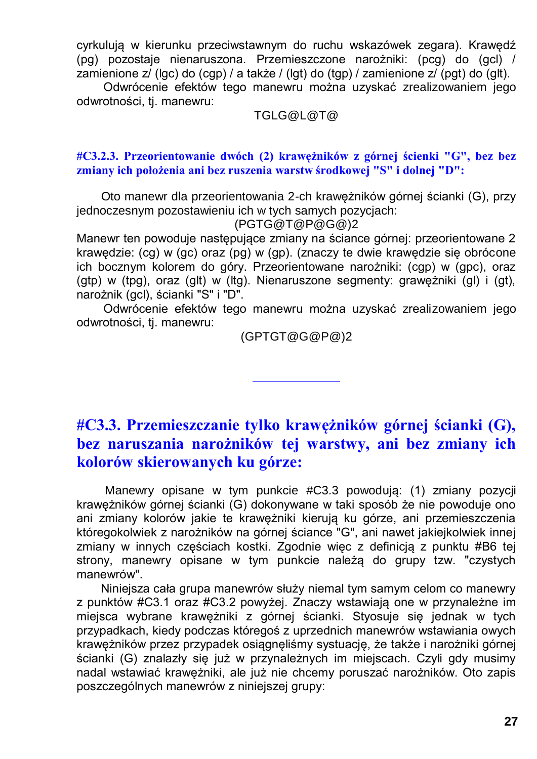cyrkulują w kierunku przeciwstawnym do ruchu wskazówek zegara). Krawędź (pg) pozostaje nienaruszona. Przemieszczone narożniki: (pcg) do (gcl) / zamienione z/ (lgc) do (cgp) / a także / (lgt) do (tgp) / zamienione z/ (pgt) do (glt).

Odwrócenie efektów tego manewru można uzyskać zrealizowaniem jego odwrotności, tj. manewru:

TGLG@L@T@

#### #C3.2.3. Przeorientowanie dwóch (2) krawężników z górnej ścienki "G", bez bez zmiany ich położenia ani bez ruszenia warstw środkowej "S" i dolnej "D":

Oto manewr dla przeorientowania 2-ch krawężników górnej ścianki (G), przy jednoczesnym pozostawieniu ich w tych samych pozycjach:

(PGTG@T@P@G@)2

Manewr ten powoduje następujące zmiany na ściance górnej: przeorientowane 2 krawędzie: (cg) w (gc) oraz (pg) w (gp). (znaczy te dwie krawędzie się obrócone ich bocznym kolorem do góry. Przeorientowane narożniki: (cgp) w (gpc), oraz (gtp) w (tpg), oraz (glt) w (ltg). Nienaruszone segmenty: grawężniki (gl) i (gt), narożnik (gcl), ścianki "S" i "D".

Odwrócenie efektów tego manewru można uzyskać zrealizowaniem jego odwrotności, tj. manewru:

(GPTGT@G@P@)2

---

## #C3.3. Przemieszczanie tylko krawężników górnej ścianki (G), bez naruszania narożników tej warstwy, ani bez zmiany ich kolorów skierowanych ku górze:

Manewry opisane w tym punkcie #C3.3 powodują: (1) zmiany pozycji krawężników górnej ścianki (G) dokonywane w taki sposób że nie powoduje ono ani zmiany kolorów jakie te krawężniki kierują ku górze, ani przemieszczenia któregokolwiek z narożników na górnej ściance "G", ani nawet jakiejkolwiek innej zmiany w innych częściach kostki. Zgodnie więc z definicją z punktu #B6 tej strony, manewry opisane w tym punkcie należą do grupy tzw. "czystych manewrów".

Niniejsza cała grupa manewrów służy niemal tym samym celom co manewry z punktów #C3.1 oraz #C3.2 powyżej. Znaczy wstawiają one w przynależne im miejsca wybrane krawężniki z górnej ścianki. Styosuje się jednak w tych przypadkach, kiedy podczas któregoś z uprzednich manewrów wstawiania owych krawężników przez przypadek osiągnęliśmy systuację, że także i narożniki górnej ścianki (G) znalazły się już w przynależnych im miejscach. Czyli gdy musimy nadal wstawiać krawężniki, ale już nie chcemy poruszać narożników. Oto zapis poszczególnych manewrów z niniejszej grupy: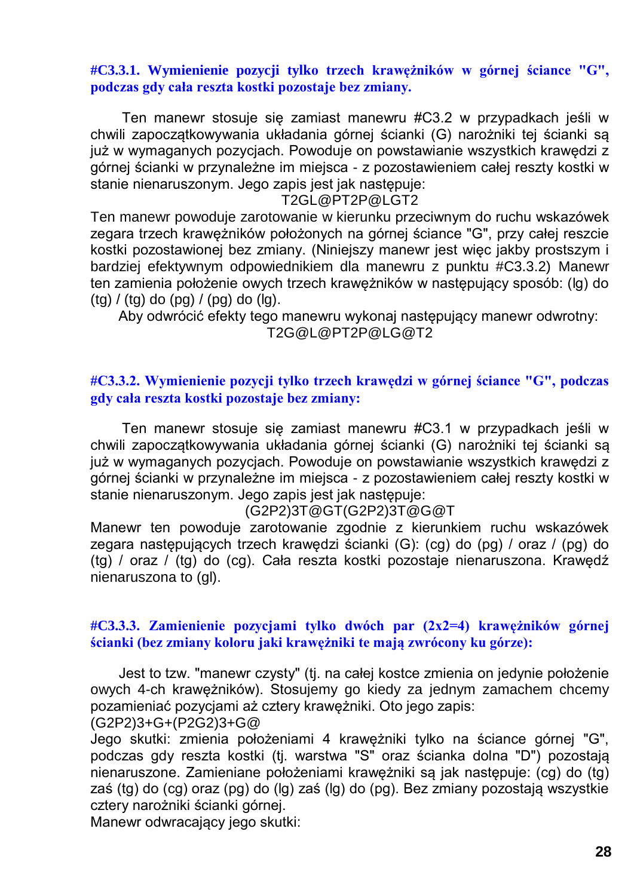### #C3.3.1. Wymienienie pozycji tylko trzech krawężników w górnej ściance "G", podczas gdy cała reszta kostki pozostaje bez zmiany.

Ten manewr stosuje się zamiast manewru #C3.2 w przypadkach jeśli w chwili zapoczątkowywania układania górnej ścianki (G) narożniki tej ścianki są już w wymaganych pozycjach. Powoduje on powstawianie wszystkich krawędzi z górnej ścianki w przynależne im miejsca - z pozostawieniem całej reszty kostki w stanie nienaruszonym. Jego zapis jest jak następuje:

T2GL@PT2P@LGT2

Ten manewr powoduje zarotowanie w kierunku przeciwnym do ruchu wskazówek zegara trzech krawężników położonych na górnej ściance "G", przy całej reszcie kostki pozostawionej bez zmiany. (Niniejszy manewr jest więc jakby prostszym i bardziej efektywnym odpowiednikiem dla manewru z punktu #C3.3.2) Manewr ten zamienia położenie owych trzech krawężników w następujący sposób: (lg) do (tg) / (tg) do (pg) / (pg) do (lg).

Aby odwrócić efekty tego manewru wykonaj następujący manewr odwrotny:

T2G@L@PT2P@LG@T2

### #C3.3.2. Wymienienie pozycji tylko trzech krawędzi w górnej ściance "G", podczas gdy cała reszta kostki pozostaje bez zmiany:

Ten manewr stosuje się zamiast manewru #C3.1 w przypadkach jeśli w chwili zapoczątkowywania układania górnej ścianki (G) narożniki tej ścianki są już w wymaganych pozycjach. Powoduje on powstawianie wszystkich krawędzi z górnej ścianki w przynależne im miejsca - z pozostawieniem całej reszty kostki w stanie nienaruszonym. Jego zapis jest jak następuje:

(G2P2)3T@GT(G2P2)3T@G@T

Manewr ten powoduje zarotowanie zgodnie z kierunkiem ruchu wskazówek zegara następujących trzech krawędzi ścianki (G): (cg) do (pg) / oraz / (pg) do (tg) / oraz / (tg) do (cg). Cała reszta kostki pozostaje nienaruszona. Krawędź nienaruszona to (gl).

### #C3.3.3. Zamienienie pozycjami tylko dwóch par (2x2=4) krawężników górnej ścianki (bez zmiany koloru jaki krawężniki te mają zwrócony ku górze):

Jest to tzw. "manewr czysty" (tj. na całej kostce zmienia on jedynie położenie owych 4-ch krawężników). Stosujemy go kiedy za jednym zamachem chcemy pozamieniać pozycjami aż cztery krawężniki. Oto jego zapis:
(G2P2)3+G+(P2G2)3+G@
Jego skutki: zmienia położeniami 4 krawężniki tylko na ściance górnej "G", podczas gdy reszta kostki (tj. warstwa "S" oraz ścianka dolna "D") pozostają nienaruszone. Zamieniane położeniami krawężniki są jak następuje: (cg) do (tg) zaś (tg) do (cg) oraz (pg) do (lg) zaś (lg) do (pg). Bez zmiany pozostają wszystkie cztery narożniki ścianki górnej.
Manewr odwracający jego skutki: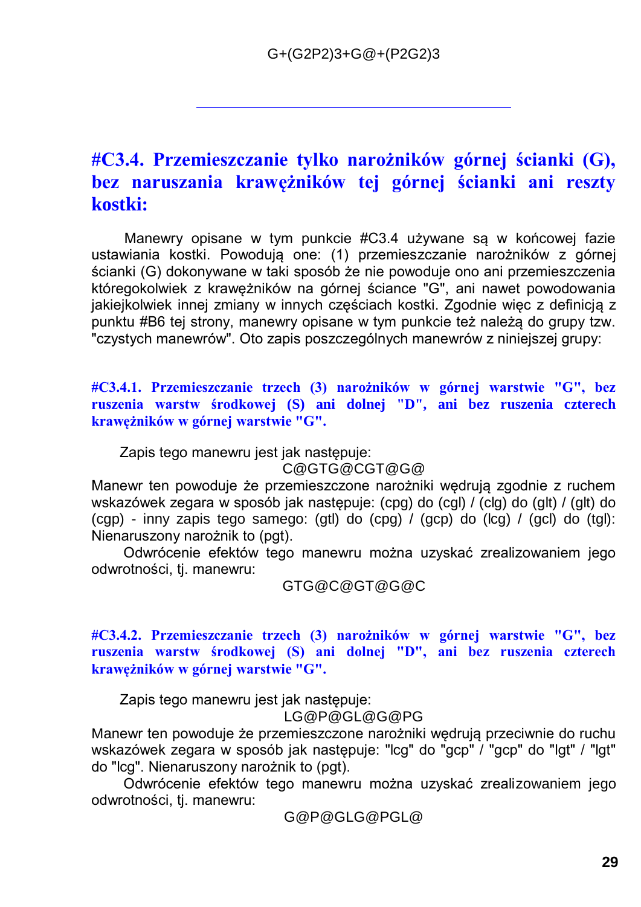G+(G2P2)3+G@+(P2G2)3

---

## #C3.4. Przemieszczanie tylko narożników górnej ścianki (G), bez naruszania krawężników tej górnej ścianki ani reszty kostki:

Manewry opisane w tym punkcie #C3.4 używane są w końcowej fazie ustawiania kostki. Powodują one: (1) przemieszczanie narożników z górnej ścianki (G) dokonywane w taki sposób że nie powoduje ono ani przemieszczenia któregokolwiek z krawężników na górnej ściance "G", ani nawet powodowania jakiejkolwiek innej zmiany w innych częściach kostki. Zgodnie więc z definicją z punktu #B6 tej strony, manewry opisane w tym punkcie też należą do grupy tzw. "czystych manewrów". Oto zapis poszczególnych manewrów z niniejszej grupy:

### #C3.4.1. Przemieszczanie trzech (3) narożników w górnej warstwie "G", bez ruszenia warstw środkowej (S) ani dolnej "D", ani bez ruszenia czterech krawężników w górnej warstwie "G".

Zapis tego manewru jest jak następuje:

C@GTG@CGT@G@

Manewr ten powoduje że przemieszczone narożniki wędrują zgodnie z ruchem wskazówek zegara w sposób jak następuje: (cpg) do (cgl) / (clg) do (glt) / (glt) do (cgp) - inny zapis tego samego: (gtl) do (cpg) / (gcp) do (lcg) / (gcl) do (tgl): Nienaruszony narożnik to (pgt).

Odwrócenie efektów tego manewru można uzyskać zrealizowaniem jego odwrotności, tj. manewru:

GTG@C@GT@G@C

### #C3.4.2. Przemieszczanie trzech (3) narożników w górnej warstwie "G", bez ruszenia warstw środkowej (S) ani dolnej "D", ani bez ruszenia czterech krawężników w górnej warstwie "G".

Zapis tego manewru jest jak następuje:

LG@P@GL@G@PG

Manewr ten powoduje że przemieszczone narożniki wędrują przeciwnie do ruchu wskazówek zegara w sposób jak następuje: "lcg" do "gcp" / "gcp" do "lgt" / "lgt" do "lcg". Nienaruszony narożnik to (pgt).

Odwrócenie efektów tego manewru można uzyskać zrealizowaniem jego odwrotności, tj. manewru:

G@P@GLG@PGL@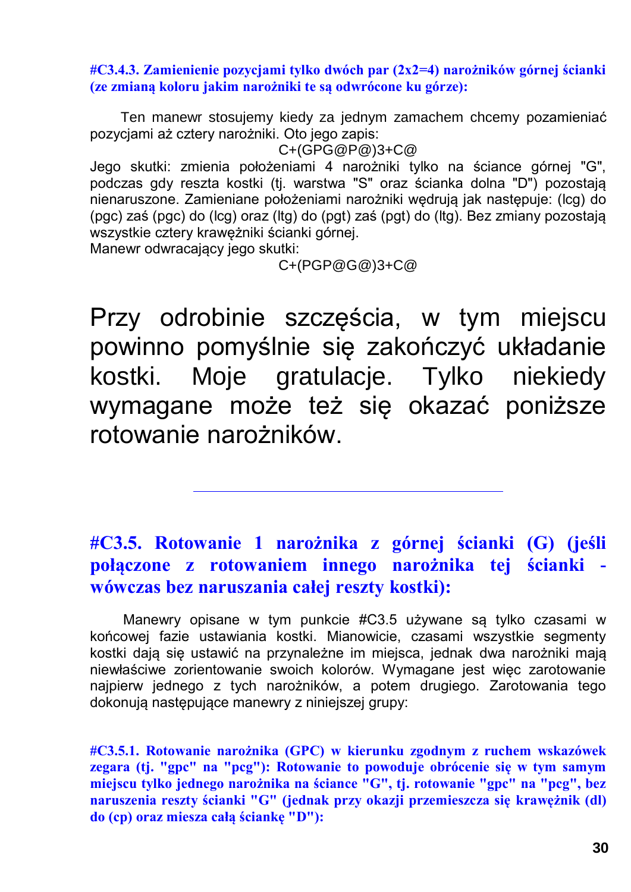**#C3.4.3. Zamienienie pozycjami tylko dwóch par (2x2=4) narożników górnej ścianki (ze zmianą koloru jakim narożniki te są odwrócone ku górze):**

Ten manewr stosujemy kiedy za jednym zamachem chcemy pozamieniać pozycjami aż cztery narożniki. Oto jego zapis:

C+(GPG@P@)3+C@

Jego skutki: zmienia położeniami 4 narożniki tylko na ściance górnej "G", podczas gdy reszta kostki (tj. warstwa "S" oraz ścianka dolna "D") pozostają nienaruszone. Zamieniane położeniami narożniki wędrują jak następuje: (lcg) do (pgc) zaś (pgc) do (lcg) oraz (ltg) do (pgt) zaś (pgt) do (ltg). Bez zmiany pozostają wszystkie cztery krawężniki ścianki górnej.

Manewr odwracający jego skutki:

C+(PGP@G@)3+C@

Przy odrobinie szczęścia, w tym miejscu powinno pomyślnie się zakończyć układanie kostki. Moje gratulacje. Tylko niekiedy wymagane może też się okazać poniższe rotowanie narożników.

---

## #C3.5. Rotowanie 1 narożnika z górnej ścianki (G) (jeśli połączone z rotowaniem innego narożnika tej ścianki - wówczas bez naruszania całej reszty kostki):

Manewry opisane w tym punkcie #C3.5 używane są tylko czasami w końcowej fazie ustawiania kostki. Mianowicie, czasami wszystkie segmenty kostki dają się ustawić na przynależne im miejsca, jednak dwa narożniki mają niewłaściwe zorientowanie swoich kolorów. Wymagane jest więc zarotowanie najpierw jednego z tych narożników, a potem drugiego. Zarotowania tego dokonują następujące manewry z niniejszej grupy:

**#C3.5.1. Rotowanie narożnika (GPC) w kierunku zgodnym z ruchem wskazówek zegara (tj. "gpc" na "pcg"): Rotowanie to powoduje obrócenie się w tym samym miejscu tylko jednego narożnika na ściance "G", tj. rotowanie "gpc" na "pcg", bez naruszenia reszty ścianki "G" (jednak przy okazji przemieszcza się krawężnik (dl) do (cp) oraz miesza całą ściankę "D"):**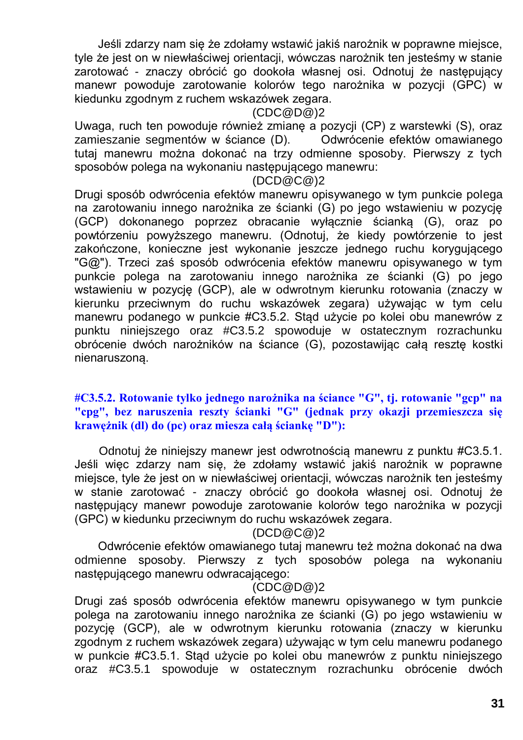Jeśli zdarzy nam się że zdołamy wstawić jakiś narożnik w poprawne miejsce, tyle że jest on w niewłaściwej orientacji, wówczas narożnik ten jesteśmy w stanie zarotować - znaczy obrócić go dookoła własnej osi. Odnotuj że następujący manewr powoduje zarotowanie kolorów tego narożnika w pozycji (GPC) w kiedunku zgodnym z ruchem wskazówek zegara.

(CDC@D@)2

Uwaga, ruch ten powoduje również zmianę a pozycji (CP) z warstewki (S), oraz zamieszanie segmentów w ściance (D). Odwrócenie efektów omawianego tutaj manewru można dokonać na trzy odmienne sposoby. Pierwszy z tych sposobów polega na wykonaniu następującego manewru:

(DCD@C@)2

Drugi sposób odwrócenia efektów manewru opisywanego w tym punkcie polega na zarotowaniu innego narożnika ze ścianki (G) po jego wstawieniu w pozycję (GCP) dokonanego poprzez obracanie wyłącznie ścianką (G), oraz po powtórzeniu powyższego manewru. (Odnotuj, że kiedy powtórzenie to jest zakończone, konieczne jest wykonanie jeszcze jednego ruchu korygującego "G@"). Trzeci zaś sposób odwrócenia efektów manewru opisywanego w tym punkcie polega na zarotowaniu innego narożnika ze ścianki (G) po jego wstawieniu w pozycję (GCP), ale w odwrotnym kierunku rotowania (znaczy w kierunku przeciwnym do ruchu wskazówek zegara) używając w tym celu manewru podanego w punkcie #C3.5.2. Stąd użycie po kolei obu manewrów z punktu niniejszego oraz #C3.5.2 spowoduje w ostatecznym rozrachunku obrócenie dwóch narożników na ściance (G), pozostawiając całą resztę kostki nienaruszoną.

### #C3.5.2. Rotowanie tylko jednego narożnika na ściance "G", tj. rotowanie "gcp" na "cpg", bez naruszenia reszty ścianki "G" (jednak przy okazji przemieszcza się krawężnik (dl) do (pc) oraz miesza całą ściankę "D"):

Odnotuj że niniejszy manewr jest odwrotnością manewru z punktu #C3.5.1. Jeśli więc zdarzy nam się, że zdołamy wstawić jakiś narożnik w poprawne miejsce, tyle że jest on w niewłaściwej orientacji, wówczas narożnik ten jesteśmy w stanie zarotować - znaczy obrócić go dookoła własnej osi. Odnotuj że następujący manewr powoduje zarotowanie kolorów tego narożnika w pozycji (GPC) w kiedunku przeciwnym do ruchu wskazówek zegara.

(DCD@C@)2

Odwrócenie efektów omawianego tutaj manewru też można dokonać na dwa odmienne sposoby. Pierwszy z tych sposobów polega na wykonaniu następującego manewru odwracającego:

(CDC@D@)2

Drugi zaś sposób odwrócenia efektów manewru opisywanego w tym punkcie polega na zarotowaniu innego narożnika ze ścianki (G) po jego wstawieniu w pozycję (GCP), ale w odwrotnym kierunku rotowania (znaczy w kierunku zgodnym z ruchem wskazówek zegara) używając w tym celu manewru podanego w punkcie #C3.5.1. Stąd użycie po kolei obu manewrów z punktu niniejszego oraz #C3.5.1 spowoduje w ostatecznym rozrachunku obrócenie dwóch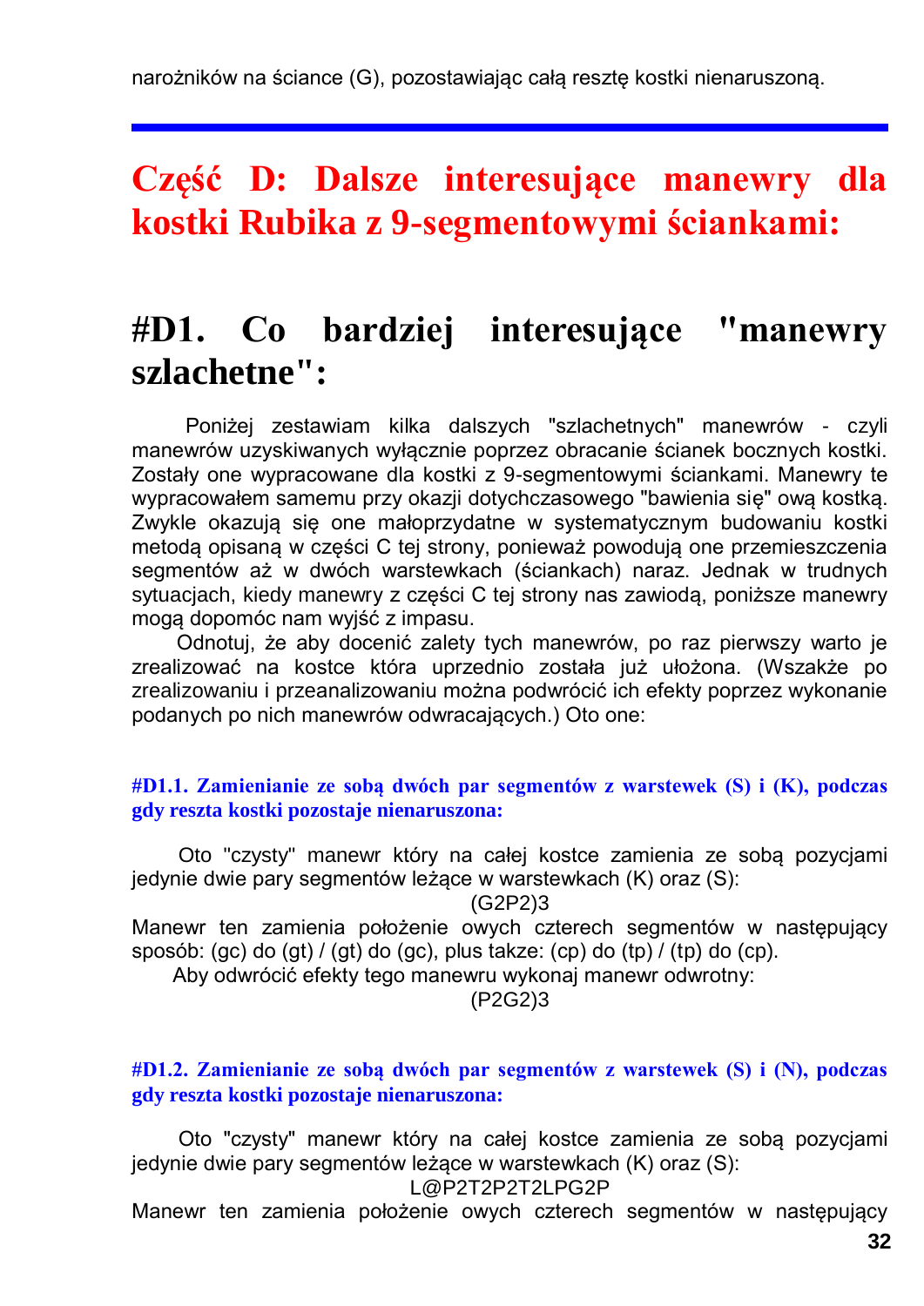narożników na ściance (G), pozostawiając całą resztę kostki nienaruszoną.

---

# Część D: Dalsze interesujące manewry dla kostki Rubika z 9-segmentowymi ściankami:

## #D1. Co bardziej interesujące "manewry szlachetne":

Poniżej zestawiam kilka dalszych "szlachetnych" manewrów - czyli manewrów uzyskiwanych wyłącznie poprzez obracanie ścianek bocznych kostki. Zostały one wypracowane dla kostki z 9-segmentowymi ściankami. Manewry te wypracowałem samemu przy okazji dotychczasowego "bawienia się" ową kostką. Zwykle okazują się one małoprzydatne w systematycznym budowaniu kostki metodą opisaną w części C tej strony, ponieważ powodują one przemieszczenia segmentów aż w dwóch warstewkach (ściankach) naraz. Jednak w trudnych sytuacjach, kiedy manewry z części C tej strony nas zawiodą, poniższe manewry mogą dopomóc nam wyjść z impasu.

Odnotuj, że aby docenić zalety tych manewrów, po raz pierwszy warto je zrealizować na kostce która uprzednio została już ułożona. (Wszakże po zrealizowaniu i przeanalizowaniu można podwrócić ich efekty poprzez wykonanie podanych po nich manewrów odwracających.) Oto one:

### #D1.1. Zamienianie ze sobą dwóch par segmentów z warstewek (S) i (K), podczas gdy reszta kostki pozostaje nienaruszona:

Oto "czysty" manewr który na całej kostce zamienia ze sobą pozycjami jedynie dwie pary segmentów leżące w warstewkach (K) oraz (S):

(G2P2)3

Manewr ten zamienia położenie owych czterech segmentów w następujący sposób: (gc) do (gt) / (gt) do (gc), plus takze: (cp) do (tp) / (tp) do (cp).

Aby odwrócić efekty tego manewru wykonaj manewr odwrotny:

(P2G2)3

### #D1.2. Zamienianie ze sobą dwóch par segmentów z warstewek (S) i (N), podczas gdy reszta kostki pozostaje nienaruszona:

Oto "czysty" manewr który na całej kostce zamienia ze sobą pozycjami jedynie dwie pary segmentów leżące w warstewkach (K) oraz (S):

L@P2T2P2T2LPG2P

Manewr ten zamienia położenie owych czterech segmentów w następujący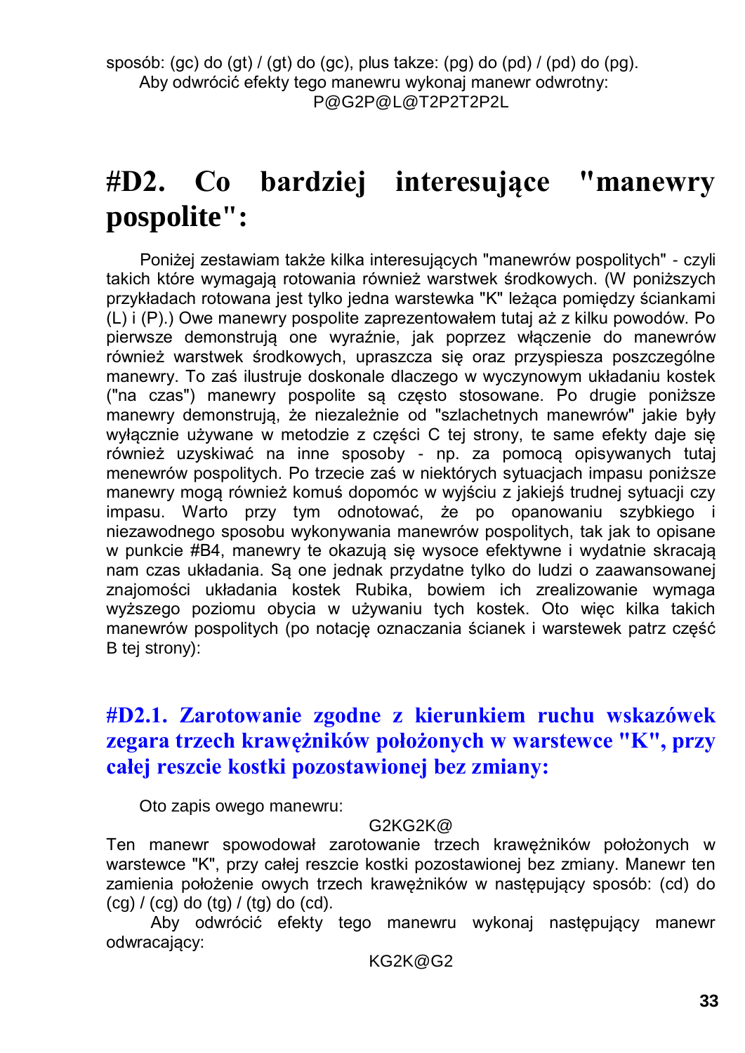sposób: (gc) do (gt) / (gt) do (gc), plus takze: (pg) do (pd) / (pd) do (pg).

Aby odwrócić efekty tego manewru wykonaj manewr odwrotny:

P@G2P@L@T2P2T2P2L

# #D2. Co bardziej interesujące "manewry pospolite":

Poniżej zestawiam także kilka interesujących "manewrów pospolitych" - czyli takich które wymagają rotowania również warstwek środkowych. (W poniższych przykładach rotowana jest tylko jedna warstewka "K" leżąca pomiędzy ściankami (L) i (P).) Owe manewry pospolite zaprezentowałem tutaj aż z kilku powodów. Po pierwsze demonstrują one wyraźnie, jak poprzez włączenie do manewrów również warstwek środkowych, upraszcza się oraz przyspiesza poszczególne manewry. To zaś ilustruje doskonale dlaczego w wyczynowym układaniu kostek ("na czas") manewry pospolite są często stosowane. Po drugie poniższe manewry demonstrują, że niezależnie od "szlachetnych manewrów" jakie były wyłącznie używane w metodzie z części C tej strony, te same efekty daje się również uzyskiwać na inne sposoby - np. za pomocą opisywanych tutaj menewrów pospolitych. Po trzecie zaś w niektórych sytuacjach impasu poniższe manewry mogą również komuś dopomóc w wyjściu z jakiejś trudnej sytuacji czy impasu. Warto przy tym odnotować, że po opanowaniu szybkiego i niezawodnego sposobu wykonywania manewrów pospolitych, tak jak to opisane w punkcie #B4, manewry te okazują się wysoce efektywne i wydatnie skracają nam czas układania. Są one jednak przydatne tylko do ludzi o zaawansowanej znajomości układania kostek Rubika, bowiem ich zrealizowanie wymaga wyższego poziomu obycia w używaniu tych kostek. Oto więc kilka takich manewrów pospolitych (po notację oznaczania ścianek i warstewek patrz część B tej strony):

## #D2.1. Zarotowanie zgodne z kierunkiem ruchu wskazówek zegara trzech krawężników położonych w warstewce "K", przy całej reszcie kostki pozostawionej bez zmiany:

Oto zapis owego manewru:

G2KG2K@

Ten manewr spowodował zarotowanie trzech krawężników położonych w warstewce "K", przy całej reszcie kostki pozostawionej bez zmiany. Manewr ten zamienia położenie owych trzech krawężników w następujący sposób: (cd) do (cg) / (cg) do (tg) / (tg) do (cd).

Aby odwrócić efekty tego manewru wykonaj następujący manewr odwracający:

KG2K@G2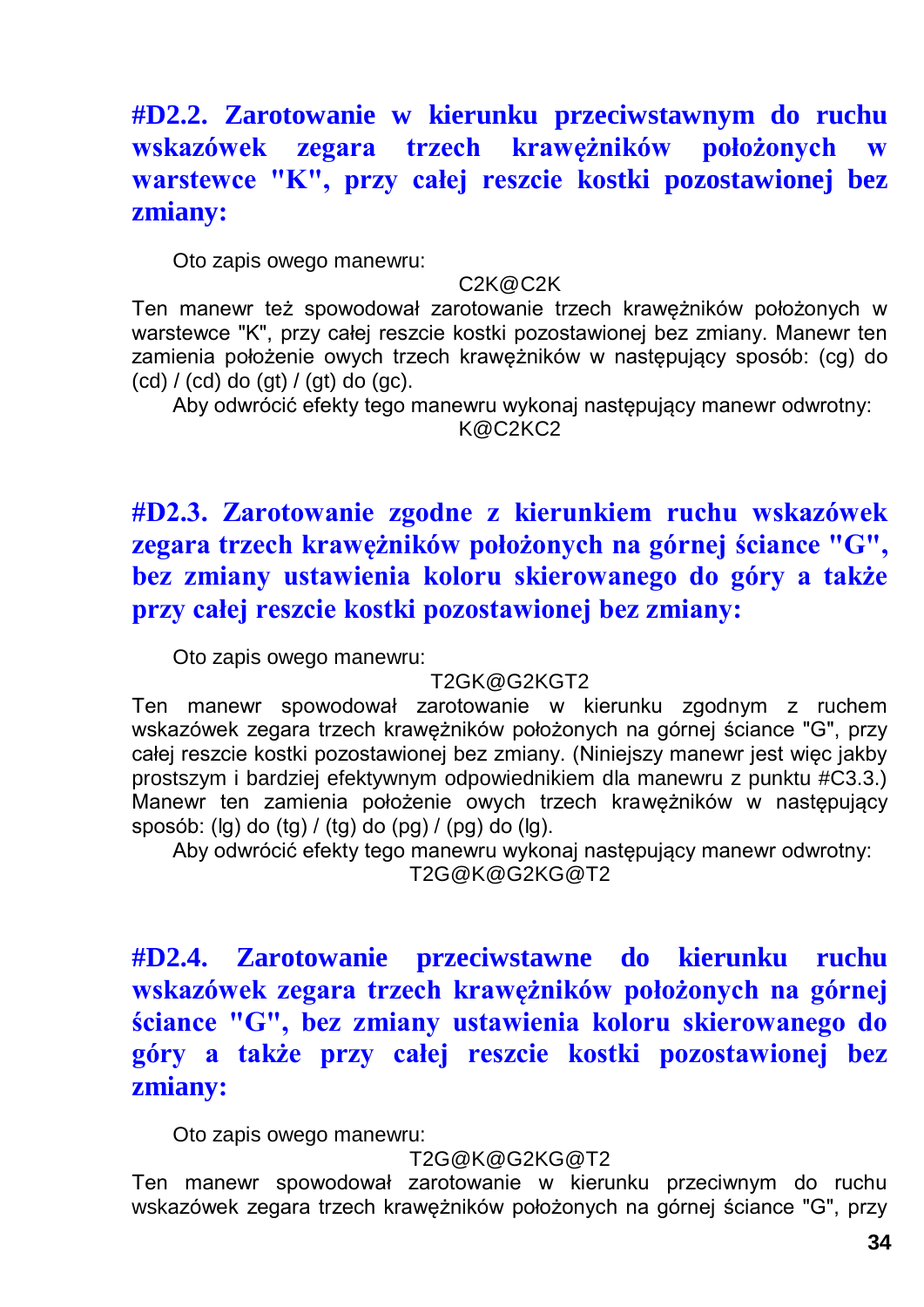## #D2.2. Zarotowanie w kierunku przeciwstawnym do ruchu wskazówek zegara trzech krawężników położonych w warstewce "K", przy całej reszcie kostki pozostawionej bez zmiany:

Oto zapis owego manewru:

C2K@C2K

Ten manewr też spowodował zarotowanie trzech krawężników położonych w warstewce "K", przy całej reszcie kostki pozostawionej bez zmiany. Manewr ten zamienia położenie owych trzech krawężników w następujący sposób: (cg) do (cd) / (cd) do (gt) / (gt) do (gc).

Aby odwrócić efekty tego manewru wykonaj następujący manewr odwrotny:

K@C2KC2

## #D2.3. Zarotowanie zgodne z kierunkiem ruchu wskazówek zegara trzech krawężników położonych na górnej ściance "G", bez zmiany ustawienia koloru skierowanego do góry a także przy całej reszcie kostki pozostawionej bez zmiany:

Oto zapis owego manewru:

T2GK@G2KGT2

Ten manewr spowodował zarotowanie w kierunku zgodnym z ruchem wskazówek zegara trzech krawężników położonych na górnej ściance "G", przy całej reszcie kostki pozostawionej bez zmiany. (Niniejszy manewr jest więc jakby prostszym i bardziej efektywnym odpowiednikiem dla manewru z punktu #C3.3.) Manewr ten zamienia położenie owych trzech krawężników w następujący sposób: (lg) do (tg) / (tg) do (pg) / (pg) do (lg).

Aby odwrócić efekty tego manewru wykonaj następujący manewr odwrotny:

T2G@K@G2KG@T2

## #D2.4. Zarotowanie przeciwstawne do kierunku ruchu wskazówek zegara trzech krawężników położonych na górnej ściance "G", bez zmiany ustawienia koloru skierowanego do góry a także przy całej reszcie kostki pozostawionej bez zmiany:

Oto zapis owego manewru:

T2G@K@G2KG@T2

Ten manewr spowodował zarotowanie w kierunku przeciwnym do ruchu wskazówek zegara trzech krawężników położonych na górnej ściance "G", przy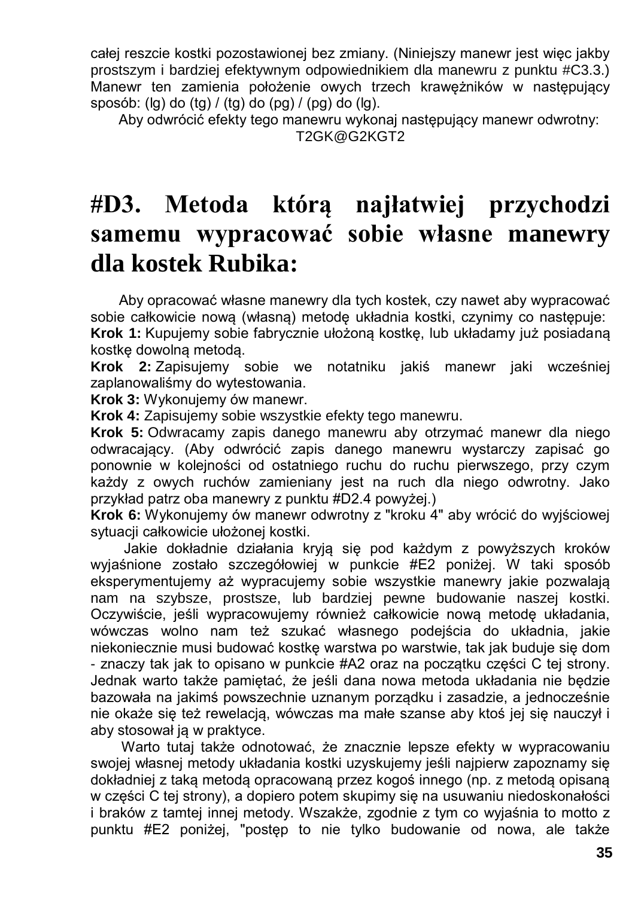całej reszcie kostki pozostawionej bez zmiany. (Niniejszy manewr jest więc jakby prostszym i bardziej efektywnym odpowiednikiem dla manewru z punktu #C3.3.) Manewr ten zamienia położenie owych trzech krawężników w następujący sposób: (lg) do (tg) / (tg) do (pg) / (pg) do (lg).

Aby odwrócić efekty tego manewru wykonaj następujący manewr odwrotny:

T2GK@G2KGT2

# #D3. Metoda którą najłatwiej przychodzi samemu wypracować sobie własne manewry dla kostek Rubika:

Aby opracować własne manewry dla tych kostek, czy nawet aby wypracować sobie całkowicie nową (własną) metodę układnia kostki, czynimy co następuje:

**Krok 1:** Kupujemy sobie fabrycznie ułożoną kostkę, lub układamy już posiadaną kostkę dowolną metodą.

**Krok 2:** Zapisujemy sobie we notatniku jakiś manewr jaki wcześniej zaplanowaliśmy do wytestowania.

**Krok 3:** Wykonujemy ów manewr.

**Krok 4:** Zapisujemy sobie wszystkie efekty tego manewru.

**Krok 5:** Odwracamy zapis danego manewru aby otrzymać manewr dla niego odwracający. (Aby odwrócić zapis danego manewru wystarczy zapisać go ponownie w kolejności od ostatniego ruchu do ruchu pierwszego, przy czym każdy z owych ruchów zamieniany jest na ruch dla niego odwrotny. Jako przykład patrz oba manewry z punktu #D2.4 powyżej.)

**Krok 6:** Wykonujemy ów manewr odwrotny z "kroku 4" aby wrócić do wyjściowej sytuacji całkowicie ułożonej kostki.

Jakie dokładnie działania kryją się pod każdym z powyższych kroków wyjaśnione zostało szczegółowiej w punkcie #E2 poniżej. W taki sposób eksperymentujemy aż wypracujemy sobie wszystkie manewry jakie pozwalają nam na szybsze, prostsze, lub bardziej pewne budowanie naszej kostki. Oczywiście, jeśli wypracowujemy również całkowicie nową metodę układania, wówczas wolno nam też szukać własnego podejścia do układnia, jakie niekoniecznie musi budować kostkę warstwa po warstwie, tak jak buduje się dom - znaczy tak jak to opisano w punkcie #A2 oraz na początku części C tej strony. Jednak warto także pamiętać, że jeśli dana nowa metoda układania nie będzie bazowała na jakimś powszechnie uznanym porządku i zasadzie, a jednocześnie nie okaże się też rewelacją, wówczas ma małe szanse aby ktoś jej się nauczył i aby stosował ją w praktyce.

Warto tutaj także odnotować, że znacznie lepsze efekty w wypracowaniu swojej własnej metody układania kostki uzyskujemy jeśli najpierw zapoznamy się dokładniej z taką metodą opracowaną przez kogoś innego (np. z metodą opisaną w części C tej strony), a dopiero potem skupimy się na usuwaniu niedoskonałości i braków z tamtej innej metody. Wszakże, zgodnie z tym co wyjaśnia to motto z punktu #E2 poniżej, "postęp to nie tylko budowanie od nowa, ale także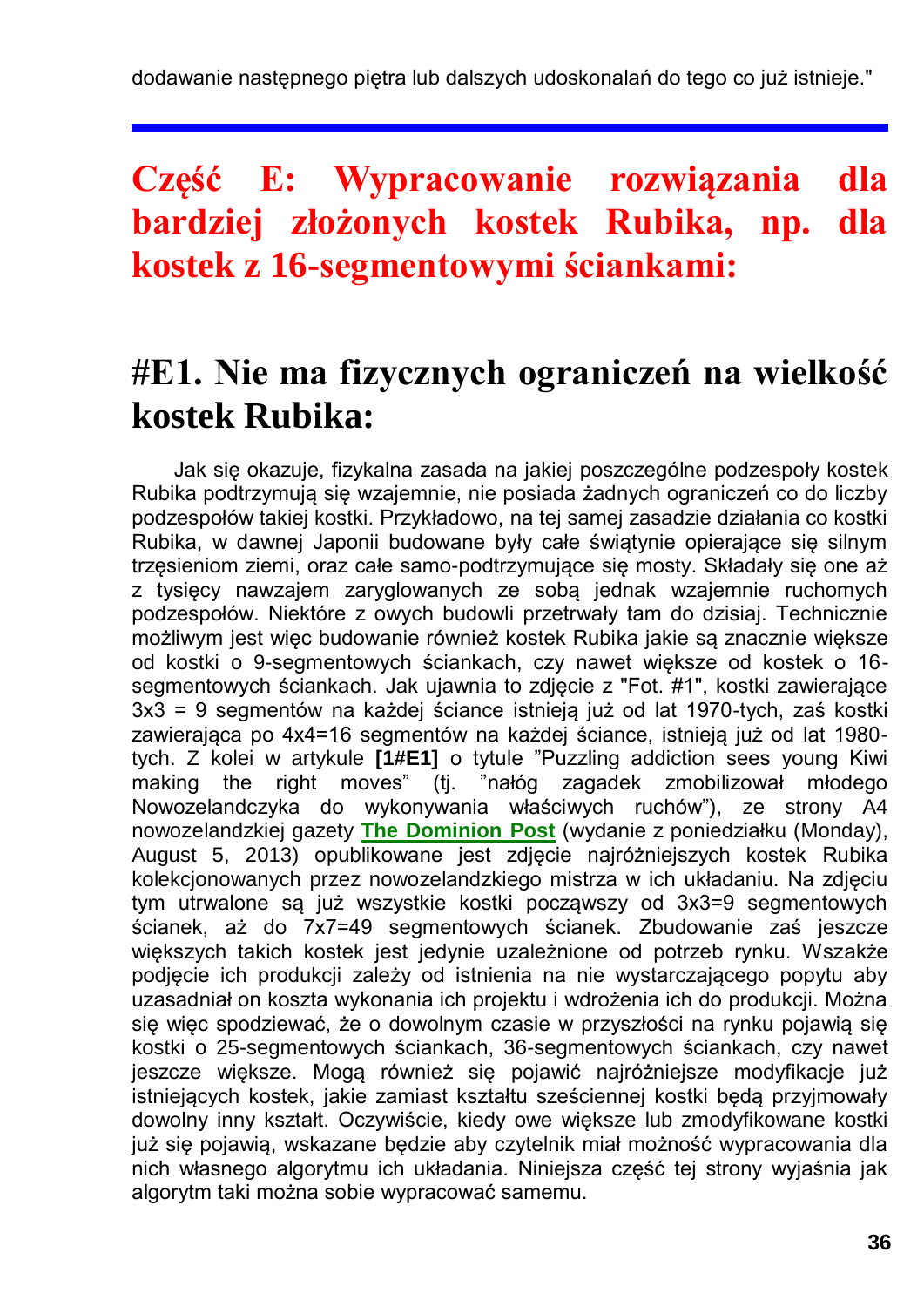dodawanie następnego piętra lub dalszych udoskonalań do tego co już istnieje."

---

# Część E: Wypracowanie rozwiązania dla bardziej złożonych kostek Rubika, np. dla kostek z 16-segmentowymi ściankami:

## #E1. Nie ma fizycznych ograniczeń na wielkość kostek Rubika:

Jak się okazuje, fizykalna zasada na jakiej poszczególne podzespoły kostek Rubika podtrzymują się wzajemnie, nie posiada żadnych ograniczeń co do liczby podzespołów takiej kostki. Przykładowo, na tej samej zasadzie działania co kostki Rubika, w dawnej Japonii były całe świątynie opierające się silnym trzęsieniom ziemi, oraz całe samo-podtrzymujące się mosty. Składały się one aż z tysięcy nawzajem zaryglowanych ze sobą jednak wzajemnie ruchomych podzespołów. Niektóre z owych budowli przetrwały tam do dzisiaj. Technicznie możliwym jest więc budowanie również kostek Rubika jakie są znacznie większe od kostki o 9-segmentowych ściankach, czy nawet większe od kostek o 16-segmentowych ściankach. Jak ujawnia to zdjęcie z "Fot. #1", kostki zawierające 3x3 = 9 segmentów na każdej ściance istnieją już od lat 1970-tych, zaś kostki zawierająca po 4x4=16 segmentów na każdej ściance, istnieją już od lat 1980-tych. Z kolei w artykule **[1#E1]** o tytule "Puzzling addiction sees young Kiwi making the right moves" (tj. "nałóg zagadek zmobilizował młodego Nowozelandczyka do wykonywania właściwych ruchów"), ze strony A4 nowozelandzkiej gazety **The Dominion Post** (wydanie z poniedziałku (Monday), August 5, 2013) opublikowane jest zdjęcie najróżniejszych kostek Rubika kolekcjonowanych przez nowozelandzkiego mistrza w ich układaniu. Na zdjęciu tym utrwalone są już wszystkie kostki począwszy od 3x3=9 segmentowych ścianek, aż do 7x7=49 segmentowych ścianek. Zbudowanie zaś jeszcze większych takich kostek jest jedynie uzależnione od potrzeb rynku. Wszakże podjęcie ich produkcji zależy od istnienia na nie wystarczającego popytu aby uzasadniał on koszta wykonania ich projektu i wdrożenia ich do produkcji. Można się więc spodziewać, że o dowolnym czasie w przyszłości na rynku pojawią się kostki o 25-segmentowych ściankach, 36-segmentowych ściankach, czy nawet jeszcze większe. Mogą również się pojawić najróżniejsze modyfikacje już istniejących kostek, jakie zamiast kształtu sześciennej kostki będą przyjmowały dowolny inny kształt. Oczywiście, kiedy owe większe lub zmodyfikowane kostki już się pojawią, wskazane będzie aby czytelnik miał możność wypracowania dla nich własnego algorytmu ich układania. Niniejsza część tej strony wyjaśnia jak algorytm taki można sobie wypracować samemu.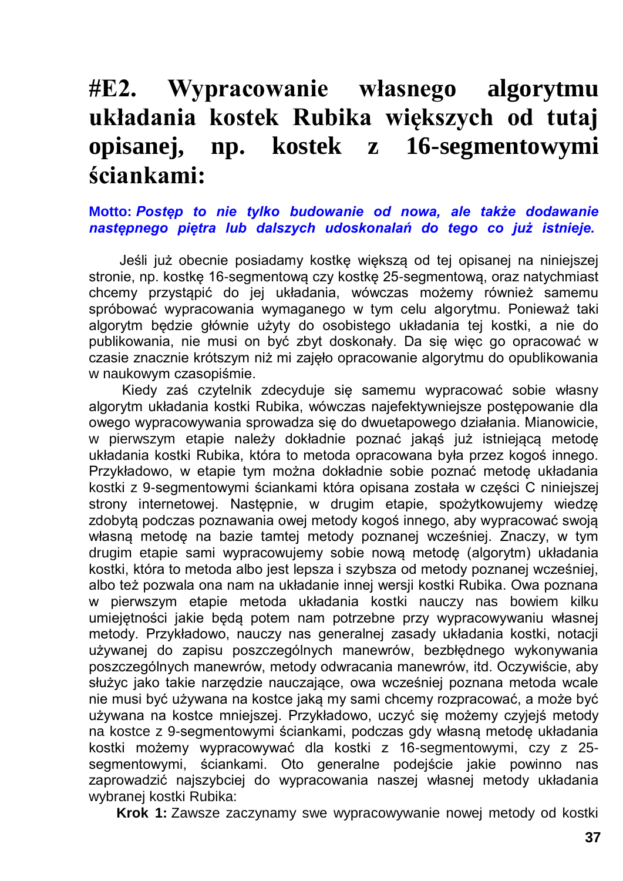# #E2. Wypracowanie własnego algorytmu układania kostek Rubika większych od tutaj opisanej, np. kostek z 16-segmentowymi ściankami:

**Motto:** ***Postęp to nie tylko budowanie od nowa, ale także dodawanie następnego piętra lub dalszych udoskonaleń do tego co już istnieje.***

Jeśli już obecnie posiadamy kostkę większą od tej opisanej na niniejszej stronie, np. kostkę 16-segmentową czy kostkę 25-segmentową, oraz natychmiast chcemy przystąpić do jej układania, wówczas możemy również samemu spróbować wypracowania wymaganego w tym celu algorytmu. Ponieważ taki algorytm będzie głównie użyty do osobistego układania tej kostki, a nie do publikowania, nie musi on być zbyt doskonały. Da się więc go opracować w czasie znacznie krótszym niż mi zajęło opracowanie algorytmu do opublikowania w naukowym czasopiśmie.

Kiedy zaś czytelnik zdecyduje się samemu wypracować sobie własny algorytm układania kostki Rubika, wówczas najefektywniejsze postępowanie dla owego wypracowywania sprowadza się do dwuetapowego działania. Mianowicie, w pierwszym etapie należy dokładnie poznać jakąś już istniejącą metodę układania kostki Rubika, która to metoda opracowana była przez kogoś innego. Przykładowo, w etapie tym można dokładnie sobie poznać metodę układania kostki z 9-segmentowymi ściankami która opisana została w części C niniejszej strony internetowej. Następnie, w drugim etapie, spożytkowujemy wiedzę zdobytą podczas poznawania owej metody kogoś innego, aby wypracować swoją własną metodę na bazie tamtej metody poznanej wcześniej. Znaczy, w tym drugim etapie sami wypracowujemy sobie nową metodę (algorytm) układania kostki, która to metoda albo jest lepsza i szybsza od metody poznanej wcześniej, albo też pozwala ona nam na układanie innej wersji kostki Rubika. Owa poznana w pierwszym etapie metoda układania kostki nauczy nas bowiem kilku umiejętności jakie będą potem nam potrzebne przy wypracowywaniu własnej metody. Przykładowo, nauczy nas generalnej zasady układania kostki, notacji używanej do zapisu poszczególnych manewrów, bezbłędnego wykonywania poszczególnych manewrów, metody odwracania manewrów, itd. Oczywiście, aby służyc jako takie narzędzie nauczające, owa wcześniej poznana metoda wcale nie musi być używana na kostce jaką my sami chcemy rozpracować, a może być używana na kostce mniejszej. Przykładowo, uczyć się możemy czyjejś metody na kostce z 9-segmentowymi ściankami, podczas gdy własną metodę układania kostki możemy wypracowywać dla kostki z 16-segmentowymi, czy z 25-segmentowymi, ściankami. Oto generalne podejście jakie powinno nas zaprowadzić najszybciej do wypracowania naszej własnej metody układania wybranej kostki Rubika:

**Krok 1:** Zawsze zaczynamy swe wypracowywanie nowej metody od kostki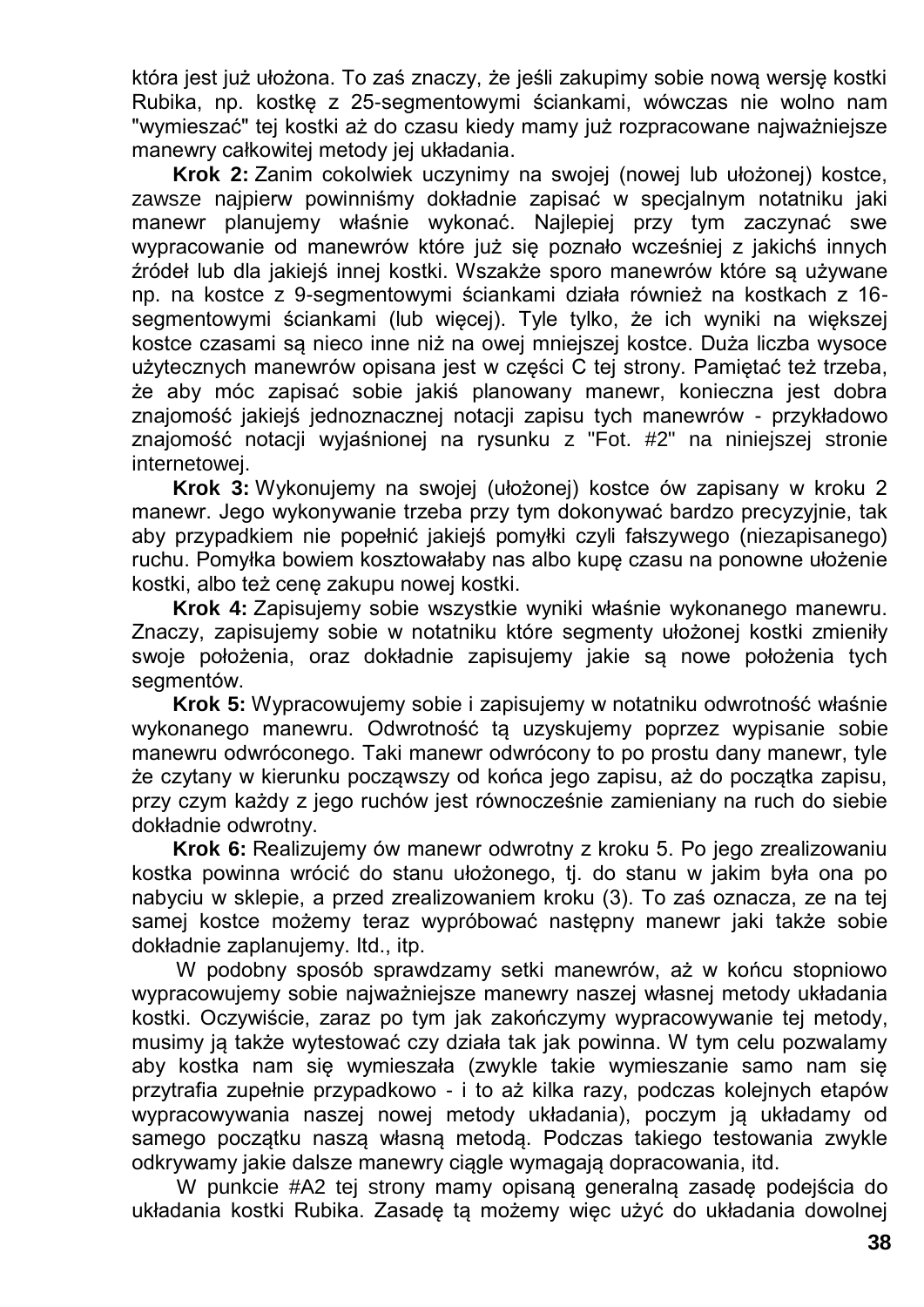która jest już ułożona. To zaś znaczy, że jeśli zakupimy sobie nową wersję kostki Rubika, np. kostkę z 25-segmentowymi ściankami, wówczas nie wolno nam "wymieszać" tej kostki aż do czasu kiedy mamy już rozpracowane najważniejsze manewry całkowitej metody jej układania.

**Krok 2:** Zanim cokolwiek uczynimy na swojej (nowej lub ułożonej) kostce, zawsze najpierw powinniśmy dokładnie zapisać w specjalnym notatniku jaki manewr planujemy właśnie wykonać. Najlepiej przy tym zaczynać swe wypracowanie od manewrów które już się poznało wcześniej z jakichś innych źródeł lub dla jakiejś innej kostki. Wszakże sporo manewrów które są używane np. na kostce z 9-segmentowymi ściankami działa również na kostkach z 16-segmentowymi ściankami (lub więcej). Tyle tylko, że ich wyniki na większej kostce czasami są nieco inne niż na owej mniejszej kostce. Duża liczba wysoce użytecznych manewrów opisana jest w części C tej strony. Pamiętać też trzeba, że aby móc zapisać sobie jakiś planowany manewr, konieczna jest dobra znajomość jakiejś jednoznacznej notacji zapisu tych manewrów - przykładowo znajomość notacji wyjaśnionej na rysunku z "Fot. #2" na niniejszej stronie internetowej.

**Krok 3:** Wykonujemy na swojej (ułożonej) kostce ów zapisany w kroku 2 manewr. Jego wykonywanie trzeba przy tym dokonywać bardzo precyzyjnie, tak aby przypadkiem nie popełnić jakiejś pomyłki czyli fałszywego (niezapisanego) ruchu. Pomyłka bowiem kosztowałaby nas albo kupę czasu na ponowne ułożenie kostki, albo też cenę zakupu nowej kostki.

**Krok 4:** Zapisujemy sobie wszystkie wyniki właśnie wykonanego manewru. Znaczy, zapisujemy sobie w notatniku które segmenty ułożonej kostki zmieniły swoje położenia, oraz dokładnie zapisujemy jakie są nowe położenia tych segmentów.

**Krok 5:** Wypracowujemy sobie i zapisujemy w notatniku odwrotność właśnie wykonanego manewru. Odwrotność tą uzyskujemy poprzez wypisanie sobie manewru odwróconego. Taki manewr odwrócony to po prostu dany manewr, tyle że czytany w kierunku począwszy od końca jego zapisu, aż do początku zapisu, przy czym każdy z jego ruchów jest równocześnie zamieniany na ruch do siebie dokładnie odwrotny.

**Krok 6:** Realizujemy ów manewr odwrotny z kroku 5. Po jego zrealizowaniu kostka powinna wrócić do stanu ułożonego, tj. do stanu w jakim była ona po nabyciu w sklepie, a przed zrealizowaniem kroku (3). To zaś oznacza, ze na tej samej kostce możemy teraz wypróbować następny manewr jaki także sobie dokładnie zaplanujemy. Itd., itp.

W podobny sposób sprawdzamy setki manewrów, aż w końcu stopniowo wypracowujemy sobie najważniejsze manewry naszej własnej metody układania kostki. Oczywiście, zaraz po tym jak zakończymy wypracowywanie tej metody, musimy ją także wytestować czy działa tak jak powinna. W tym celu pozwalamy aby kostka nam się wymieszała (zwykle takie wymieszanie samo nam się przytrafia zupełnie przypadkowo - i to aż kilka razy, podczas kolejnych etapów wypracowywania naszej nowej metody układania), poczym ją układamy od samego początku naszą własną metodą. Podczas takiego testowania zwykle odkrywamy jakie dalsze manewry ciągle wymagają dopracowania, itd.

W punkcie #A2 tej strony mamy opisaną generalną zasadę podejścia do układania kostki Rubika. Zasadę tą możemy więc użyć do układania dowolnej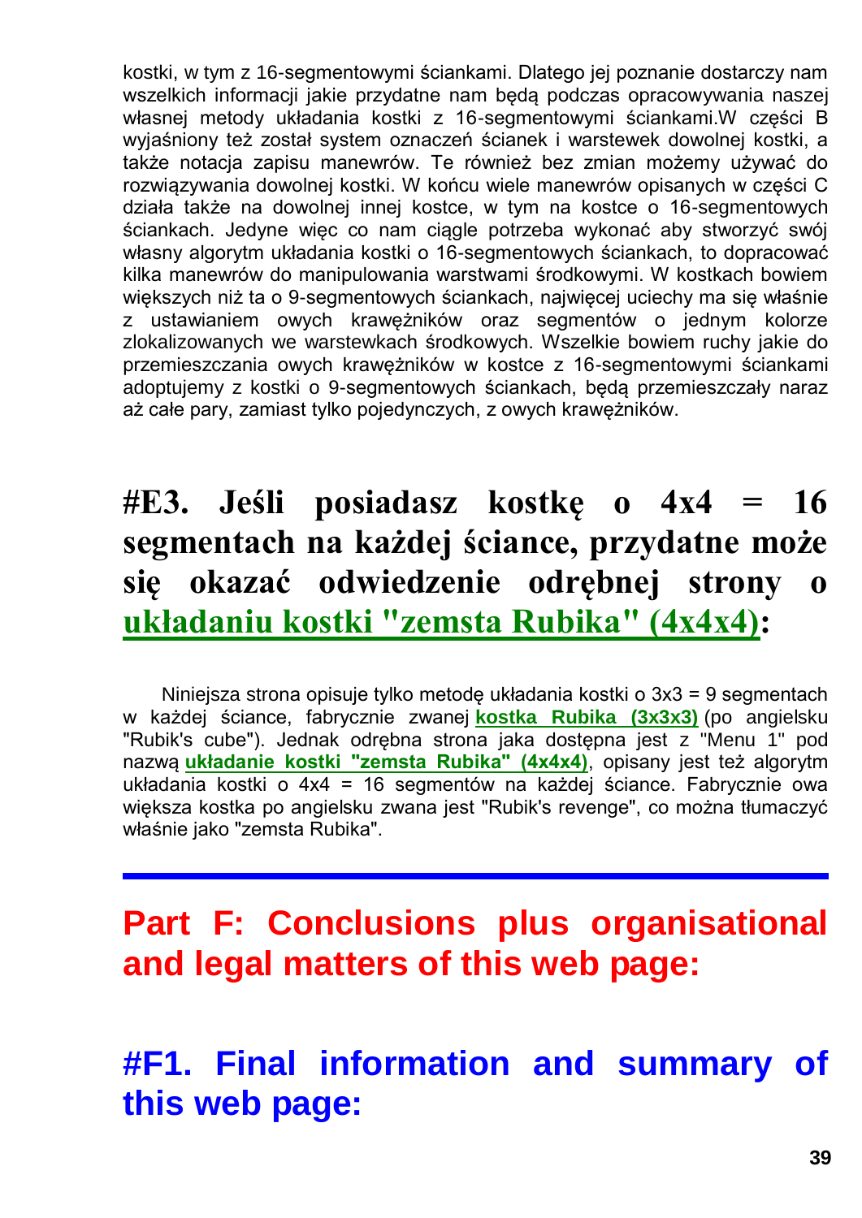kostki, w tym z 16-segmentowymi ściankami. Dlatego jej poznanie dostarczy nam wszelkich informacji jakie przydatne nam będą podczas opracowywania naszej własnej metody układania kostki z 16-segmentowymi ściankami.W części B wyjaśniony też został system oznaczeń ścianek i warstewek dowolnej kostki, a także notacja zapisu manewrów. Te również bez zmian możemy używać do rozwiązywania dowolnej kostki. W końcu wiele manewrów opisanych w części C działa także na dowolnej innej kostce, w tym na kostce o 16-segmentowych ściankach. Jedyne więc co nam ciągle potrzeba wykonać aby stworzyć swój własny algorytm układania kostki o 16-segmentowych ściankach, to dopracować kilka manewrów do manipulowania warstwami środkowymi. W kostkach bowiem większych niż ta o 9-segmentowych ściankach, najwięcej uciechy ma się właśnie z ustawianiem owych krawężników oraz segmentów o jednym kolorze zlokalizowanych we warstewkach środkowych. Wszelkie bowiem ruchy jakie do przemieszczania owych krawężników w kostce z 16-segmentowymi ściankami adoptujemy z kostki o 9-segmentowych ściankach, będą przemieszczały naraz aż całe pary, zamiast tylko pojedynczych, z owych krawężników.

## #E3. Jeśli posiadasz kostkę o 4x4 = 16 segmentach na każdej ściance, przydatne może się okazać odwiedzenie odrębnej strony o układaniu kostki "zemsta Rubika" (4x4x4):

Niniejsza strona opisuje tylko metodę układania kostki o 3x3 = 9 segmentach w każdej ściance, fabrycznie zwanej **kostka Rubika (3x3x3)** (po angielsku "Rubik's cube"). Jednak odrębna strona jaka dostępna jest z "Menu 1" pod nazwą **układanie kostki "zemsta Rubika" (4x4x4)**, opisany jest też algorytm układania kostki o 4x4 = 16 segmentów na każdej ściance. Fabrycznie owa większa kostka po angielsku zwana jest "Rubik's revenge", co można tłumaczyć właśnie jako "zemsta Rubika".

---

# Part F: Conclusions plus organisational and legal matters of this web page:

## #F1. Final information and summary of this web page: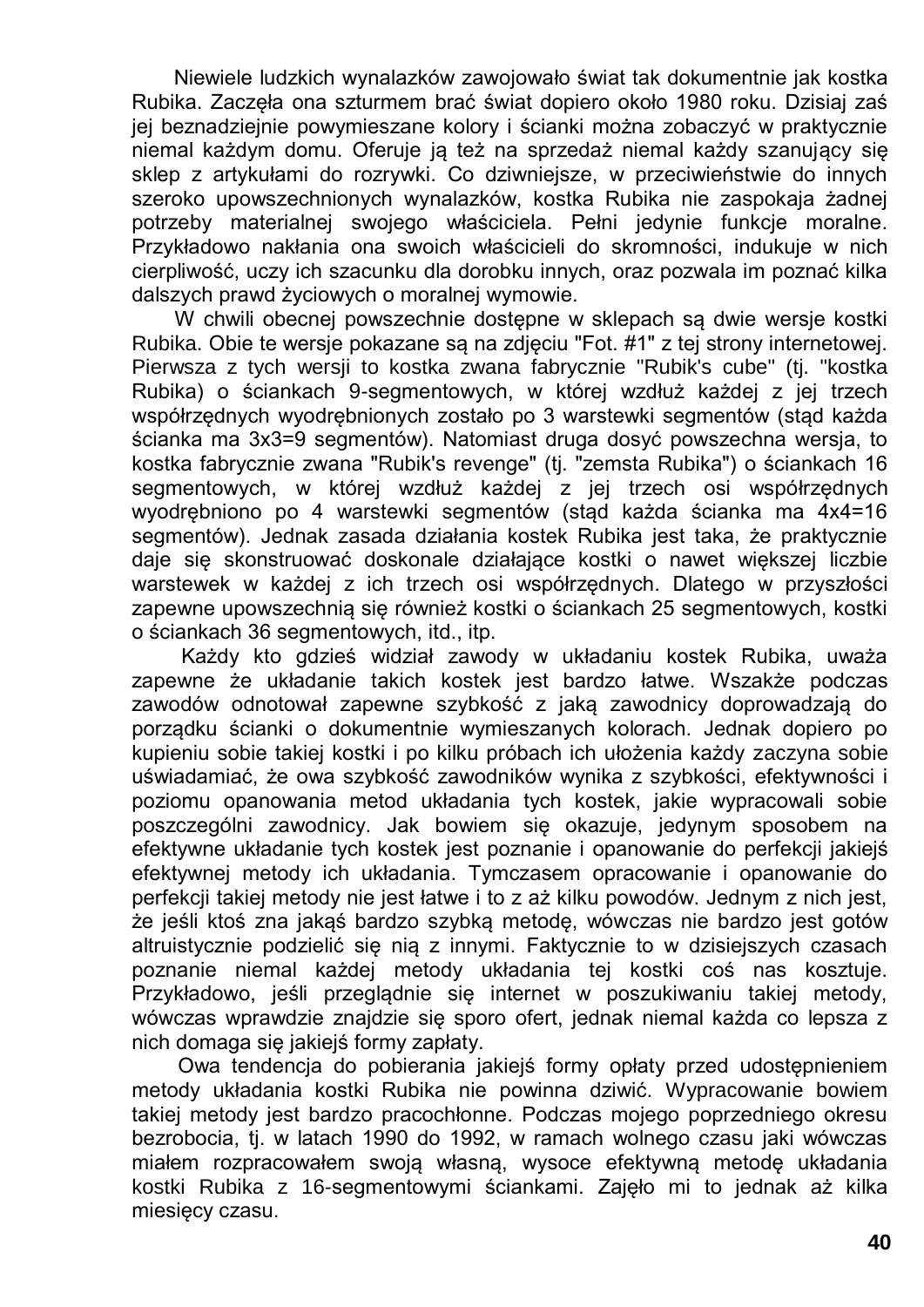Niewiele ludzkich wynalazków zawojowało świat tak dokumentnie jak kostka Rubika. Zaczęła ona szturmem brać świat dopiero około 1980 roku. Dzisiaj zaś jej beznadziejnie powymieszane kolory i ścianki można zobaczyć w praktycznie niemal każdym domu. Oferuje ją też na sprzedaż niemal każdy szanujący się sklep z artykułami do rozrywki. Co dziwniejsze, w przeciwieństwie do innych szeroko upowszechnionych wynalazków, kostka Rubika nie zaspokaja żadnej potrzeby materialnej swojego właściciela. Pełni jedynie funkcje moralne. Przykładowo nakłania ona swoich właścicieli do skromności, indukuje w nich cierpliwość, uczy ich szacunku dla dorobku innych, oraz pozwala im poznać kilka dalszych prawd życiowych o moralnej wymowie.

W chwili obecnej powszechnie dostępne w sklepach są dwie wersje kostki Rubika. Obie te wersje pokazane są na zdjęciu "Fot. #1" z tej strony internetowej. Pierwsza z tych wersji to kostka zwana fabrycznie "Rubik's cube" (tj. "kostka Rubika) o ściankach 9-segmentowych, w której wzdłuż każdej z jej trzech współrzędnych wyodrębnionych zostało po 3 warstewki segmentów (stąd każda ścianka ma 3x3=9 segmentów). Natomiast druga dosyć powszechna wersja, to kostka fabrycznie zwana "Rubik's revenge" (tj. "zemsta Rubika") o ściankach 16 segmentowych, w której wzdłuż każdej z jej trzech osi współrzędnych wyodrębniono po 4 warstewki segmentów (stąd każda ścianka ma 4x4=16 segmentów). Jednak zasada działania kostek Rubika jest taka, że praktycznie daje się skonstruować doskonale działające kostki o nawet większej liczbie warstewek w każdej z ich trzech osi współrzędnych. Dlatego w przyszłości zapewne upowszechnią się również kostki o ściankach 25 segmentowych, kostki o ściankach 36 segmentowych, itd., itp.

Każdy kto gdzieś widział zawody w układaniu kostek Rubika, uważa zapewne że układanie takich kostek jest bardzo łatwe. Wszakże podczas zawodów odnotował zapewne szybkość z jaką zawodnicy doprowadzają do porządku ścianki o dokumentnie wymieszanych kolorach. Jednak dopiero po kupieniu sobie takiej kostki i po kilku próbach ich ułożenia każdy zaczyna sobie uświadamiać, że owa szybkość zawodników wynika z szybkości, efektywności i poziomu opanowania metod układania tych kostek, jakie wypracowali sobie poszczególni zawodnicy. Jak bowiem się okazuje, jedynym sposobem na efektywne układanie tych kostek jest poznanie i opanowanie do perfekcji jakiejś efektywnej metody ich układania. Tymczasem opracowanie i opanowanie do perfekcji takiej metody nie jest łatwe i to z aż kilku powodów. Jednym z nich jest, że jeśli ktoś zna jakąś bardzo szybką metodę, wówczas nie bardzo jest gotów altruistycznie podzielić się nią z innymi. Faktycznie to w dzisiejszych czasach poznanie niemal każdej metody układania tej kostki coś nas kosztuje. Przykładowo, jeśli przeglądnie się internet w poszukiwaniu takiej metody, wówczas wprawdzie znajdzie się sporo ofert, jednak niemal każda co lepsza z nich domaga się jakiejś formy zapłaty.

Owa tendencja do pobierania jakiejś formy opłaty przed udostępnieniem metody układania kostki Rubika nie powinna dziwić. Wypracowanie bowiem takiej metody jest bardzo pracochłonne. Podczas mojego poprzedniego okresu bezrobocia, tj. w latach 1990 do 1992, w ramach wolnego czasu jaki wówczas miałem rozpracowałem swoją własną, wysoce efektywną metodę układania kostki Rubika z 16-segmentowymi ściankami. Zajęło mi to jednak aż kilka miesięcy czasu.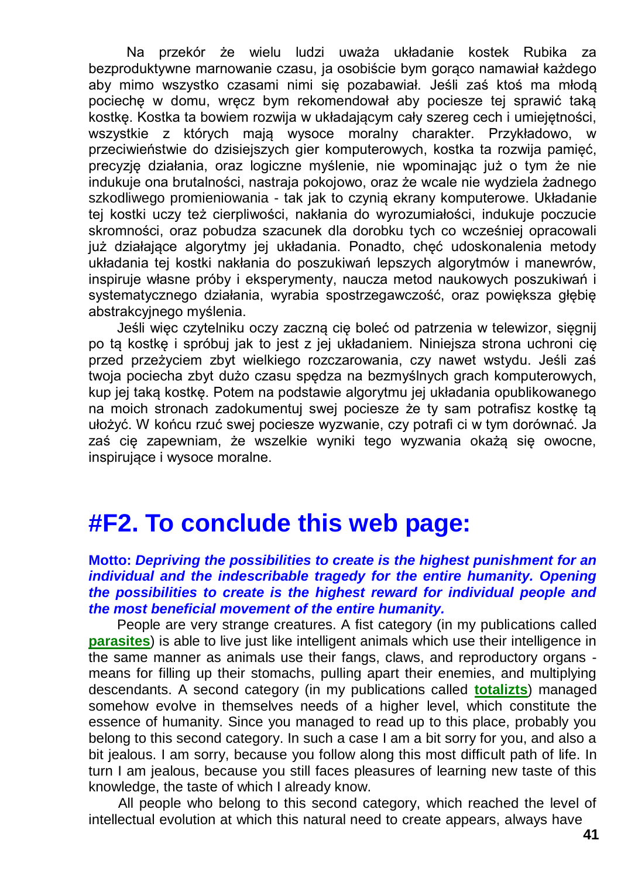Na przekór że wielu ludzi uważa układanie kostek Rubika za bezproduktywne marnowanie czasu, ja osobiście bym gorąco namawiał każdego aby mimo wszystko czasami nimi się pozabawiał. Jeśli zaś ktoś ma młodą pociechę w domu, wręcz bym rekomendował aby pociesze tej sprawić taką kostkę. Kostka ta bowiem rozwija w układającym cały szereg cech i umiejętności, wszystkie z których mają wysoce moralny charakter. Przykładowo, w przeciwieństwie do dzisiejszych gier komputerowych, kostka ta rozwija pamięć, precyzję działania, oraz logiczne myślenie, nie wpominając już o tym że nie indukuje ona brutalności, nastraja pokojowo, oraz że wcale nie wydziela żadnego szkodliwego promieniowania - tak jak to czynią ekrany komputerowe. Układanie tej kostki uczy też cierpliwości, nakłania do wyrozumiałości, indukuje poczucie skromności, oraz pobudza szacunek dla dorobku tych co wcześniej opracowali już działające algorytmy jej układania. Ponadto, chęć udoskonalenia metody układania tej kostki nakłania do poszukiwań lepszych algorytmów i manewrów, inspiruje własne próby i eksperymenty, naucza metod naukowych poszukiwań i systematycznego działania, wyrabia spostrzegawczość, oraz powiększa głębię abstrakcyjnego myślenia.

Jeśli więc czytelniku oczy zaczną cię boleć od patrzenia w telewizor, sięgnij po tą kostkę i spróbuj jak to jest z jej układaniem. Niniejsza strona uchroni cię przed przeżyciem zbyt wielkiego rozczarowania, czy nawet wstydu. Jeśli zaś twoja pociecha zbyt dużo czasu spędza na bezmyślnych grach komputerowych, kup jej taką kostkę. Potem na podstawie algorytmu jej układania opublikowanego na moich stronach zadokumentuj swej pociesze że ty sam potrafisz kostkę tą ułożyć. W końcu rzuć swej pociesze wyzwanie, czy potrafi ci w tym dorównać. Ja zaś cię zapewniam, że wszelkie wyniki tego wyzwania okażą się owocne, inspirujące i wysoce moralne.

# #F2. To conclude this web page:

**Motto:** ***Depriving the possibilities to create is the highest punishment for an individual and the indescribable tragedy for the entire humanity. Opening the possibilities to create is the highest reward for individual people and the most beneficial movement of the entire humanity.***

People are very strange creatures. A fist category (in my publications called **parasites**) is able to live just like intelligent animals which use their intelligence in the same manner as animals use their fangs, claws, and reproductory organs - means for filling up their stomachs, pulling apart their enemies, and multiplying descendants. A second category (in my publications called **totalizts**) managed somehow evolve in themselves needs of a higher level, which constitute the essence of humanity. Since you managed to read up to this place, probably you belong to this second category. In such a case I am a bit sorry for you, and also a bit jealous. I am sorry, because you follow along this most difficult path of life. In turn I am jealous, because you still faces pleasures of learning new taste of this knowledge, the taste of which I already know.

All people who belong to this second category, which reached the level of intellectual evolution at which this natural need to create appears, always have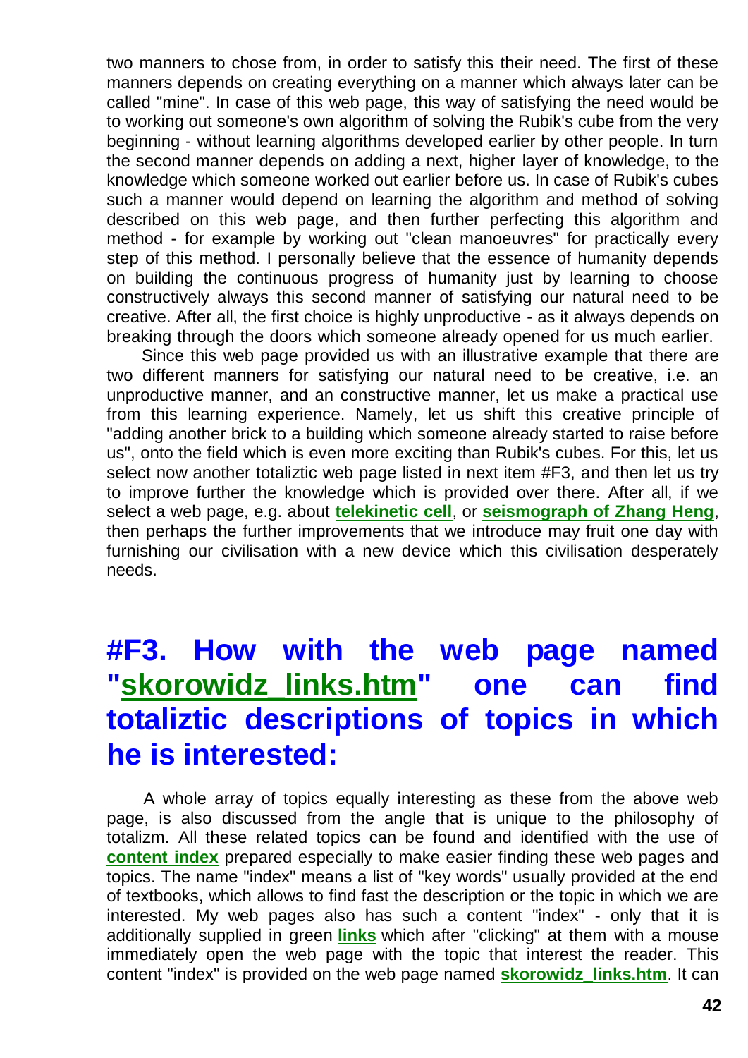two manners to chose from, in order to satisfy this their need. The first of these manners depends on creating everything on a manner which always later can be called "mine". In case of this web page, this way of satisfying the need would be to working out someone's own algorithm of solving the Rubik's cube from the very beginning - without learning algorithms developed earlier by other people. In turn the second manner depends on adding a next, higher layer of knowledge, to the knowledge which someone worked out earlier before us. In case of Rubik's cubes such a manner would depend on learning the algorithm and method of solving described on this web page, and then further perfecting this algorithm and method - for example by working out "clean manoeuvres" for practically every step of this method. I personally believe that the essence of humanity depends on building the continuous progress of humanity just by learning to choose constructively always this second manner of satisfying our natural need to be creative. After all, the first choice is highly unproductive - as it always depends on breaking through the doors which someone already opened for us much earlier.

Since this web page provided us with an illustrative example that there are two different manners for satisfying our natural need to be creative, i.e. an unproductive manner, and an constructive manner, let us make a practical use from this learning experience. Namely, let us shift this creative principle of "adding another brick to a building which someone already started to raise before us", onto the field which is even more exciting than Rubik's cubes. For this, let us select now another totaliztic web page listed in next item #F3, and then let us try to improve further the knowledge which is provided over there. After all, if we select a web page, e.g. about **telekinetic cell**, or **seismograph of Zhang Heng**, then perhaps the further improvements that we introduce may fruit one day with furnishing our civilisation with a new device which this civilisation desperately needs.

# #F3. How with the web page named "skorowidz_links.htm" one can find totaliztic descriptions of topics in which he is interested:

A whole array of topics equally interesting as these from the above web page, is also discussed from the angle that is unique to the philosophy of totalizm. All these related topics can be found and identified with the use of **content index** prepared especially to make easier finding these web pages and topics. The name "index" means a list of "key words" usually provided at the end of textbooks, which allows to find fast the description or the topic in which we are interested. My web pages also has such a content "index" - only that it is additionally supplied in green **links** which after "clicking" at them with a mouse immediately open the web page with the topic that interest the reader. This content "index" is provided on the web page named **skorowidz_links.htm**. It can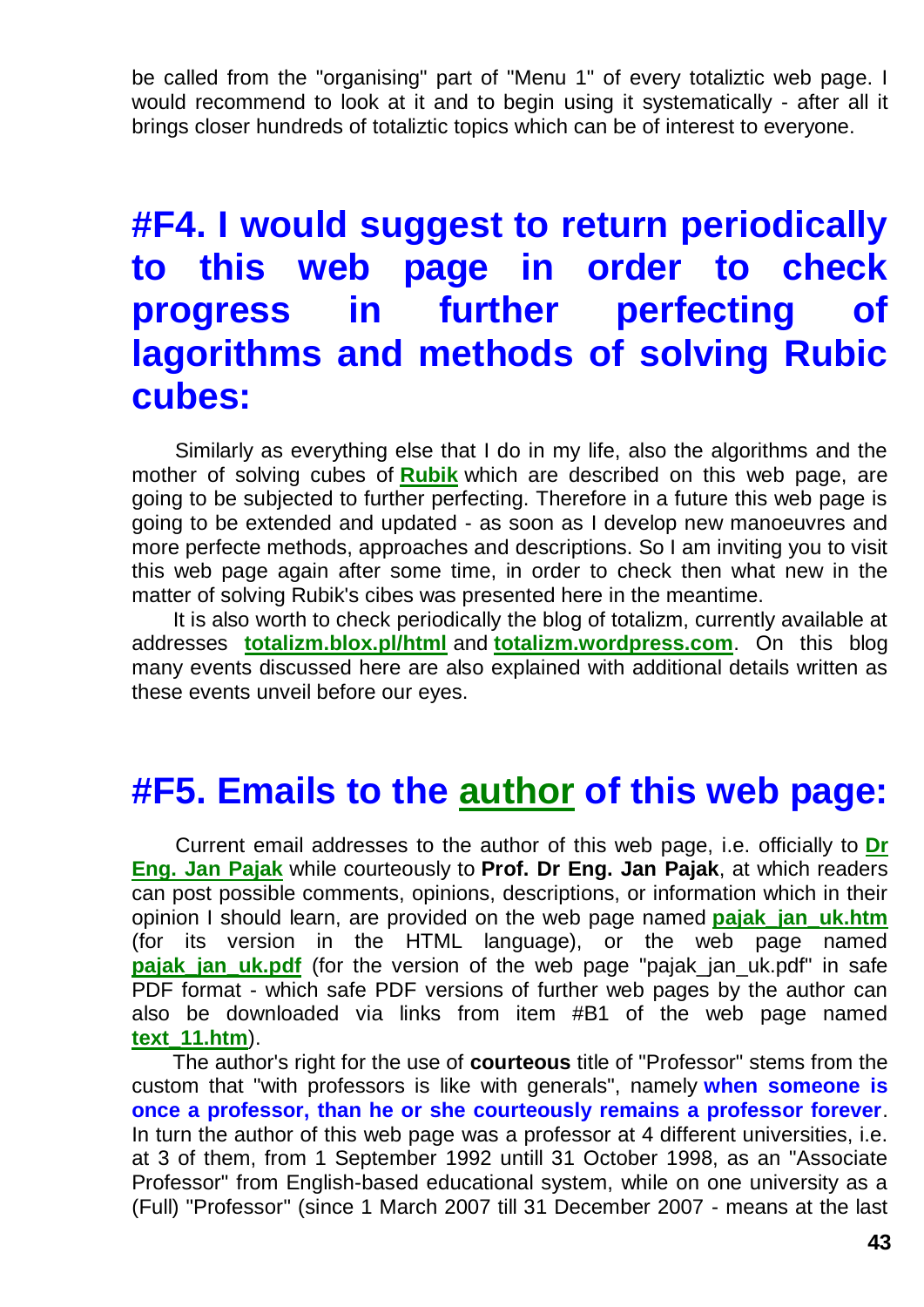be called from the "organising" part of "Menu 1" of every totaliztic web page. I would recommend to look at it and to begin using it systematically - after all it brings closer hundreds of totaliztic topics which can be of interest to everyone.

# #F4. I would suggest to return periodically to this web page in order to check progress in further perfecting of lagorithms and methods of solving Rubic cubes:

Similarly as everything else that I do in my life, also the algorithms and the mother of solving cubes of **Rubik** which are described on this web page, are going to be subjected to further perfecting. Therefore in a future this web page is going to be extended and updated - as soon as I develop new manoeuvres and more perfecte methods, approaches and descriptions. So I am inviting you to visit this web page again after some time, in order to check then what new in the matter of solving Rubik's cibes was presented here in the meantime.

It is also worth to check periodically the blog of totalizm, currently available at addresses **totalizm.blox.pl/html** and **totalizm.wordpress.com**. On this blog many events discussed here are also explained with additional details written as these events unveil before our eyes.

# #F5. Emails to the author of this web page:

Current email addresses to the author of this web page, i.e. officially to **Dr Eng. Jan Pajak** while courteously to **Prof. Dr Eng. Jan Pajak**, at which readers can post possible comments, opinions, descriptions, or information which in their opinion I should learn, are provided on the web page named **pajak_jan_uk.htm** (for its version in the HTML language), or the web page named **pajak_jan_uk.pdf** (for the version of the web page "pajak_jan_uk.pdf" in safe PDF format - which safe PDF versions of further web pages by the author can also be downloaded via links from item #B1 of the web page named **text_11.htm**).

The author's right for the use of **courteous** title of "Professor" stems from the custom that "with professors is like with generals", namely **when someone is once a professor, than he or she courteously remains a professor forever**. In turn the author of this web page was a professor at 4 different universities, i.e. at 3 of them, from 1 September 1992 untill 31 October 1998, as an "Associate Professor" from English-based educational system, while on one university as a (Full) "Professor" (since 1 March 2007 till 31 December 2007 - means at the last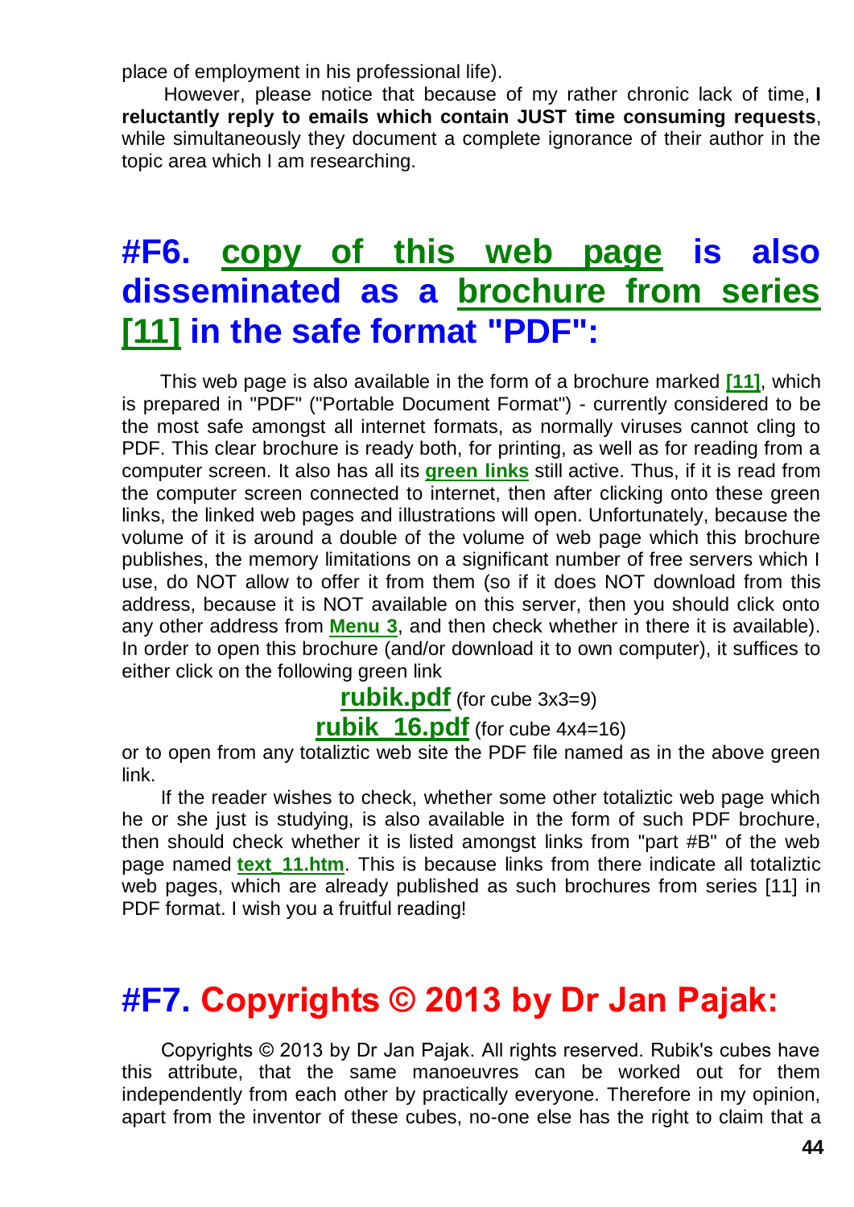place of employment in his professional life).

However, please notice that because of my rather chronic lack of time, **I reluctantly reply to emails which contain JUST time consuming requests**, while simultaneously they document a complete ignorance of their author in the topic area which I am researching.

## #F6. copy of this web page is also disseminated as a brochure from series [11] in the safe format "PDF":

This web page is also available in the form of a brochure marked **[11]**, which is prepared in "PDF" ("Portable Document Format") - currently considered to be the most safe amongst all internet formats, as normally viruses cannot cling to PDF. This clear brochure is ready both, for printing, as well as for reading from a computer screen. It also has all its **green links** still active. Thus, if it is read from the computer screen connected to internet, then after clicking onto these green links, the linked web pages and illustrations will open. Unfortunately, because the volume of it is around a double of the volume of web page which this brochure publishes, the memory limitations on a significant number of free servers which I use, do NOT allow to offer it from them (so if it does NOT download from this address, because it is NOT available on this server, then you should click onto any other address from **Menu 3**, and then check whether in there it is available). In order to open this brochure (and/or download it to own computer), it suffices to either click on the following green link

**rubik.pdf** (for cube 3x3=9)

**rubik_16.pdf** (for cube 4x4=16)

or to open from any totaliztic web site the PDF file named as in the above green link.

If the reader wishes to check, whether some other totaliztic web page which he or she just is studying, is also available in the form of such PDF brochure, then should check whether it is listed amongst links from "part #B" of the web page named **text_11.htm**. This is because links from there indicate all totaliztic web pages, which are already published as such brochures from series [11] in PDF format. I wish you a fruitful reading!

## #F7. Copyrights © 2013 by Dr Jan Pajak:

Copyrights © 2013 by Dr Jan Pajak. All rights reserved. Rubik's cubes have this attribute, that the same manoeuvres can be worked out for them independently from each other by practically everyone. Therefore in my opinion, apart from the inventor of these cubes, no-one else has the right to claim that a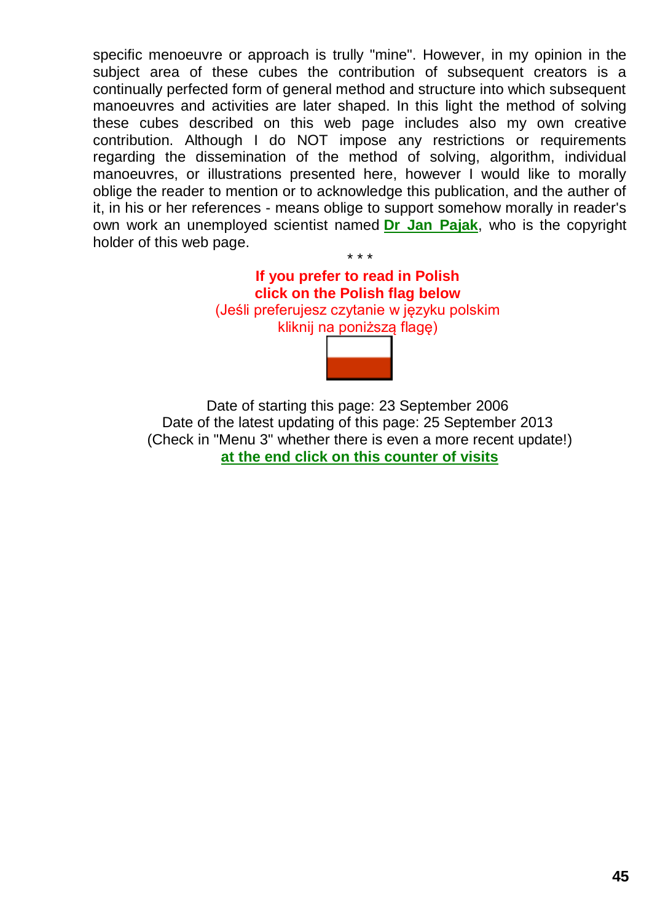specific menoeuvre or approach is trully "mine". However, in my opinion in the subject area of these cubes the contribution of subsequent creators is a continually perfected form of general method and structure into which subsequent manoeuvres and activities are later shaped. In this light the method of solving these cubes described on this web page includes also my own creative contribution. Although I do NOT impose any restrictions or requirements regarding the dissemination of the method of solving, algorithm, individual manoeuvres, or illustrations presented here, however I would like to morally oblige the reader to mention or to acknowledge this publication, and the auther of it, in his or her references - means oblige to support somehow morally in reader's own work an unemployed scientist named **Dr Jan Pajak**, who is the copyright holder of this web page.

\* \* \*

**If you prefer to read in Polish**
**click on the Polish flag below**
(Jeśli preferujesz czytanie w języku polskim
kliknij na poniższą flagę)

Date of starting this page: 23 September 2006
Date of the latest updating of this page: 25 September 2013
(Check in "Menu 3" whether there is even a more recent update!)
**at the end click on this counter of visits**